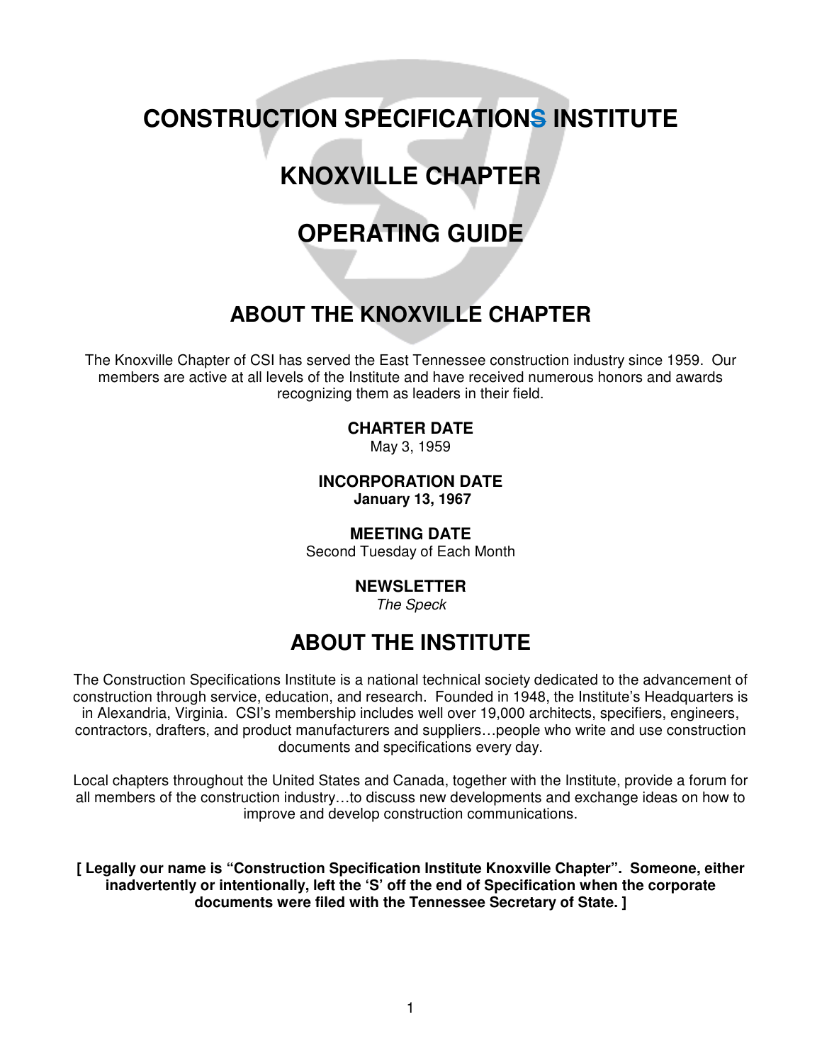# CONSTRUCTION SPECIFICATIONS INSTITUTE

# KNOXVILLE CHAPTER

# OPERATING GUIDE

## ABOUT THE KNOXVILLE CHAPTER

The Knoxville Chapter of CSI has served the East Tennessee construction industry since 1959. Our members are active at all levels of the Institute and have received numerous honors and awards recognizing them as leaders in their field.

**CHARTER DATE**
May 3, 1959

**INCORPORATION DATE**
**January 13, 1967**

**MEETING DATE**
Second Tuesday of Each Month

**NEWSLETTER**
*The Speck*

## ABOUT THE INSTITUTE

The Construction Specifications Institute is a national technical society dedicated to the advancement of construction through service, education, and research. Founded in 1948, the Institute's Headquarters is in Alexandria, Virginia. CSI's membership includes well over 19,000 architects, specifiers, engineers, contractors, drafters, and product manufacturers and suppliers…people who write and use construction documents and specifications every day.

Local chapters throughout the United States and Canada, together with the Institute, provide a forum for all members of the construction industry…to discuss new developments and exchange ideas on how to improve and develop construction communications.

**[ Legally our name is "Construction Specification Institute Knoxville Chapter". Someone, either inadvertently or intentionally, left the 'S' off the end of Specification when the corporate documents were filed with the Tennessee Secretary of State. ]**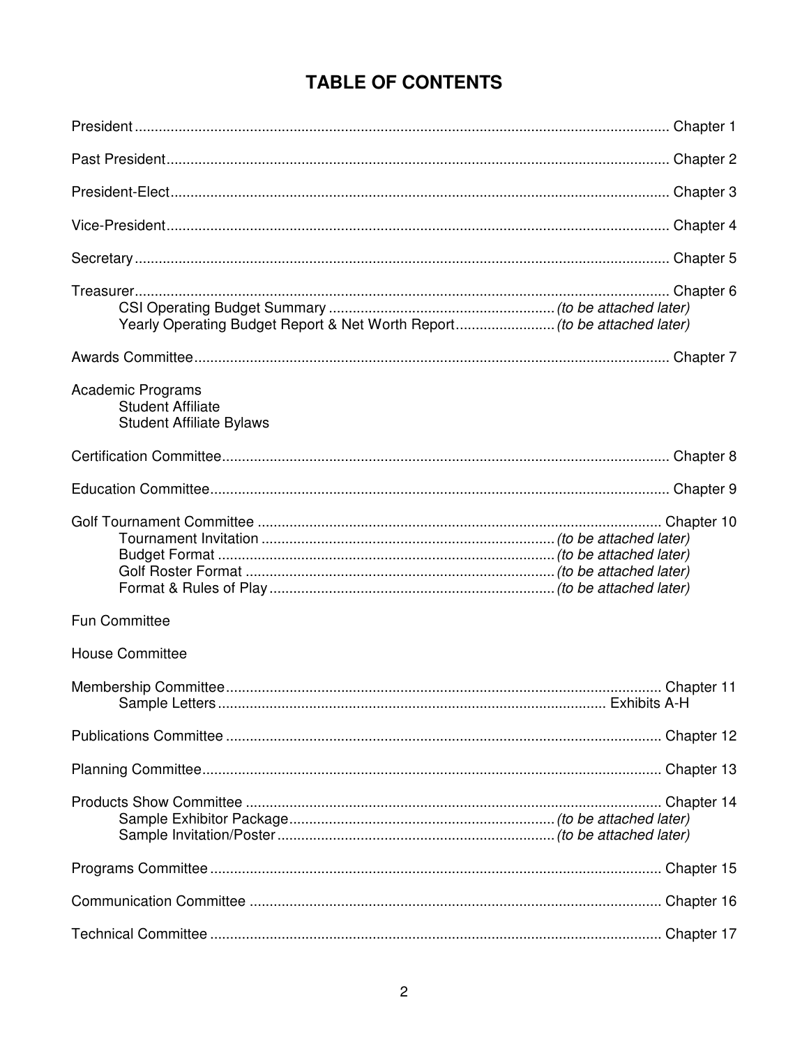# TABLE OF CONTENTS

| | |
|---|---|
| President | Chapter 1 |
| Past President | Chapter 2 |
| President-Elect | Chapter 3 |
| Vice-President | Chapter 4 |
| Secretary | Chapter 5 |
| Treasurer | Chapter 6 |
| &nbsp;&nbsp;&nbsp;&nbsp;CSI Operating Budget Summary | *(to be attached later)* |
| &nbsp;&nbsp;&nbsp;&nbsp;Yearly Operating Budget Report & Net Worth Report | *(to be attached later)* |
| Awards Committee | Chapter 7 |
| Academic Programs | |
| &nbsp;&nbsp;&nbsp;&nbsp;Student Affiliate | |
| &nbsp;&nbsp;&nbsp;&nbsp;Student Affiliate Bylaws | |
| Certification Committee | Chapter 8 |
| Education Committee | Chapter 9 |
| Golf Tournament Committee | Chapter 10 |
| &nbsp;&nbsp;&nbsp;&nbsp;Tournament Invitation | *(to be attached later)* |
| &nbsp;&nbsp;&nbsp;&nbsp;Budget Format | *(to be attached later)* |
| &nbsp;&nbsp;&nbsp;&nbsp;Golf Roster Format | *(to be attached later)* |
| &nbsp;&nbsp;&nbsp;&nbsp;Format & Rules of Play | *(to be attached later)* |
| Fun Committee | |
| House Committee | |
| Membership Committee | Chapter 11 |
| &nbsp;&nbsp;&nbsp;&nbsp;Sample Letters | Exhibits A-H |
| Publications Committee | Chapter 12 |
| Planning Committee | Chapter 13 |
| Products Show Committee | Chapter 14 |
| &nbsp;&nbsp;&nbsp;&nbsp;Sample Exhibitor Package | *(to be attached later)* |
| &nbsp;&nbsp;&nbsp;&nbsp;Sample Invitation/Poster | *(to be attached later)* |
| Programs Committee | Chapter 15 |
| Communication Committee | Chapter 16 |
| Technical Committee | Chapter 17 |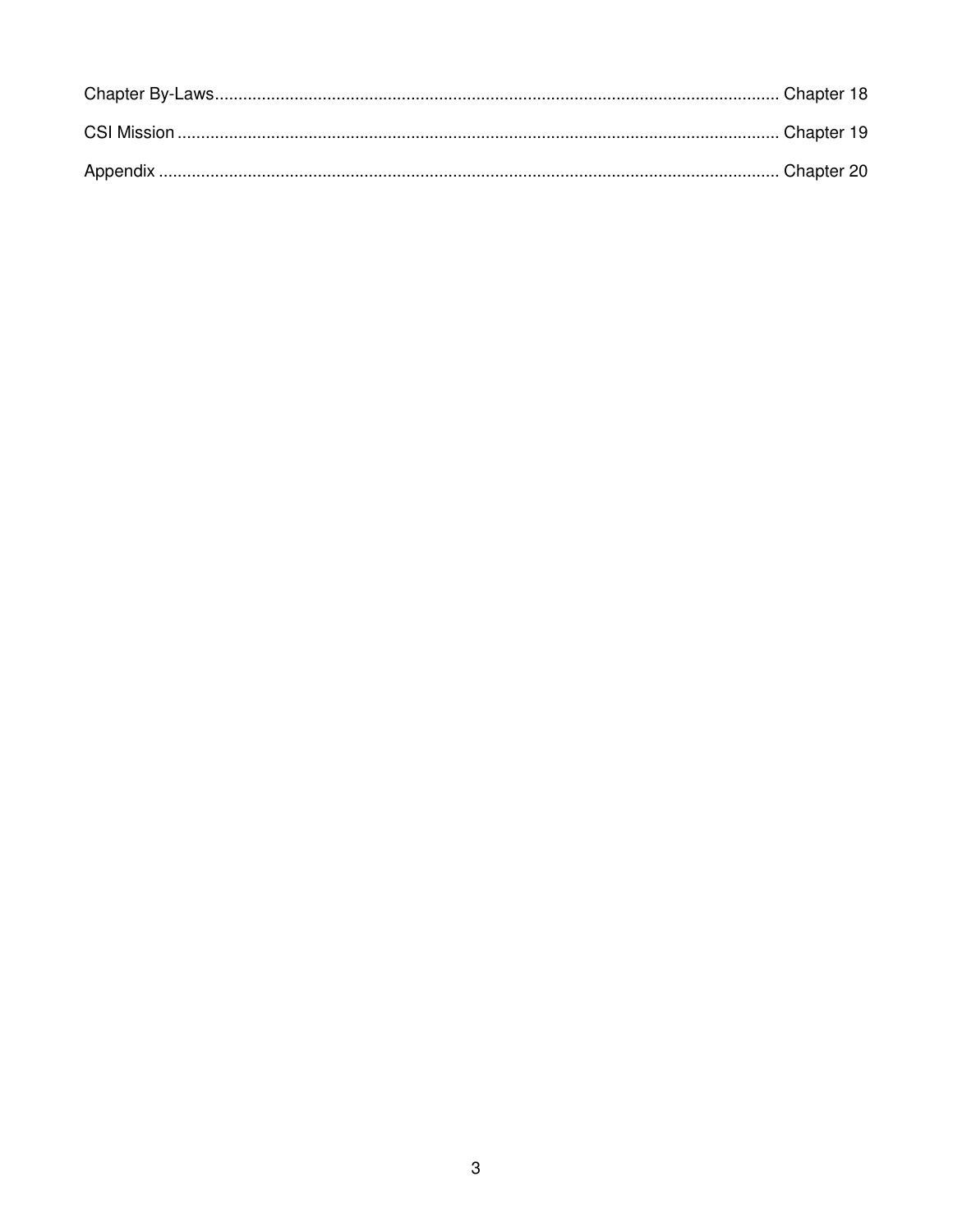Chapter By-Laws........................................................................................................................ Chapter 18

CSI Mission ................................................................................................................................ Chapter 19

Appendix .................................................................................................................................... Chapter 20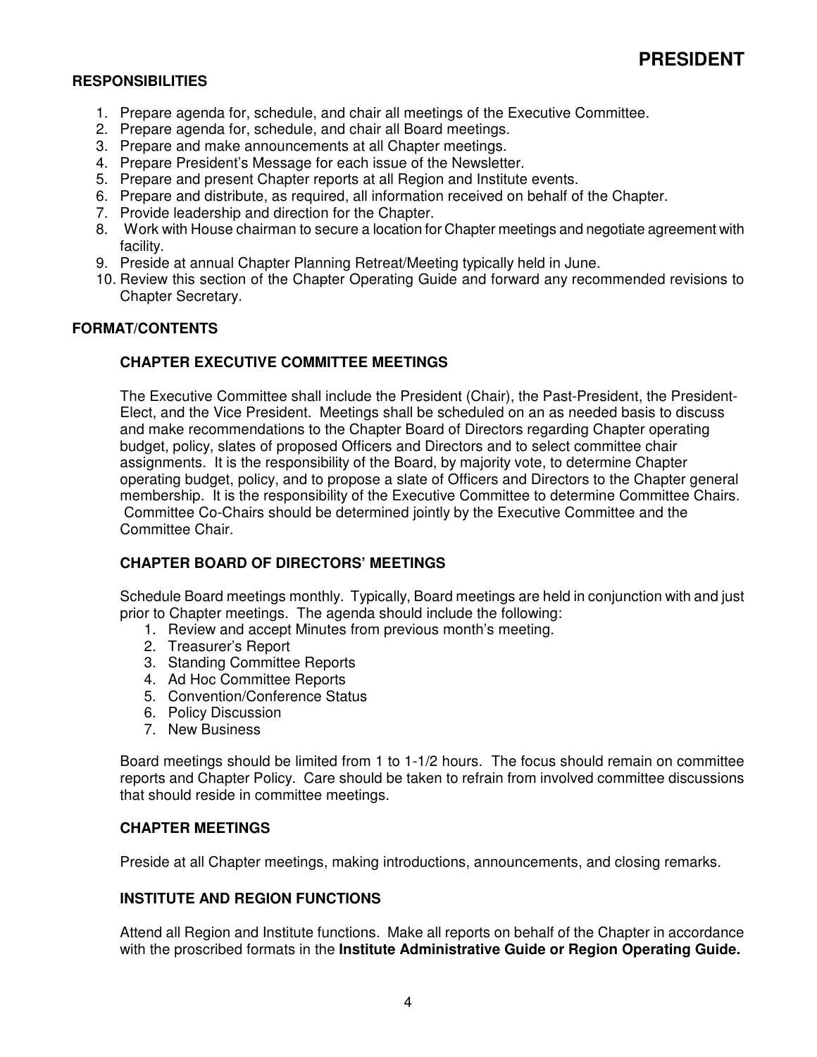# PRESIDENT

## RESPONSIBILITIES

1. Prepare agenda for, schedule, and chair all meetings of the Executive Committee.
2. Prepare agenda for, schedule, and chair all Board meetings.
3. Prepare and make announcements at all Chapter meetings.
4. Prepare President's Message for each issue of the Newsletter.
5. Prepare and present Chapter reports at all Region and Institute events.
6. Prepare and distribute, as required, all information received on behalf of the Chapter.
7. Provide leadership and direction for the Chapter.
8. Work with House chairman to secure a location for Chapter meetings and negotiate agreement with facility.
9. Preside at annual Chapter Planning Retreat/Meeting typically held in June.
10. Review this section of the Chapter Operating Guide and forward any recommended revisions to Chapter Secretary.

## FORMAT/CONTENTS

### CHAPTER EXECUTIVE COMMITTEE MEETINGS

The Executive Committee shall include the President (Chair), the Past-President, the President-Elect, and the Vice President. Meetings shall be scheduled on an as needed basis to discuss and make recommendations to the Chapter Board of Directors regarding Chapter operating budget, policy, slates of proposed Officers and Directors and to select committee chair assignments. It is the responsibility of the Board, by majority vote, to determine Chapter operating budget, policy, and to propose a slate of Officers and Directors to the Chapter general membership. It is the responsibility of the Executive Committee to determine Committee Chairs. Committee Co-Chairs should be determined jointly by the Executive Committee and the Committee Chair.

### CHAPTER BOARD OF DIRECTORS' MEETINGS

Schedule Board meetings monthly. Typically, Board meetings are held in conjunction with and just prior to Chapter meetings. The agenda should include the following:

1. Review and accept Minutes from previous month's meeting.
2. Treasurer's Report
3. Standing Committee Reports
4. Ad Hoc Committee Reports
5. Convention/Conference Status
6. Policy Discussion
7. New Business

Board meetings should be limited from 1 to 1-1/2 hours. The focus should remain on committee reports and Chapter Policy. Care should be taken to refrain from involved committee discussions that should reside in committee meetings.

### CHAPTER MEETINGS

Preside at all Chapter meetings, making introductions, announcements, and closing remarks.

### INSTITUTE AND REGION FUNCTIONS

Attend all Region and Institute functions. Make all reports on behalf of the Chapter in accordance with the proscribed formats in the **Institute Administrative Guide or Region Operating Guide.**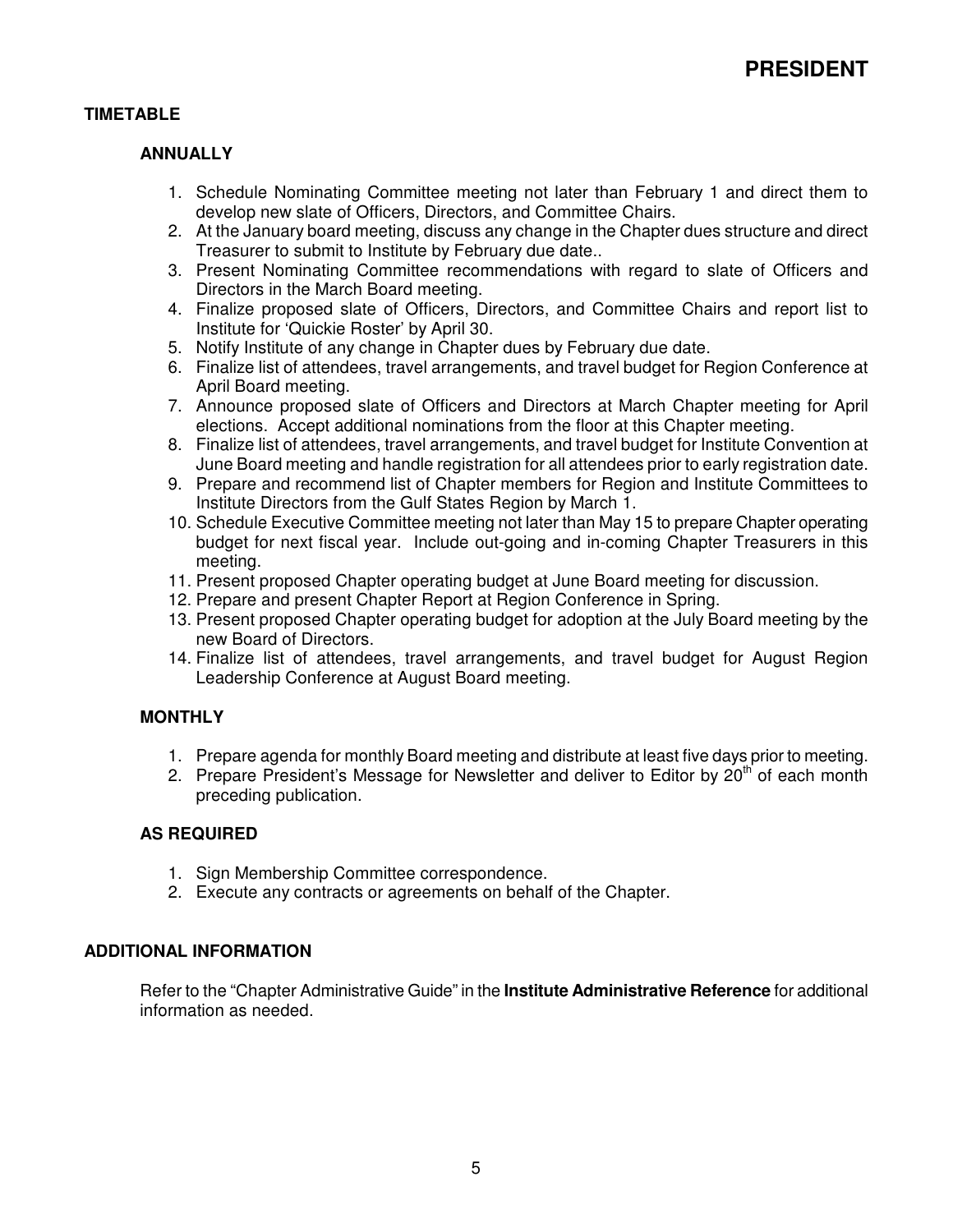# PRESIDENT

## TIMETABLE

### ANNUALLY

1. Schedule Nominating Committee meeting not later than February 1 and direct them to develop new slate of Officers, Directors, and Committee Chairs.
2. At the January board meeting, discuss any change in the Chapter dues structure and direct Treasurer to submit to Institute by February due date..
3. Present Nominating Committee recommendations with regard to slate of Officers and Directors in the March Board meeting.
4. Finalize proposed slate of Officers, Directors, and Committee Chairs and report list to Institute for 'Quickie Roster' by April 30.
5. Notify Institute of any change in Chapter dues by February due date.
6. Finalize list of attendees, travel arrangements, and travel budget for Region Conference at April Board meeting.
7. Announce proposed slate of Officers and Directors at March Chapter meeting for April elections. Accept additional nominations from the floor at this Chapter meeting.
8. Finalize list of attendees, travel arrangements, and travel budget for Institute Convention at June Board meeting and handle registration for all attendees prior to early registration date.
9. Prepare and recommend list of Chapter members for Region and Institute Committees to Institute Directors from the Gulf States Region by March 1.
10. Schedule Executive Committee meeting not later than May 15 to prepare Chapter operating budget for next fiscal year. Include out-going and in-coming Chapter Treasurers in this meeting.
11. Present proposed Chapter operating budget at June Board meeting for discussion.
12. Prepare and present Chapter Report at Region Conference in Spring.
13. Present proposed Chapter operating budget for adoption at the July Board meeting by the new Board of Directors.
14. Finalize list of attendees, travel arrangements, and travel budget for August Region Leadership Conference at August Board meeting.

### MONTHLY

1. Prepare agenda for monthly Board meeting and distribute at least five days prior to meeting.
2. Prepare President's Message for Newsletter and deliver to Editor by 20th of each month preceding publication.

### AS REQUIRED

1. Sign Membership Committee correspondence.
2. Execute any contracts or agreements on behalf of the Chapter.

## ADDITIONAL INFORMATION

Refer to the "Chapter Administrative Guide" in the **Institute Administrative Reference** for additional information as needed.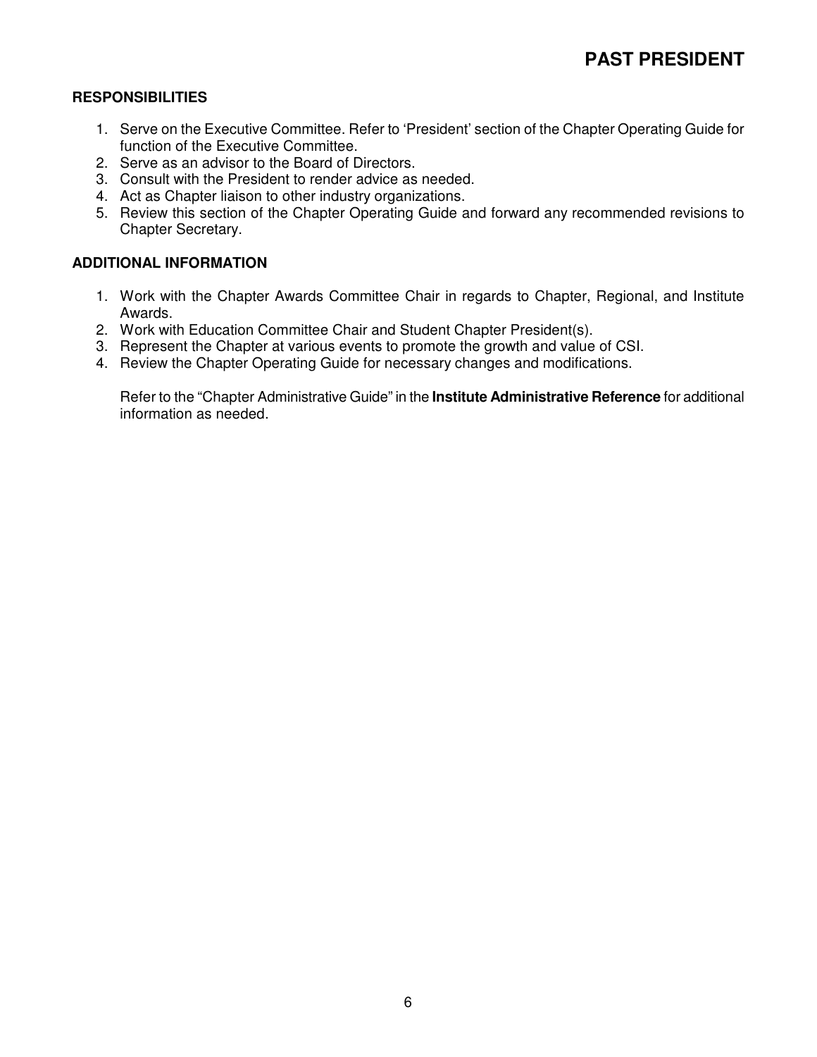# PAST PRESIDENT

**RESPONSIBILITIES**

1. Serve on the Executive Committee. Refer to 'President' section of the Chapter Operating Guide for function of the Executive Committee.
2. Serve as an advisor to the Board of Directors.
3. Consult with the President to render advice as needed.
4. Act as Chapter liaison to other industry organizations.
5. Review this section of the Chapter Operating Guide and forward any recommended revisions to Chapter Secretary.

**ADDITIONAL INFORMATION**

1. Work with the Chapter Awards Committee Chair in regards to Chapter, Regional, and Institute Awards.
2. Work with Education Committee Chair and Student Chapter President(s).
3. Represent the Chapter at various events to promote the growth and value of CSI.
4. Review the Chapter Operating Guide for necessary changes and modifications.

   Refer to the "Chapter Administrative Guide" in the **Institute Administrative Reference** for additional information as needed.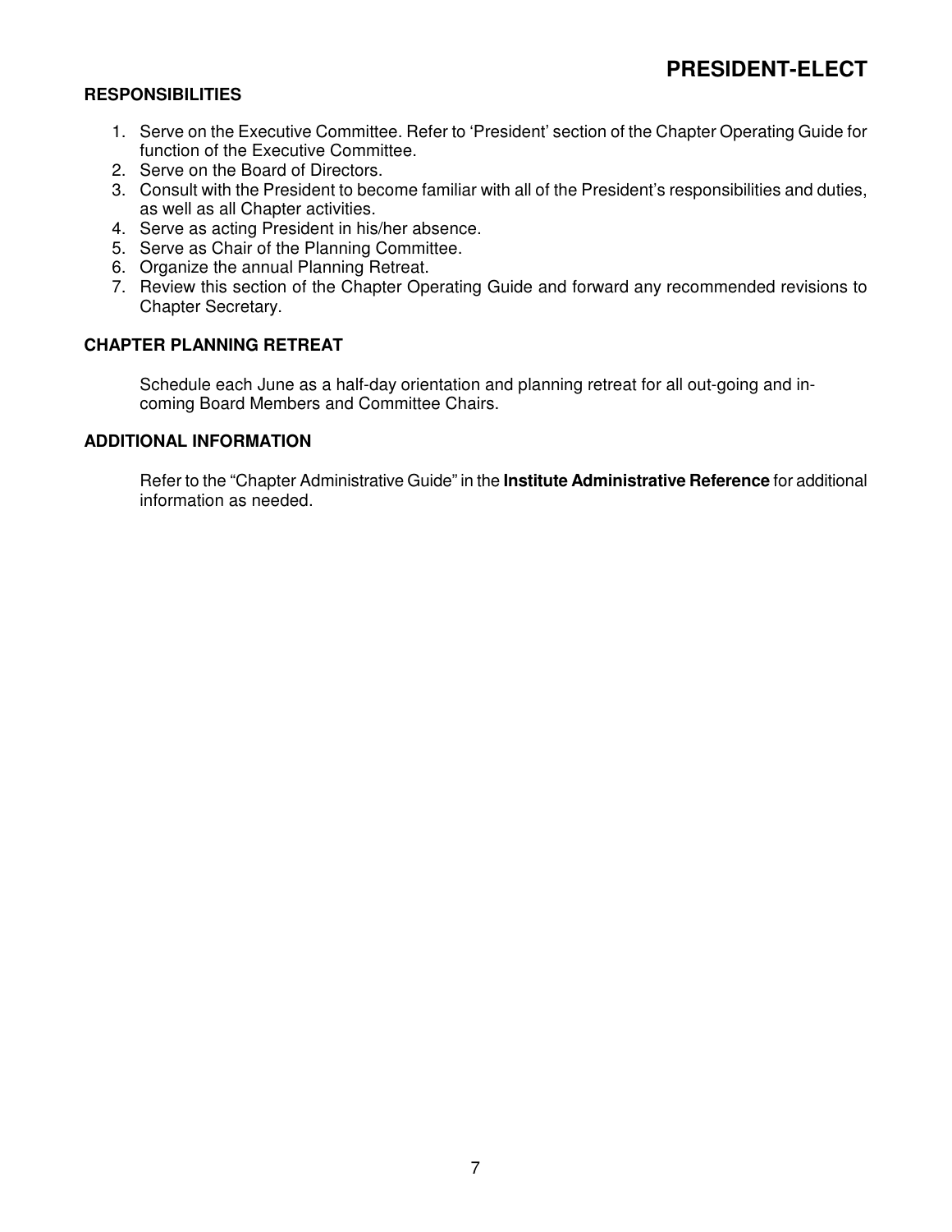# PRESIDENT-ELECT

## RESPONSIBILITIES

1. Serve on the Executive Committee. Refer to 'President' section of the Chapter Operating Guide for function of the Executive Committee.
2. Serve on the Board of Directors.
3. Consult with the President to become familiar with all of the President's responsibilities and duties, as well as all Chapter activities.
4. Serve as acting President in his/her absence.
5. Serve as Chair of the Planning Committee.
6. Organize the annual Planning Retreat.
7. Review this section of the Chapter Operating Guide and forward any recommended revisions to Chapter Secretary.

## CHAPTER PLANNING RETREAT

Schedule each June as a half-day orientation and planning retreat for all out-going and in-coming Board Members and Committee Chairs.

## ADDITIONAL INFORMATION

Refer to the "Chapter Administrative Guide" in the **Institute Administrative Reference** for additional information as needed.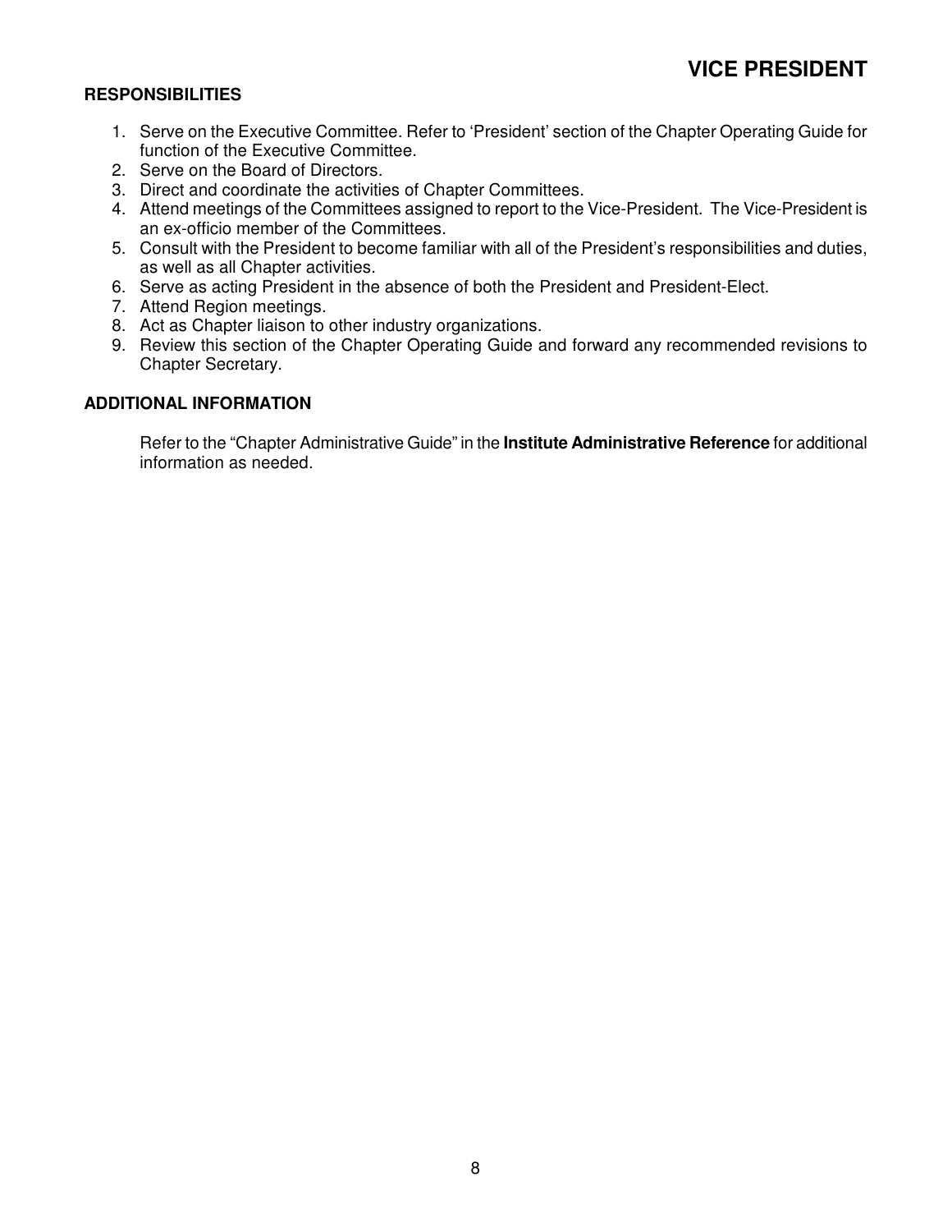# VICE PRESIDENT

## RESPONSIBILITIES

1. Serve on the Executive Committee. Refer to 'President' section of the Chapter Operating Guide for function of the Executive Committee.
2. Serve on the Board of Directors.
3. Direct and coordinate the activities of Chapter Committees.
4. Attend meetings of the Committees assigned to report to the Vice-President. The Vice-President is an ex-officio member of the Committees.
5. Consult with the President to become familiar with all of the President's responsibilities and duties, as well as all Chapter activities.
6. Serve as acting President in the absence of both the President and President-Elect.
7. Attend Region meetings.
8. Act as Chapter liaison to other industry organizations.
9. Review this section of the Chapter Operating Guide and forward any recommended revisions to Chapter Secretary.

## ADDITIONAL INFORMATION

Refer to the "Chapter Administrative Guide" in the **Institute Administrative Reference** for additional information as needed.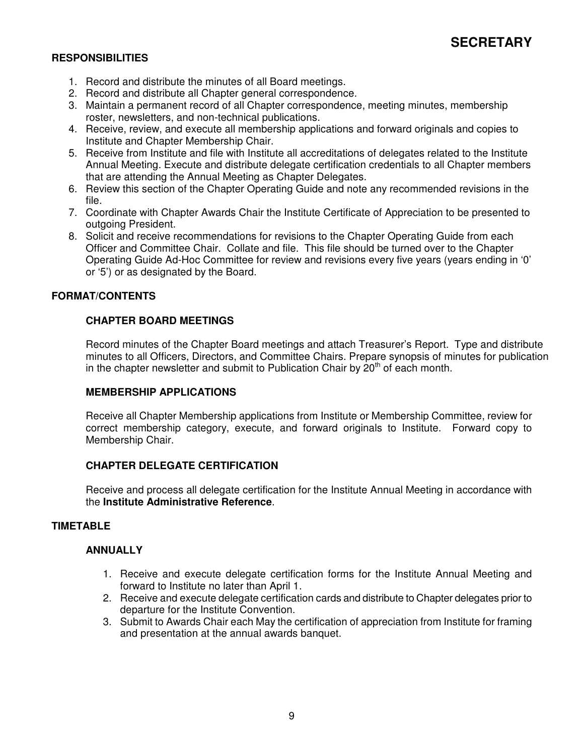# SECRETARY

## RESPONSIBILITIES

1. Record and distribute the minutes of all Board meetings.
2. Record and distribute all Chapter general correspondence.
3. Maintain a permanent record of all Chapter correspondence, meeting minutes, membership roster, newsletters, and non-technical publications.
4. Receive, review, and execute all membership applications and forward originals and copies to Institute and Chapter Membership Chair.
5. Receive from Institute and file with Institute all accreditations of delegates related to the Institute Annual Meeting. Execute and distribute delegate certification credentials to all Chapter members that are attending the Annual Meeting as Chapter Delegates.
6. Review this section of the Chapter Operating Guide and note any recommended revisions in the file.
7. Coordinate with Chapter Awards Chair the Institute Certificate of Appreciation to be presented to outgoing President.
8. Solicit and receive recommendations for revisions to the Chapter Operating Guide from each Officer and Committee Chair. Collate and file. This file should be turned over to the Chapter Operating Guide Ad-Hoc Committee for review and revisions every five years (years ending in '0' or '5') or as designated by the Board.

## FORMAT/CONTENTS

### CHAPTER BOARD MEETINGS

Record minutes of the Chapter Board meetings and attach Treasurer's Report. Type and distribute minutes to all Officers, Directors, and Committee Chairs. Prepare synopsis of minutes for publication in the chapter newsletter and submit to Publication Chair by 20th of each month.

### MEMBERSHIP APPLICATIONS

Receive all Chapter Membership applications from Institute or Membership Committee, review for correct membership category, execute, and forward originals to Institute. Forward copy to Membership Chair.

### CHAPTER DELEGATE CERTIFICATION

Receive and process all delegate certification for the Institute Annual Meeting in accordance with the **Institute Administrative Reference**.

## TIMETABLE

### ANNUALLY

1. Receive and execute delegate certification forms for the Institute Annual Meeting and forward to Institute no later than April 1.
2. Receive and execute delegate certification cards and distribute to Chapter delegates prior to departure for the Institute Convention.
3. Submit to Awards Chair each May the certification of appreciation from Institute for framing and presentation at the annual awards banquet.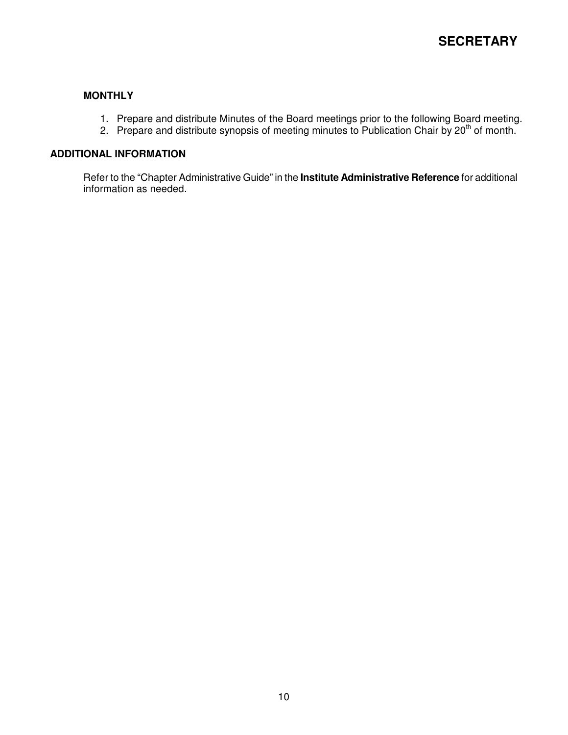**MONTHLY**

1. Prepare and distribute Minutes of the Board meetings prior to the following Board meeting.
2. Prepare and distribute synopsis of meeting minutes to Publication Chair by 20th of month.

**ADDITIONAL INFORMATION**

Refer to the “Chapter Administrative Guide” in the **Institute Administrative Reference** for additional information as needed.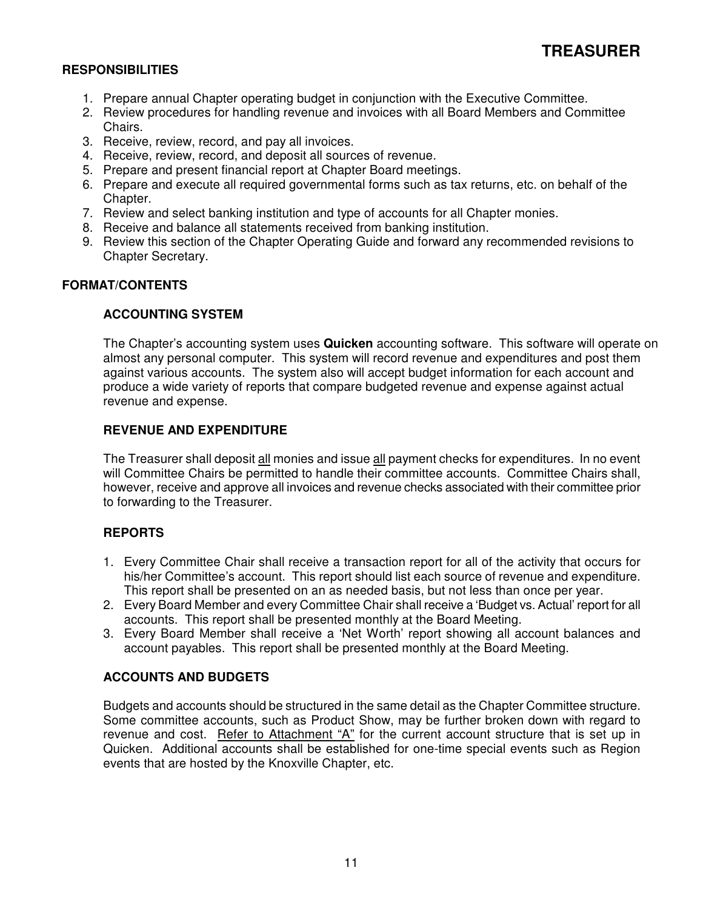# TREASURER

## RESPONSIBILITIES

1. Prepare annual Chapter operating budget in conjunction with the Executive Committee.
2. Review procedures for handling revenue and invoices with all Board Members and Committee Chairs.
3. Receive, review, record, and pay all invoices.
4. Receive, review, record, and deposit all sources of revenue.
5. Prepare and present financial report at Chapter Board meetings.
6. Prepare and execute all required governmental forms such as tax returns, etc. on behalf of the Chapter.
7. Review and select banking institution and type of accounts for all Chapter monies.
8. Receive and balance all statements received from banking institution.
9. Review this section of the Chapter Operating Guide and forward any recommended revisions to Chapter Secretary.

## FORMAT/CONTENTS

### ACCOUNTING SYSTEM

The Chapter's accounting system uses **Quicken** accounting software. This software will operate on almost any personal computer. This system will record revenue and expenditures and post them against various accounts. The system also will accept budget information for each account and produce a wide variety of reports that compare budgeted revenue and expense against actual revenue and expense.

### REVENUE AND EXPENDITURE

The Treasurer shall deposit all monies and issue all payment checks for expenditures. In no event will Committee Chairs be permitted to handle their committee accounts. Committee Chairs shall, however, receive and approve all invoices and revenue checks associated with their committee prior to forwarding to the Treasurer.

### REPORTS

1. Every Committee Chair shall receive a transaction report for all of the activity that occurs for his/her Committee's account. This report should list each source of revenue and expenditure. This report shall be presented on an as needed basis, but not less than once per year.
2. Every Board Member and every Committee Chair shall receive a 'Budget vs. Actual' report for all accounts. This report shall be presented monthly at the Board Meeting.
3. Every Board Member shall receive a 'Net Worth' report showing all account balances and account payables. This report shall be presented monthly at the Board Meeting.

### ACCOUNTS AND BUDGETS

Budgets and accounts should be structured in the same detail as the Chapter Committee structure. Some committee accounts, such as Product Show, may be further broken down with regard to revenue and cost. Refer to Attachment "A" for the current account structure that is set up in Quicken. Additional accounts shall be established for one-time special events such as Region events that are hosted by the Knoxville Chapter, etc.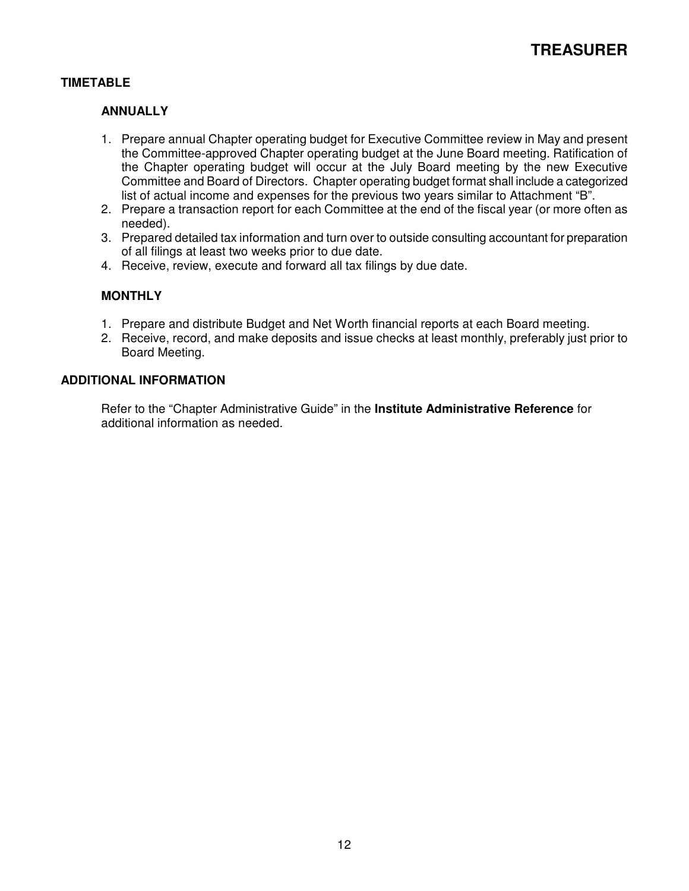# TREASURER

## TIMETABLE

### ANNUALLY

1. Prepare annual Chapter operating budget for Executive Committee review in May and present the Committee-approved Chapter operating budget at the June Board meeting. Ratification of the Chapter operating budget will occur at the July Board meeting by the new Executive Committee and Board of Directors. Chapter operating budget format shall include a categorized list of actual income and expenses for the previous two years similar to Attachment "B".
2. Prepare a transaction report for each Committee at the end of the fiscal year (or more often as needed).
3. Prepared detailed tax information and turn over to outside consulting accountant for preparation of all filings at least two weeks prior to due date.
4. Receive, review, execute and forward all tax filings by due date.

### MONTHLY

1. Prepare and distribute Budget and Net Worth financial reports at each Board meeting.
2. Receive, record, and make deposits and issue checks at least monthly, preferably just prior to Board Meeting.

## ADDITIONAL INFORMATION

Refer to the "Chapter Administrative Guide" in the **Institute Administrative Reference** for additional information as needed.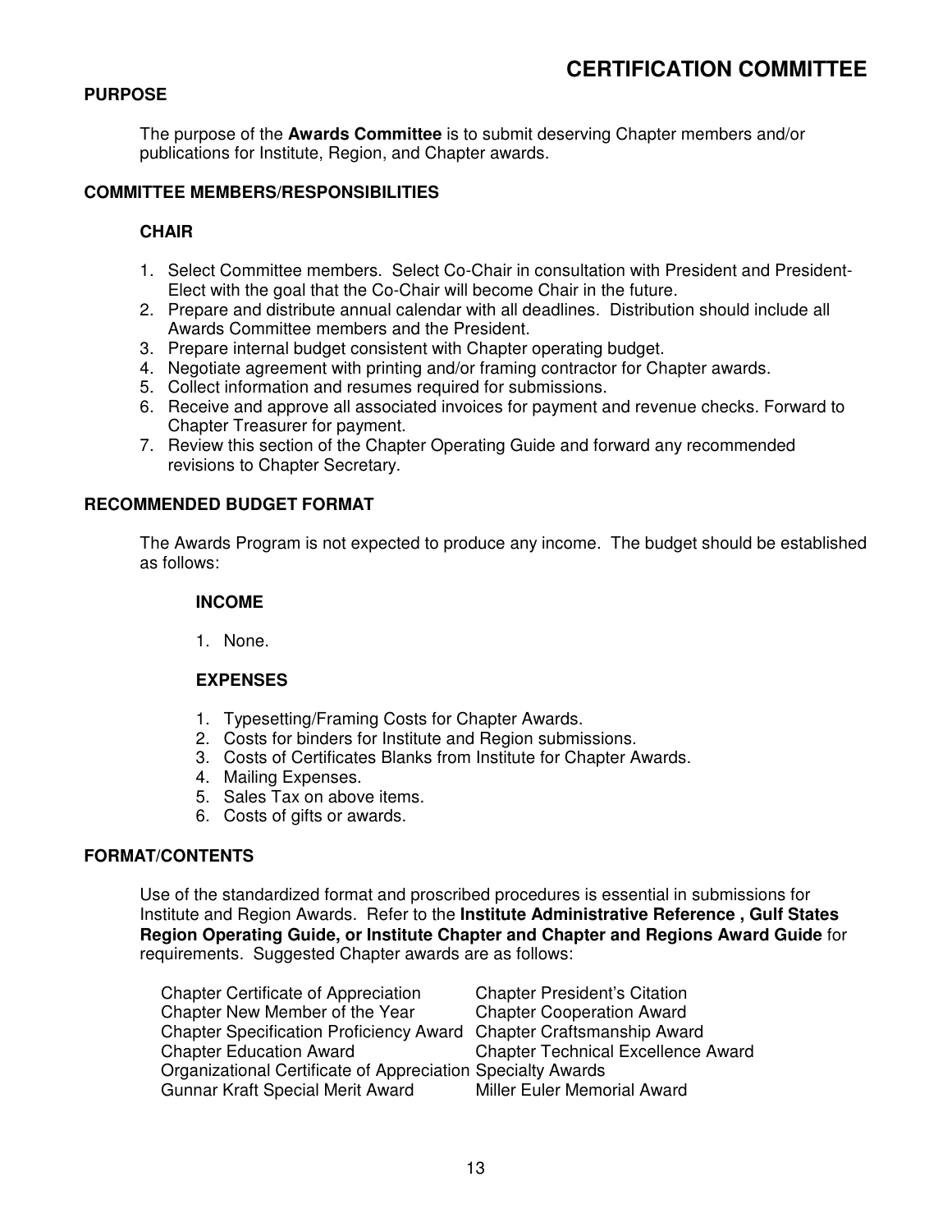# CERTIFICATION COMMITTEE

## PURPOSE

The purpose of the **Awards Committee** is to submit deserving Chapter members and/or publications for Institute, Region, and Chapter awards.

## COMMITTEE MEMBERS/RESPONSIBILITIES

### CHAIR

1. Select Committee members. Select Co-Chair in consultation with President and President-Elect with the goal that the Co-Chair will become Chair in the future.
2. Prepare and distribute annual calendar with all deadlines. Distribution should include all Awards Committee members and the President.
3. Prepare internal budget consistent with Chapter operating budget.
4. Negotiate agreement with printing and/or framing contractor for Chapter awards.
5. Collect information and resumes required for submissions.
6. Receive and approve all associated invoices for payment and revenue checks. Forward to Chapter Treasurer for payment.
7. Review this section of the Chapter Operating Guide and forward any recommended revisions to Chapter Secretary.

## RECOMMENDED BUDGET FORMAT

The Awards Program is not expected to produce any income. The budget should be established as follows:

### INCOME

1. None.

### EXPENSES

1. Typesetting/Framing Costs for Chapter Awards.
2. Costs for binders for Institute and Region submissions.
3. Costs of Certificates Blanks from Institute for Chapter Awards.
4. Mailing Expenses.
5. Sales Tax on above items.
6. Costs of gifts or awards.

## FORMAT/CONTENTS

Use of the standardized format and proscribed procedures is essential in submissions for Institute and Region Awards. Refer to the **Institute Administrative Reference , Gulf States Region Operating Guide, or Institute Chapter and Chapter and Regions Award Guide** for requirements. Suggested Chapter awards are as follows:

| | |
|---|---|
| Chapter Certificate of Appreciation | Chapter President's Citation |
| Chapter New Member of the Year | Chapter Cooperation Award |
| Chapter Specification Proficiency Award | Chapter Craftsmanship Award |
| Chapter Education Award | Chapter Technical Excellence Award |
| Organizational Certificate of Appreciation | Specialty Awards |
| Gunnar Kraft Special Merit Award | Miller Euler Memorial Award |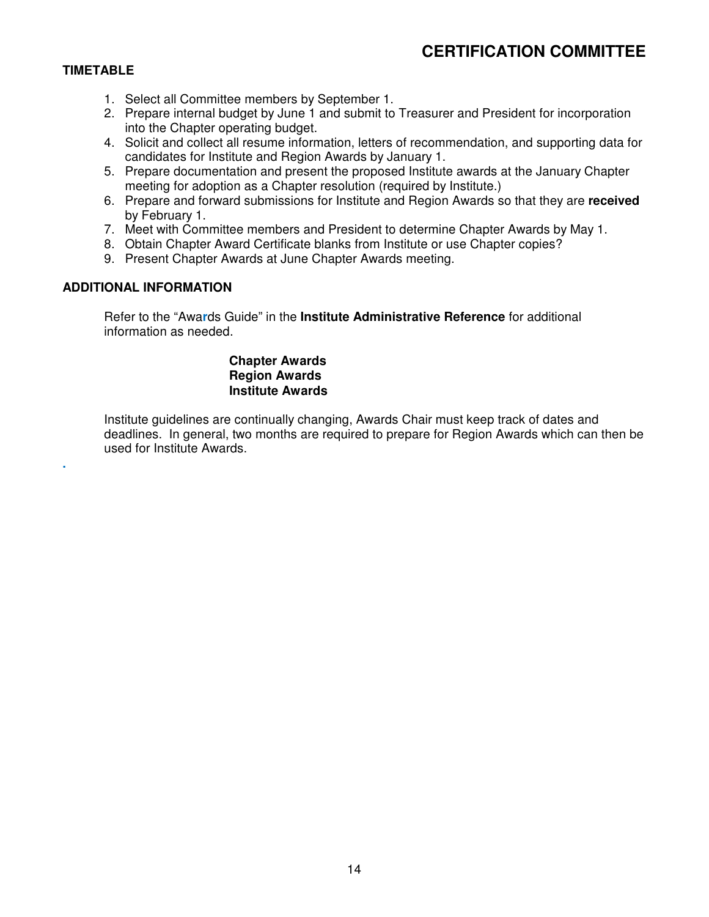# CERTIFICATION COMMITTEE

**TIMETABLE**

1. Select all Committee members by September 1.
2. Prepare internal budget by June 1 and submit to Treasurer and President for incorporation into the Chapter operating budget.
4. Solicit and collect all resume information, letters of recommendation, and supporting data for candidates for Institute and Region Awards by January 1.
5. Prepare documentation and present the proposed Institute awards at the January Chapter meeting for adoption as a Chapter resolution (required by Institute.)
6. Prepare and forward submissions for Institute and Region Awards so that they are **received** by February 1.
7. Meet with Committee members and President to determine Chapter Awards by May 1.
8. Obtain Chapter Award Certificate blanks from Institute or use Chapter copies?
9. Present Chapter Awards at June Chapter Awards meeting.

**ADDITIONAL INFORMATION**

Refer to the "Awards Guide" in the **Institute Administrative Reference** for additional information as needed.

**Chapter Awards**
**Region Awards**
**Institute Awards**

Institute guidelines are continually changing, Awards Chair must keep track of dates and deadlines. In general, two months are required to prepare for Region Awards which can then be used for Institute Awards.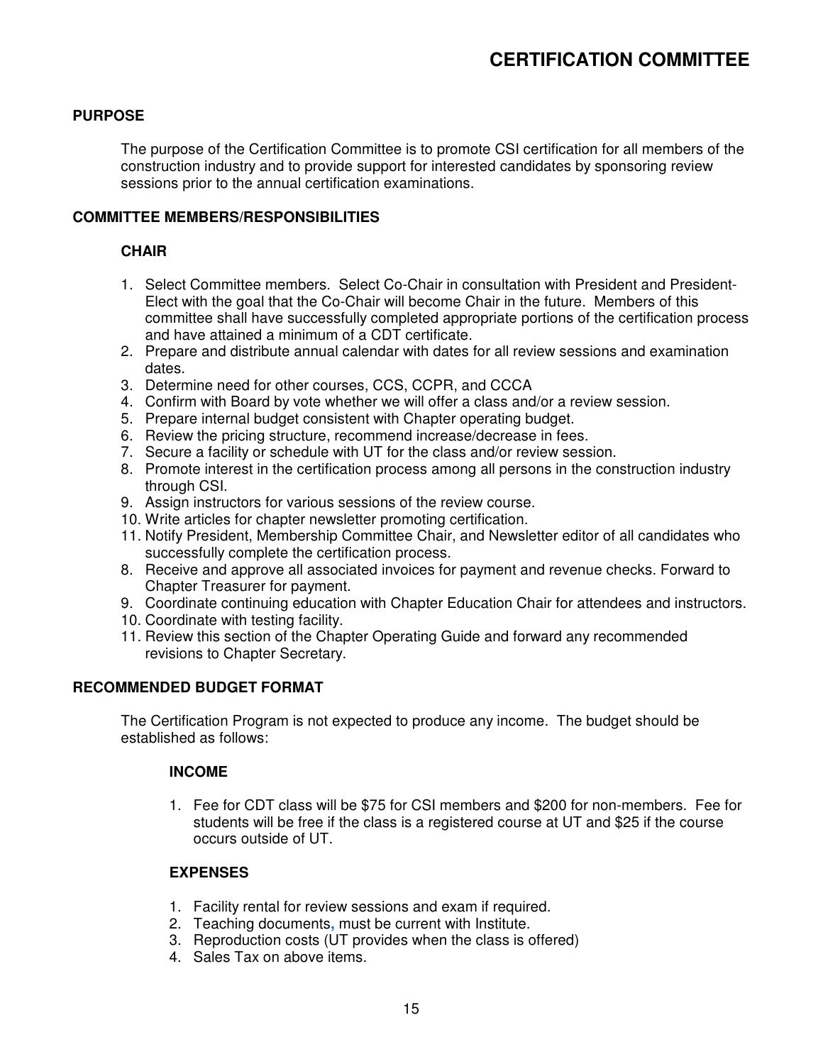# CERTIFICATION COMMITTEE

## PURPOSE

The purpose of the Certification Committee is to promote CSI certification for all members of the construction industry and to provide support for interested candidates by sponsoring review sessions prior to the annual certification examinations.

## COMMITTEE MEMBERS/RESPONSIBILITIES

### CHAIR

1. Select Committee members. Select Co-Chair in consultation with President and President-Elect with the goal that the Co-Chair will become Chair in the future. Members of this committee shall have successfully completed appropriate portions of the certification process and have attained a minimum of a CDT certificate.
2. Prepare and distribute annual calendar with dates for all review sessions and examination dates.
3. Determine need for other courses, CCS, CCPR, and CCCA
4. Confirm with Board by vote whether we will offer a class and/or a review session.
5. Prepare internal budget consistent with Chapter operating budget.
6. Review the pricing structure, recommend increase/decrease in fees.
7. Secure a facility or schedule with UT for the class and/or review session.
8. Promote interest in the certification process among all persons in the construction industry through CSI.
9. Assign instructors for various sessions of the review course.
10. Write articles for chapter newsletter promoting certification.
11. Notify President, Membership Committee Chair, and Newsletter editor of all candidates who successfully complete the certification process.
8. Receive and approve all associated invoices for payment and revenue checks. Forward to Chapter Treasurer for payment.
9. Coordinate continuing education with Chapter Education Chair for attendees and instructors.
10. Coordinate with testing facility.
11. Review this section of the Chapter Operating Guide and forward any recommended revisions to Chapter Secretary.

## RECOMMENDED BUDGET FORMAT

The Certification Program is not expected to produce any income. The budget should be established as follows:

### INCOME

1. Fee for CDT class will be $75 for CSI members and $200 for non-members. Fee for students will be free if the class is a registered course at UT and $25 if the course occurs outside of UT.

### EXPENSES

1. Facility rental for review sessions and exam if required.
2. Teaching documents, must be current with Institute.
3. Reproduction costs (UT provides when the class is offered)
4. Sales Tax on above items.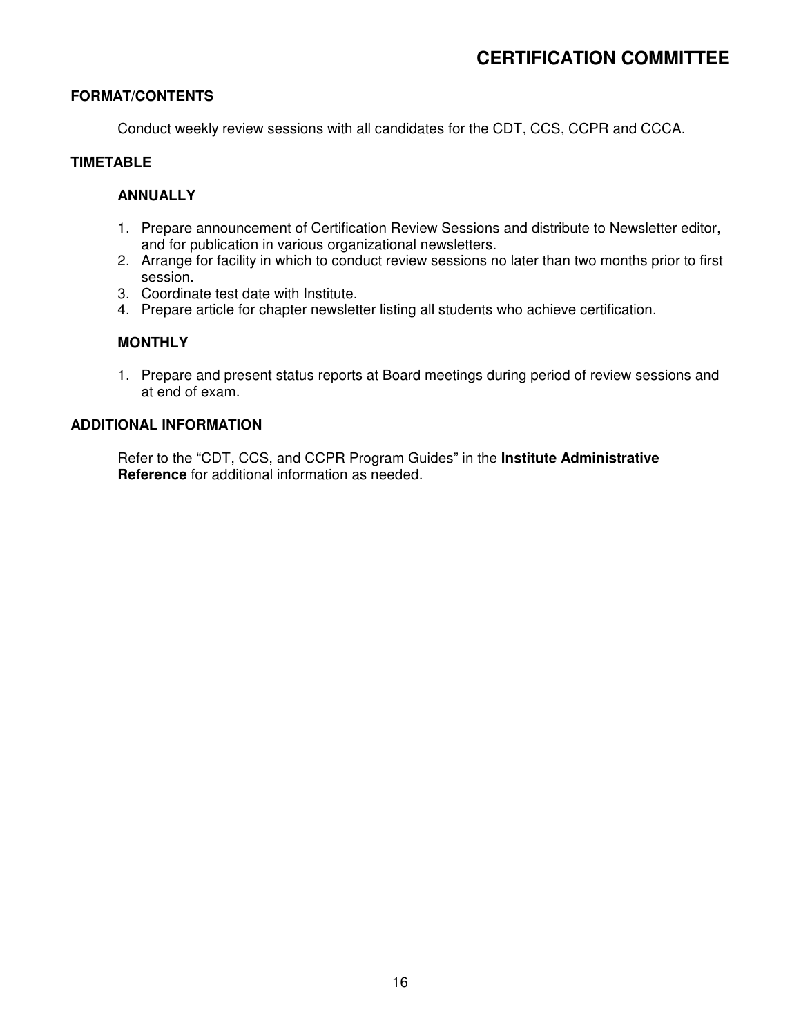# CERTIFICATION COMMITTEE

## FORMAT/CONTENTS

Conduct weekly review sessions with all candidates for the CDT, CCS, CCPR and CCCA.

## TIMETABLE

### ANNUALLY

1. Prepare announcement of Certification Review Sessions and distribute to Newsletter editor, and for publication in various organizational newsletters.
2. Arrange for facility in which to conduct review sessions no later than two months prior to first session.
3. Coordinate test date with Institute.
4. Prepare article for chapter newsletter listing all students who achieve certification.

### MONTHLY

1. Prepare and present status reports at Board meetings during period of review sessions and at end of exam.

## ADDITIONAL INFORMATION

Refer to the "CDT, CCS, and CCPR Program Guides" in the **Institute Administrative Reference** for additional information as needed.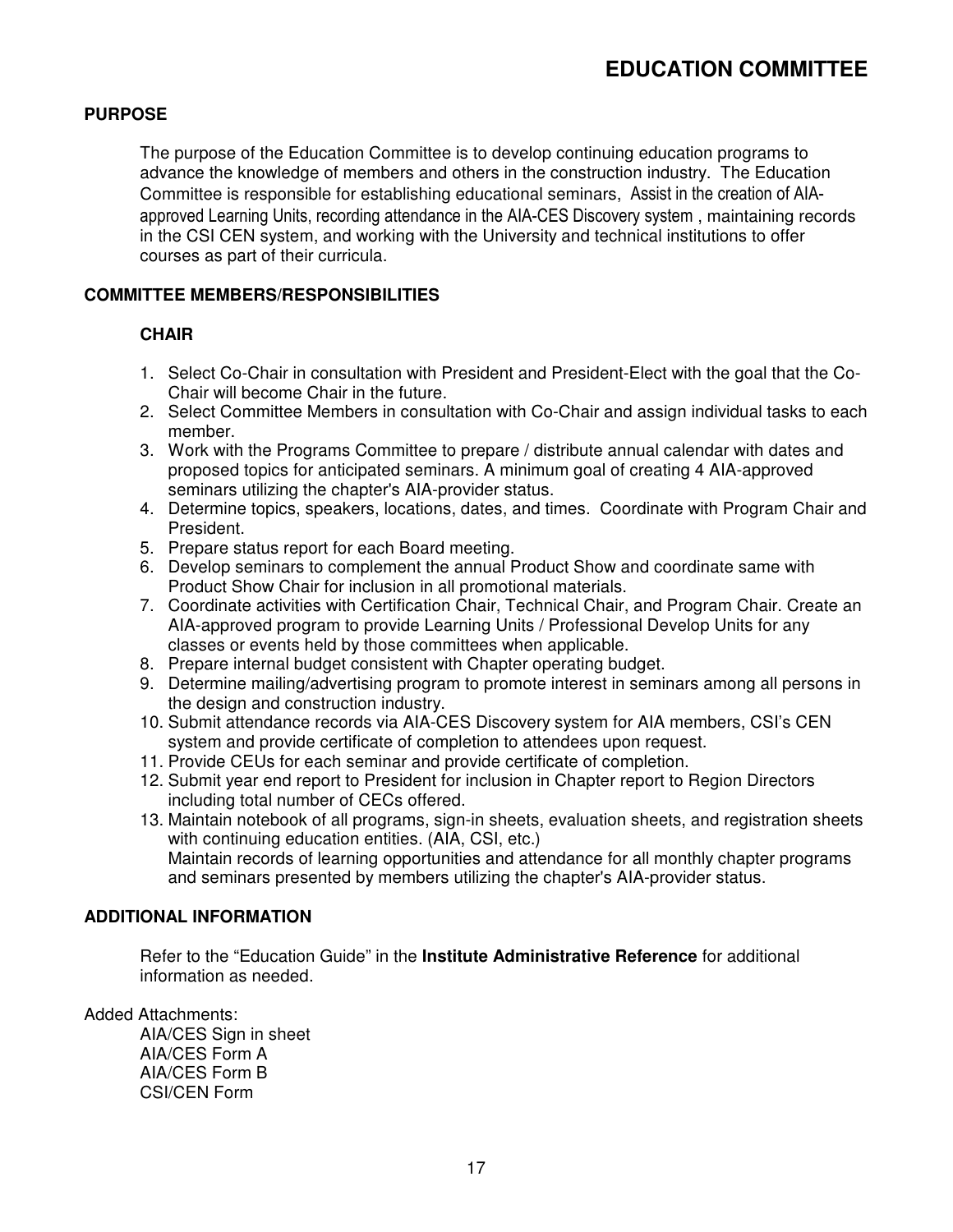# EDUCATION COMMITTEE

## PURPOSE

The purpose of the Education Committee is to develop continuing education programs to advance the knowledge of members and others in the construction industry. The Education Committee is responsible for establishing educational seminars, Assist in the creation of AIA-approved Learning Units, recording attendance in the AIA-CES Discovery system , maintaining records in the CSI CEN system, and working with the University and technical institutions to offer courses as part of their curricula.

## COMMITTEE MEMBERS/RESPONSIBILITIES

### CHAIR

1. Select Co-Chair in consultation with President and President-Elect with the goal that the Co-Chair will become Chair in the future.
2. Select Committee Members in consultation with Co-Chair and assign individual tasks to each member.
3. Work with the Programs Committee to prepare / distribute annual calendar with dates and proposed topics for anticipated seminars. A minimum goal of creating 4 AIA-approved seminars utilizing the chapter's AIA-provider status.
4. Determine topics, speakers, locations, dates, and times. Coordinate with Program Chair and President.
5. Prepare status report for each Board meeting.
6. Develop seminars to complement the annual Product Show and coordinate same with Product Show Chair for inclusion in all promotional materials.
7. Coordinate activities with Certification Chair, Technical Chair, and Program Chair. Create an AIA-approved program to provide Learning Units / Professional Develop Units for any classes or events held by those committees when applicable.
8. Prepare internal budget consistent with Chapter operating budget.
9. Determine mailing/advertising program to promote interest in seminars among all persons in the design and construction industry.
10. Submit attendance records via AIA-CES Discovery system for AIA members, CSI's CEN system and provide certificate of completion to attendees upon request.
11. Provide CEUs for each seminar and provide certificate of completion.
12. Submit year end report to President for inclusion in Chapter report to Region Directors including total number of CECs offered.
13. Maintain notebook of all programs, sign-in sheets, evaluation sheets, and registration sheets with continuing education entities. (AIA, CSI, etc.)
    Maintain records of learning opportunities and attendance for all monthly chapter programs and seminars presented by members utilizing the chapter's AIA-provider status.

## ADDITIONAL INFORMATION

Refer to the "Education Guide" in the **Institute Administrative Reference** for additional information as needed.

Added Attachments:

AIA/CES Sign in sheet
AIA/CES Form A
AIA/CES Form B
CSI/CEN Form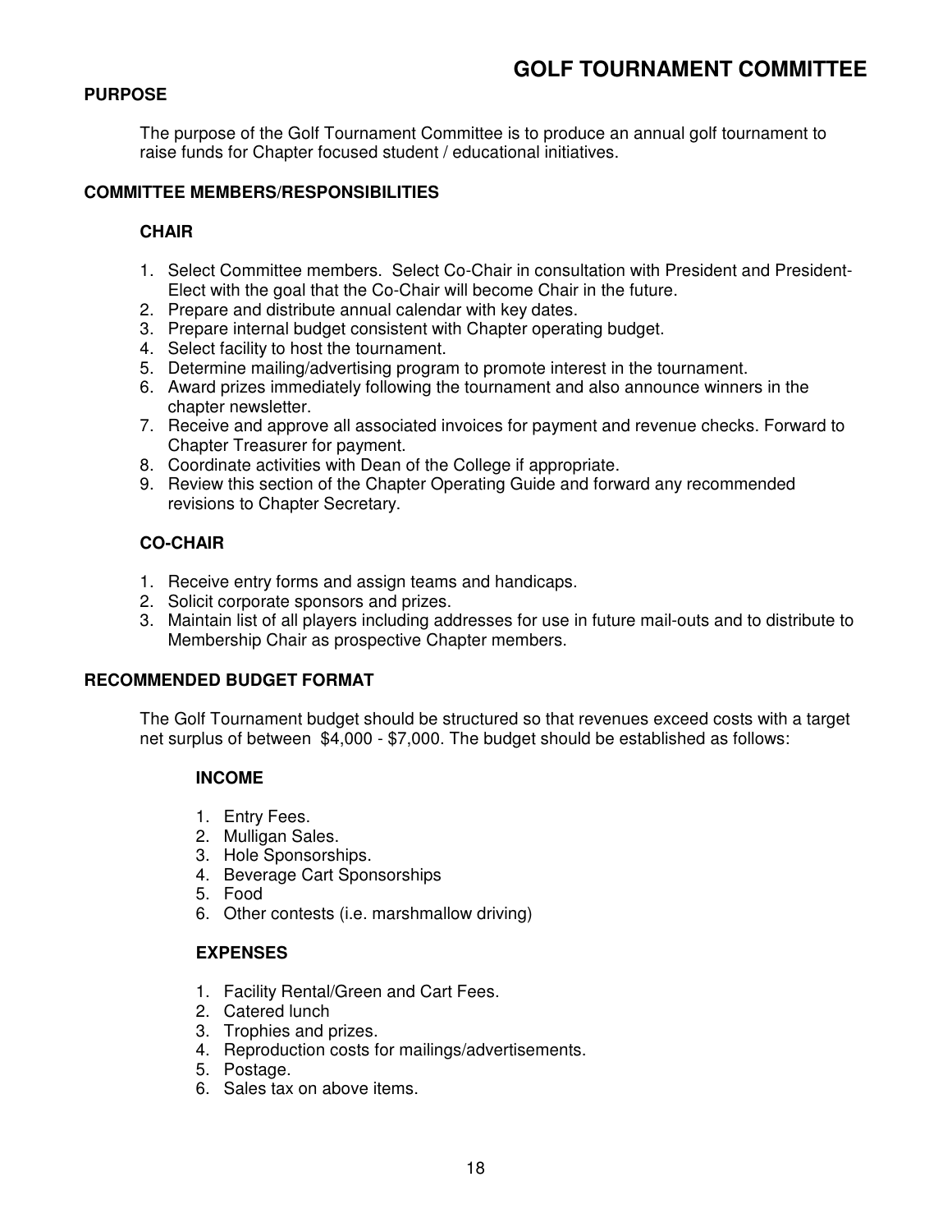# GOLF TOURNAMENT COMMITTEE

## PURPOSE

The purpose of the Golf Tournament Committee is to produce an annual golf tournament to raise funds for Chapter focused student / educational initiatives.

## COMMITTEE MEMBERS/RESPONSIBILITIES

### CHAIR

1. Select Committee members. Select Co-Chair in consultation with President and President-Elect with the goal that the Co-Chair will become Chair in the future.
2. Prepare and distribute annual calendar with key dates.
3. Prepare internal budget consistent with Chapter operating budget.
4. Select facility to host the tournament.
5. Determine mailing/advertising program to promote interest in the tournament.
6. Award prizes immediately following the tournament and also announce winners in the chapter newsletter.
7. Receive and approve all associated invoices for payment and revenue checks. Forward to Chapter Treasurer for payment.
8. Coordinate activities with Dean of the College if appropriate.
9. Review this section of the Chapter Operating Guide and forward any recommended revisions to Chapter Secretary.

### CO-CHAIR

1. Receive entry forms and assign teams and handicaps.
2. Solicit corporate sponsors and prizes.
3. Maintain list of all players including addresses for use in future mail-outs and to distribute to Membership Chair as prospective Chapter members.

## RECOMMENDED BUDGET FORMAT

The Golf Tournament budget should be structured so that revenues exceed costs with a target net surplus of between $4,000 - $7,000. The budget should be established as follows:

### INCOME

1. Entry Fees.
2. Mulligan Sales.
3. Hole Sponsorships.
4. Beverage Cart Sponsorships
5. Food
6. Other contests (i.e. marshmallow driving)

### EXPENSES

1. Facility Rental/Green and Cart Fees.
2. Catered lunch
3. Trophies and prizes.
4. Reproduction costs for mailings/advertisements.
5. Postage.
6. Sales tax on above items.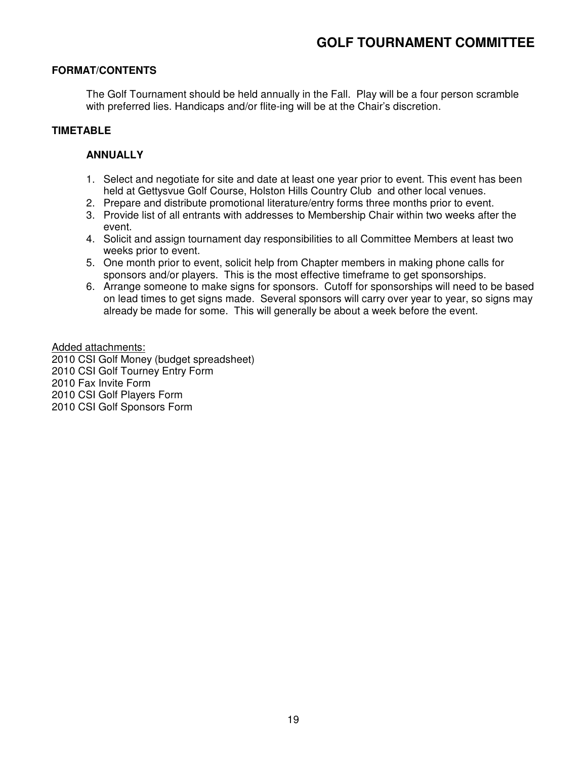# GOLF TOURNAMENT COMMITTEE

**FORMAT/CONTENTS**

The Golf Tournament should be held annually in the Fall. Play will be a four person scramble with preferred lies. Handicaps and/or flite-ing will be at the Chair's discretion.

**TIMETABLE**

**ANNUALLY**

1. Select and negotiate for site and date at least one year prior to event. This event has been held at Gettysvue Golf Course, Holston Hills Country Club and other local venues.
2. Prepare and distribute promotional literature/entry forms three months prior to event.
3. Provide list of all entrants with addresses to Membership Chair within two weeks after the event.
4. Solicit and assign tournament day responsibilities to all Committee Members at least two weeks prior to event.
5. One month prior to event, solicit help from Chapter members in making phone calls for sponsors and/or players. This is the most effective timeframe to get sponsorships.
6. Arrange someone to make signs for sponsors. Cutoff for sponsorships will need to be based on lead times to get signs made. Several sponsors will carry over year to year, so signs may already be made for some. This will generally be about a week before the event.

<u>Added attachments:</u>
2010 CSI Golf Money (budget spreadsheet)
2010 CSI Golf Tourney Entry Form
2010 Fax Invite Form
2010 CSI Golf Players Form
2010 CSI Golf Sponsors Form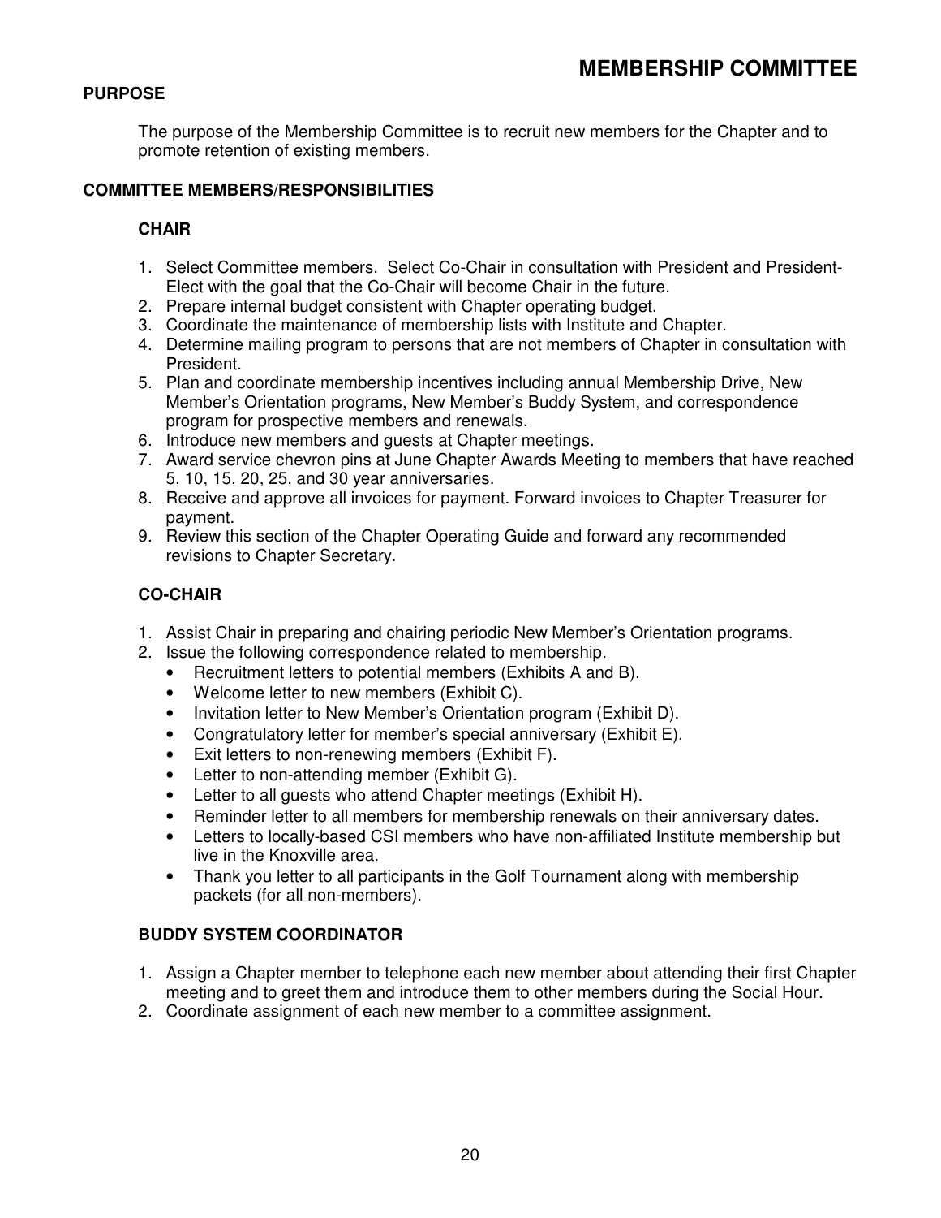# MEMBERSHIP COMMITTEE

## PURPOSE

The purpose of the Membership Committee is to recruit new members for the Chapter and to promote retention of existing members.

## COMMITTEE MEMBERS/RESPONSIBILITIES

### CHAIR

1. Select Committee members. Select Co-Chair in consultation with President and President-Elect with the goal that the Co-Chair will become Chair in the future.
2. Prepare internal budget consistent with Chapter operating budget.
3. Coordinate the maintenance of membership lists with Institute and Chapter.
4. Determine mailing program to persons that are not members of Chapter in consultation with President.
5. Plan and coordinate membership incentives including annual Membership Drive, New Member's Orientation programs, New Member's Buddy System, and correspondence program for prospective members and renewals.
6. Introduce new members and guests at Chapter meetings.
7. Award service chevron pins at June Chapter Awards Meeting to members that have reached 5, 10, 15, 20, 25, and 30 year anniversaries.
8. Receive and approve all invoices for payment. Forward invoices to Chapter Treasurer for payment.
9. Review this section of the Chapter Operating Guide and forward any recommended revisions to Chapter Secretary.

### CO-CHAIR

1. Assist Chair in preparing and chairing periodic New Member's Orientation programs.
2. Issue the following correspondence related to membership.
   - Recruitment letters to potential members (Exhibits A and B).
   - Welcome letter to new members (Exhibit C).
   - Invitation letter to New Member's Orientation program (Exhibit D).
   - Congratulatory letter for member's special anniversary (Exhibit E).
   - Exit letters to non-renewing members (Exhibit F).
   - Letter to non-attending member (Exhibit G).
   - Letter to all guests who attend Chapter meetings (Exhibit H).
   - Reminder letter to all members for membership renewals on their anniversary dates.
   - Letters to locally-based CSI members who have non-affiliated Institute membership but live in the Knoxville area.
   - Thank you letter to all participants in the Golf Tournament along with membership packets (for all non-members).

### BUDDY SYSTEM COORDINATOR

1. Assign a Chapter member to telephone each new member about attending their first Chapter meeting and to greet them and introduce them to other members during the Social Hour.
2. Coordinate assignment of each new member to a committee assignment.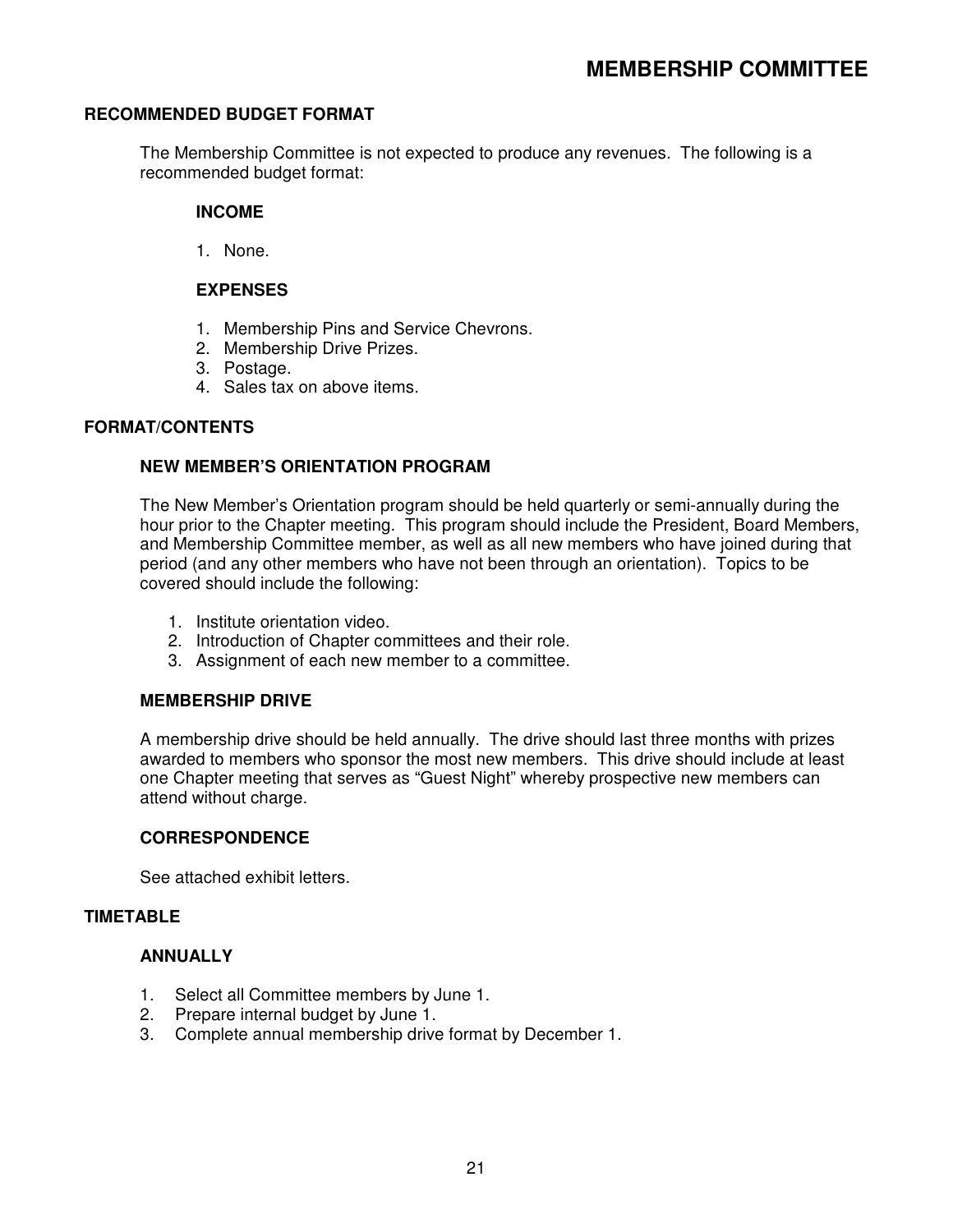# MEMBERSHIP COMMITTEE

## RECOMMENDED BUDGET FORMAT

The Membership Committee is not expected to produce any revenues. The following is a recommended budget format:

**INCOME**

1. None.

**EXPENSES**

1. Membership Pins and Service Chevrons.
2. Membership Drive Prizes.
3. Postage.
4. Sales tax on above items.

## FORMAT/CONTENTS

### NEW MEMBER'S ORIENTATION PROGRAM

The New Member's Orientation program should be held quarterly or semi-annually during the hour prior to the Chapter meeting. This program should include the President, Board Members, and Membership Committee member, as well as all new members who have joined during that period (and any other members who have not been through an orientation). Topics to be covered should include the following:

1. Institute orientation video.
2. Introduction of Chapter committees and their role.
3. Assignment of each new member to a committee.

### MEMBERSHIP DRIVE

A membership drive should be held annually. The drive should last three months with prizes awarded to members who sponsor the most new members. This drive should include at least one Chapter meeting that serves as "Guest Night" whereby prospective new members can attend without charge.

### CORRESPONDENCE

See attached exhibit letters.

## TIMETABLE

### ANNUALLY

1. Select all Committee members by June 1.
2. Prepare internal budget by June 1.
3. Complete annual membership drive format by December 1.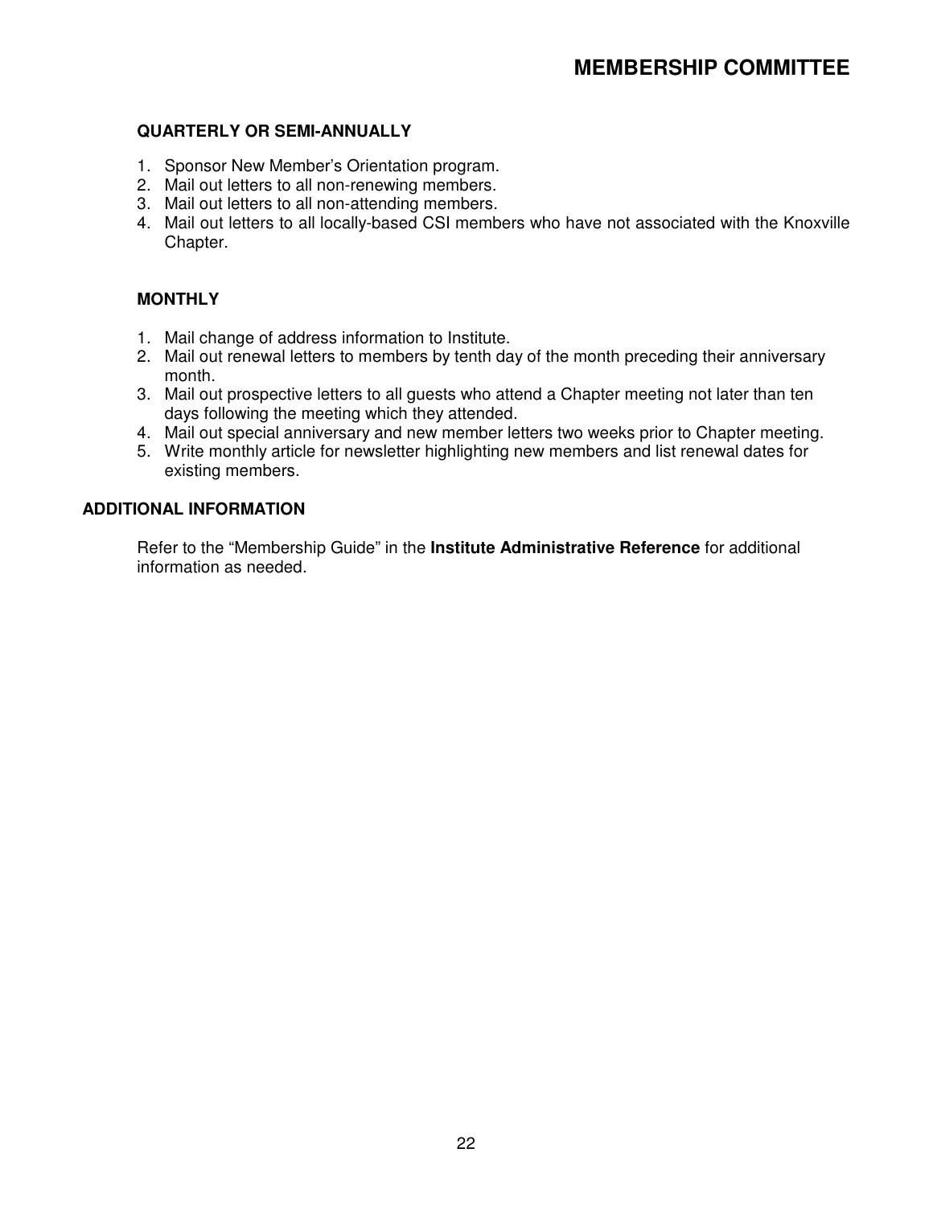# MEMBERSHIP COMMITTEE

### QUARTERLY OR SEMI-ANNUALLY

1. Sponsor New Member's Orientation program.
2. Mail out letters to all non-renewing members.
3. Mail out letters to all non-attending members.
4. Mail out letters to all locally-based CSI members who have not associated with the Knoxville Chapter.

### MONTHLY

1. Mail change of address information to Institute.
2. Mail out renewal letters to members by tenth day of the month preceding their anniversary month.
3. Mail out prospective letters to all guests who attend a Chapter meeting not later than ten days following the meeting which they attended.
4. Mail out special anniversary and new member letters two weeks prior to Chapter meeting.
5. Write monthly article for newsletter highlighting new members and list renewal dates for existing members.

## ADDITIONAL INFORMATION

Refer to the "Membership Guide" in the **Institute Administrative Reference** for additional information as needed.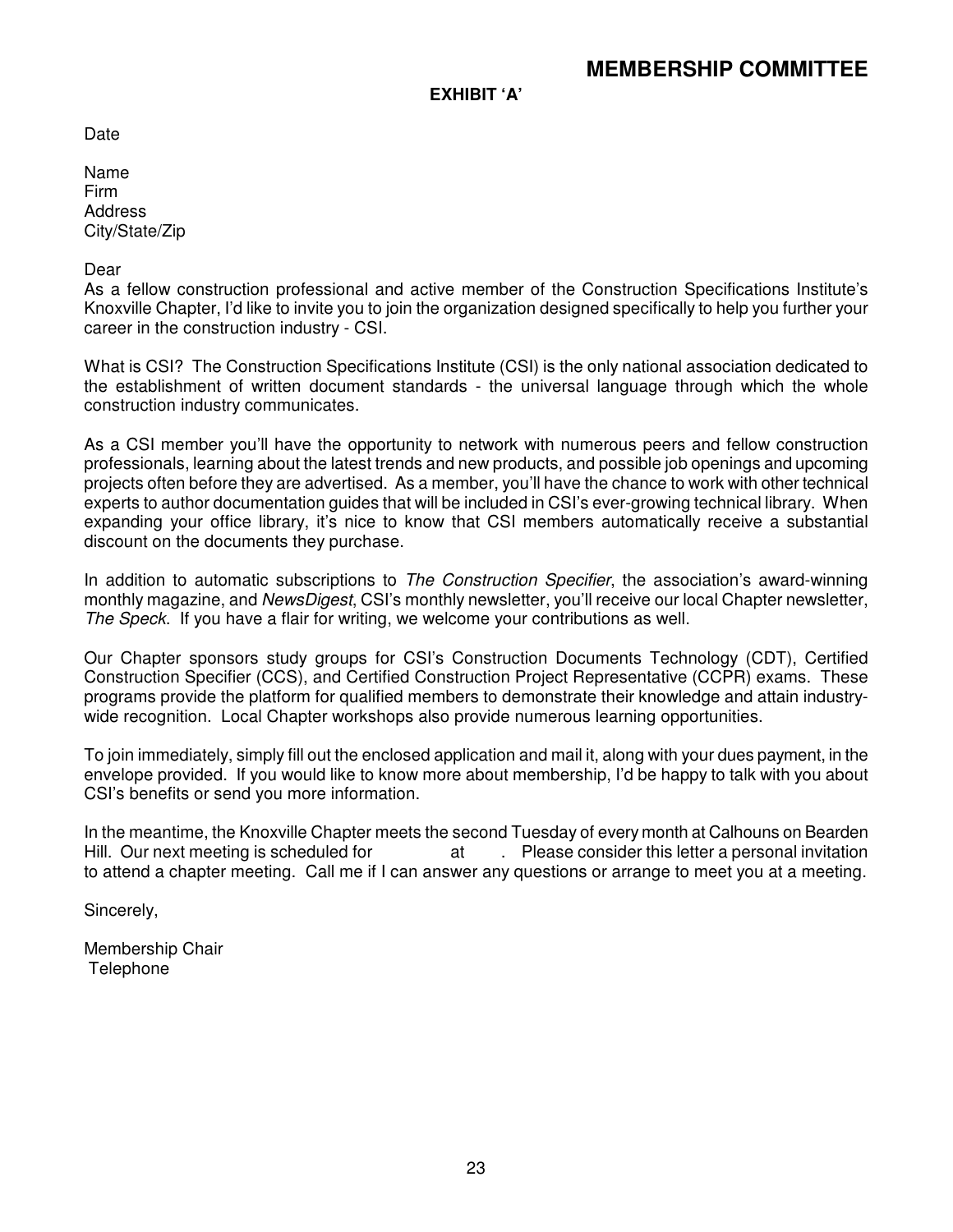## MEMBERSHIP COMMITTEE

**EXHIBIT 'A'**

Date

Name
Firm
Address
City/State/Zip

Dear
As a fellow construction professional and active member of the Construction Specifications Institute's Knoxville Chapter, I'd like to invite you to join the organization designed specifically to help you further your career in the construction industry - CSI.

What is CSI? The Construction Specifications Institute (CSI) is the only national association dedicated to the establishment of written document standards - the universal language through which the whole construction industry communicates.

As a CSI member you'll have the opportunity to network with numerous peers and fellow construction professionals, learning about the latest trends and new products, and possible job openings and upcoming projects often before they are advertised. As a member, you'll have the chance to work with other technical experts to author documentation guides that will be included in CSI's ever-growing technical library. When expanding your office library, it's nice to know that CSI members automatically receive a substantial discount on the documents they purchase.

In addition to automatic subscriptions to *The Construction Specifier*, the association's award-winning monthly magazine, and *NewsDigest*, CSI's monthly newsletter, you'll receive our local Chapter newsletter, *The Speck*. If you have a flair for writing, we welcome your contributions as well.

Our Chapter sponsors study groups for CSI's Construction Documents Technology (CDT), Certified Construction Specifier (CCS), and Certified Construction Project Representative (CCPR) exams. These programs provide the platform for qualified members to demonstrate their knowledge and attain industry-wide recognition. Local Chapter workshops also provide numerous learning opportunities.

To join immediately, simply fill out the enclosed application and mail it, along with your dues payment, in the envelope provided. If you would like to know more about membership, I'd be happy to talk with you about CSI's benefits or send you more information.

In the meantime, the Knoxville Chapter meets the second Tuesday of every month at Calhouns on Bearden Hill. Our next meeting is scheduled for at . Please consider this letter a personal invitation to attend a chapter meeting. Call me if I can answer any questions or arrange to meet you at a meeting.

Sincerely,

Membership Chair
Telephone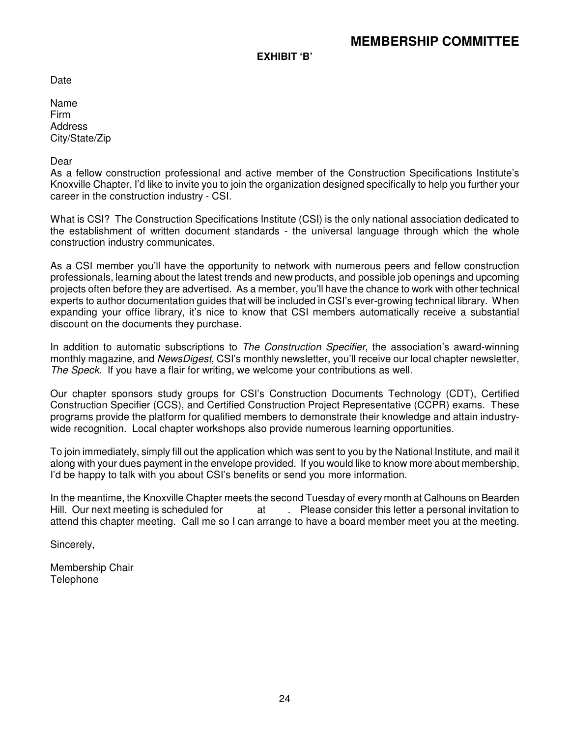# MEMBERSHIP COMMITTEE

**EXHIBIT 'B'**

Date

Name
Firm
Address
City/State/Zip

Dear
As a fellow construction professional and active member of the Construction Specifications Institute's Knoxville Chapter, I'd like to invite you to join the organization designed specifically to help you further your career in the construction industry - CSI.

What is CSI? The Construction Specifications Institute (CSI) is the only national association dedicated to the establishment of written document standards - the universal language through which the whole construction industry communicates.

As a CSI member you'll have the opportunity to network with numerous peers and fellow construction professionals, learning about the latest trends and new products, and possible job openings and upcoming projects often before they are advertised. As a member, you'll have the chance to work with other technical experts to author documentation guides that will be included in CSI's ever-growing technical library. When expanding your office library, it's nice to know that CSI members automatically receive a substantial discount on the documents they purchase.

In addition to automatic subscriptions to *The Construction Specifier*, the association's award-winning monthly magazine, and *NewsDigest*, CSI's monthly newsletter, you'll receive our local chapter newsletter, *The Speck*. If you have a flair for writing, we welcome your contributions as well.

Our chapter sponsors study groups for CSI's Construction Documents Technology (CDT), Certified Construction Specifier (CCS), and Certified Construction Project Representative (CCPR) exams. These programs provide the platform for qualified members to demonstrate their knowledge and attain industry-wide recognition. Local chapter workshops also provide numerous learning opportunities.

To join immediately, simply fill out the application which was sent to you by the National Institute, and mail it along with your dues payment in the envelope provided. If you would like to know more about membership, I'd be happy to talk with you about CSI's benefits or send you more information.

In the meantime, the Knoxville Chapter meets the second Tuesday of every month at Calhouns on Bearden Hill. Our next meeting is scheduled for at . Please consider this letter a personal invitation to attend this chapter meeting. Call me so I can arrange to have a board member meet you at the meeting.

Sincerely,

Membership Chair
Telephone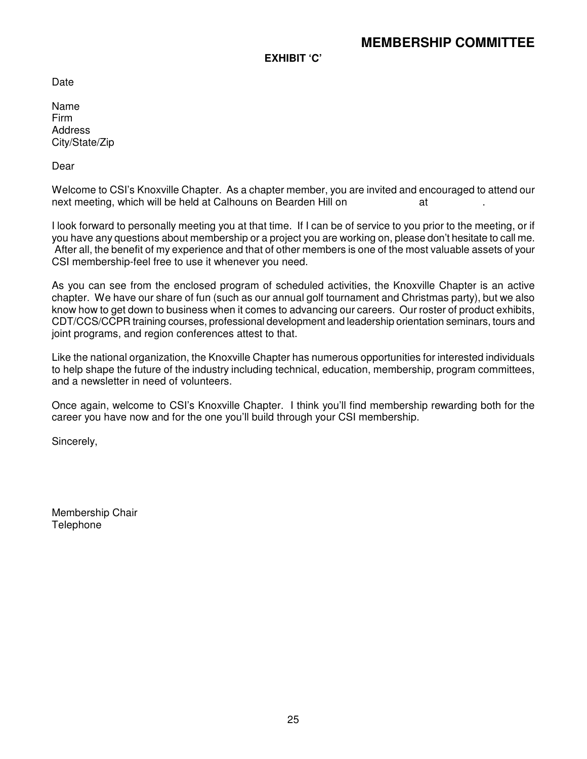## MEMBERSHIP COMMITTEE

**EXHIBIT 'C'**

Date

Name
Firm
Address
City/State/Zip

Dear

Welcome to CSI's Knoxville Chapter. As a chapter member, you are invited and encouraged to attend our next meeting, which will be held at Calhouns on Bearden Hill on                    at              .

I look forward to personally meeting you at that time. If I can be of service to you prior to the meeting, or if you have any questions about membership or a project you are working on, please don't hesitate to call me. After all, the benefit of my experience and that of other members is one of the most valuable assets of your CSI membership-feel free to use it whenever you need.

As you can see from the enclosed program of scheduled activities, the Knoxville Chapter is an active chapter. We have our share of fun (such as our annual golf tournament and Christmas party), but we also know how to get down to business when it comes to advancing our careers. Our roster of product exhibits, CDT/CCS/CCPR training courses, professional development and leadership orientation seminars, tours and joint programs, and region conferences attest to that.

Like the national organization, the Knoxville Chapter has numerous opportunities for interested individuals to help shape the future of the industry including technical, education, membership, program committees, and a newsletter in need of volunteers.

Once again, welcome to CSI's Knoxville Chapter. I think you'll find membership rewarding both for the career you have now and for the one you'll build through your CSI membership.

Sincerely,

Membership Chair
Telephone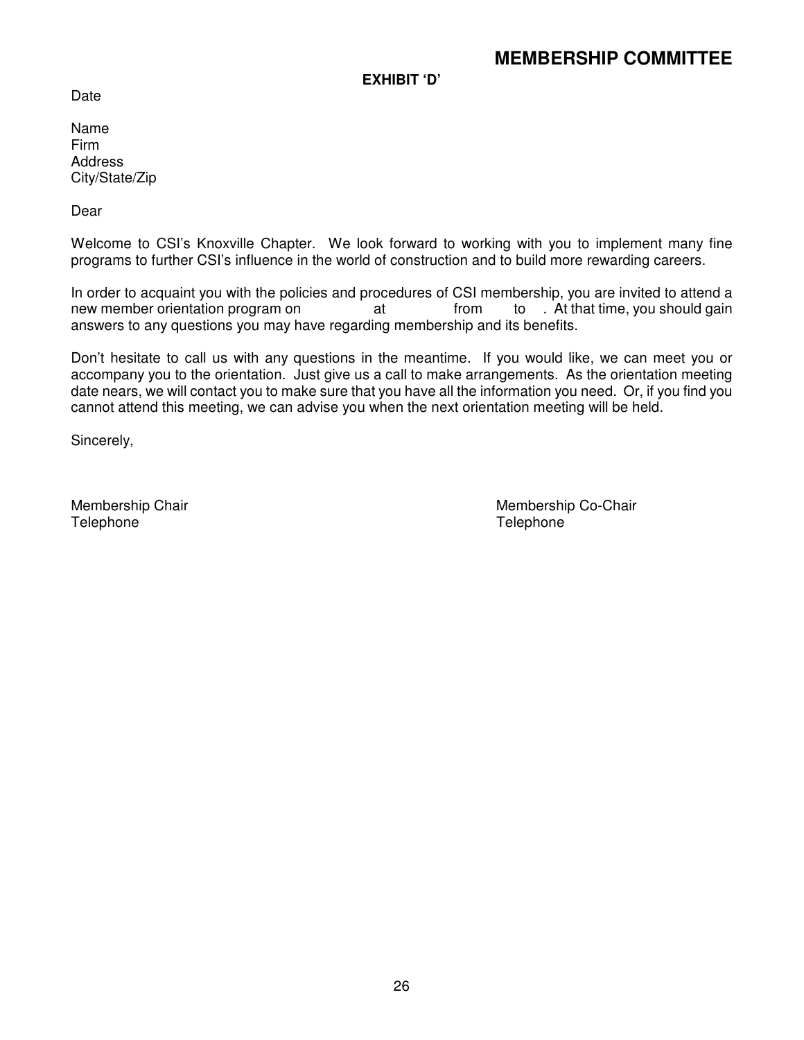## MEMBERSHIP COMMITTEE

**EXHIBIT 'D'**

Date

Name
Firm
Address
City/State/Zip

Dear

Welcome to CSI's Knoxville Chapter. We look forward to working with you to implement many fine programs to further CSI's influence in the world of construction and to build more rewarding careers.

In order to acquaint you with the policies and procedures of CSI membership, you are invited to attend a new member orientation program on at from to . At that time, you should gain answers to any questions you may have regarding membership and its benefits.

Don't hesitate to call us with any questions in the meantime. If you would like, we can meet you or accompany you to the orientation. Just give us a call to make arrangements. As the orientation meeting date nears, we will contact you to make sure that you have all the information you need. Or, if you find you cannot attend this meeting, we can advise you when the next orientation meeting will be held.

Sincerely,

Membership Chair
Telephone

Membership Co-Chair
Telephone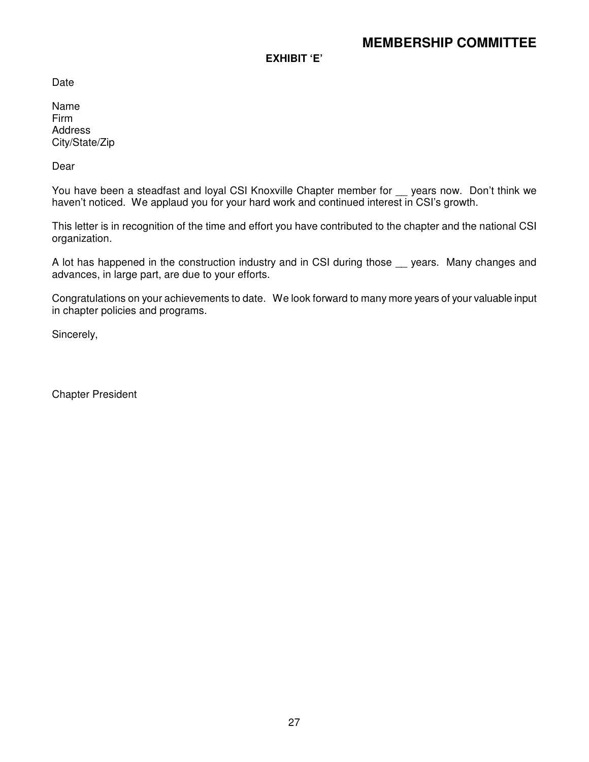# MEMBERSHIP COMMITTEE

**EXHIBIT 'E'**

Date

Name
Firm
Address
City/State/Zip

Dear

You have been a steadfast and loyal CSI Knoxville Chapter member for __ years now. Don't think we haven't noticed. We applaud you for your hard work and continued interest in CSI's growth.

This letter is in recognition of the time and effort you have contributed to the chapter and the national CSI organization.

A lot has happened in the construction industry and in CSI during those __ years. Many changes and advances, in large part, are due to your efforts.

Congratulations on your achievements to date. We look forward to many more years of your valuable input in chapter policies and programs.

Sincerely,

Chapter President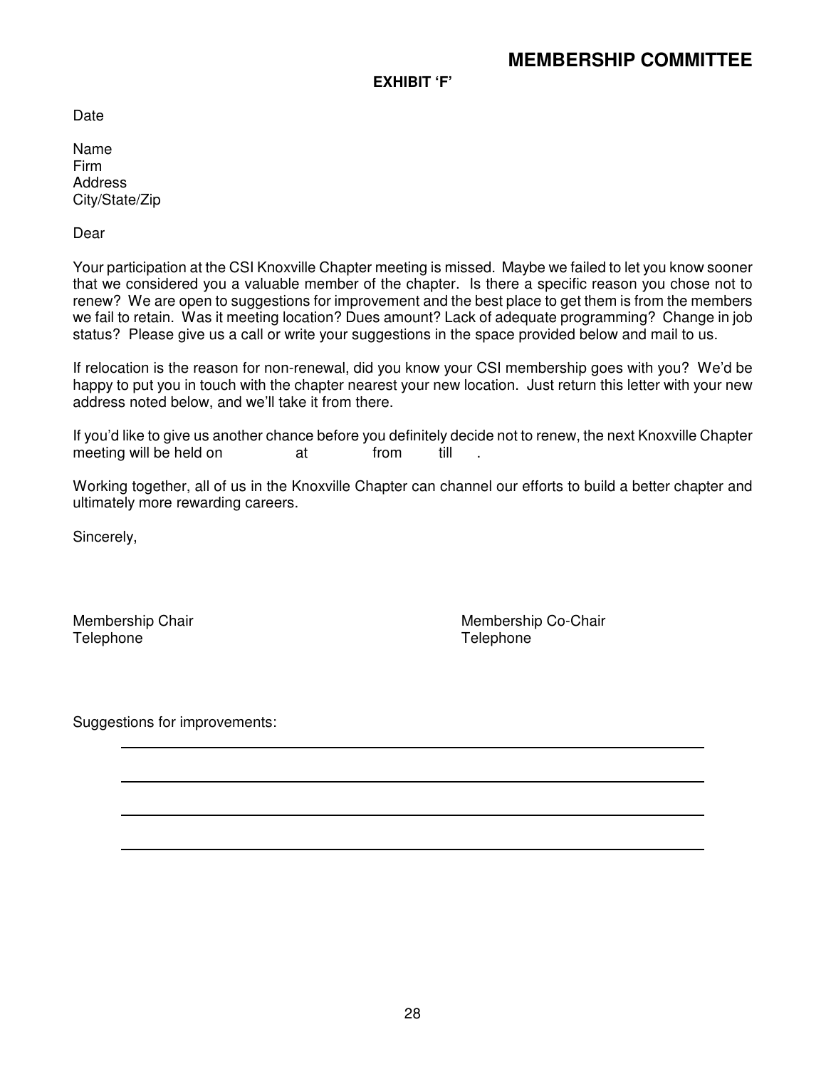# MEMBERSHIP COMMITTEE

**EXHIBIT 'F'**

Date

Name
Firm
Address
City/State/Zip

Dear

Your participation at the CSI Knoxville Chapter meeting is missed. Maybe we failed to let you know sooner that we considered you a valuable member of the chapter. Is there a specific reason you chose not to renew? We are open to suggestions for improvement and the best place to get them is from the members we fail to retain. Was it meeting location? Dues amount? Lack of adequate programming? Change in job status? Please give us a call or write your suggestions in the space provided below and mail to us.

If relocation is the reason for non-renewal, did you know your CSI membership goes with you? We'd be happy to put you in touch with the chapter nearest your new location. Just return this letter with your new address noted below, and we'll take it from there.

If you'd like to give us another chance before you definitely decide not to renew, the next Knoxville Chapter meeting will be held on          at          from          till     .

Working together, all of us in the Knoxville Chapter can channel our efforts to build a better chapter and ultimately more rewarding careers.

Sincerely,

Membership Chair
Telephone

Membership Co-Chair
Telephone

Suggestions for improvements:

\_\_\_\_\_\_\_\_\_\_\_\_\_\_\_\_\_\_\_\_\_\_\_\_\_\_\_\_\_\_\_\_\_\_\_\_\_\_\_\_\_\_\_\_\_\_\_\_\_\_\_\_\_\_\_\_

\_\_\_\_\_\_\_\_\_\_\_\_\_\_\_\_\_\_\_\_\_\_\_\_\_\_\_\_\_\_\_\_\_\_\_\_\_\_\_\_\_\_\_\_\_\_\_\_\_\_\_\_\_\_\_\_

\_\_\_\_\_\_\_\_\_\_\_\_\_\_\_\_\_\_\_\_\_\_\_\_\_\_\_\_\_\_\_\_\_\_\_\_\_\_\_\_\_\_\_\_\_\_\_\_\_\_\_\_\_\_\_\_

\_\_\_\_\_\_\_\_\_\_\_\_\_\_\_\_\_\_\_\_\_\_\_\_\_\_\_\_\_\_\_\_\_\_\_\_\_\_\_\_\_\_\_\_\_\_\_\_\_\_\_\_\_\_\_\_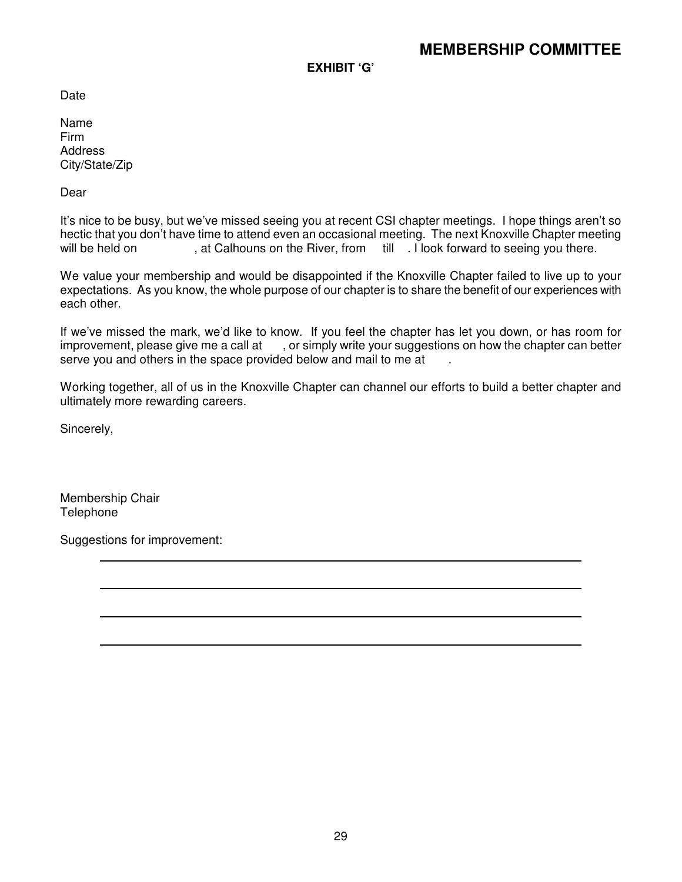# MEMBERSHIP COMMITTEE

**EXHIBIT 'G'**

Date

Name
Firm
Address
City/State/Zip

Dear

It's nice to be busy, but we've missed seeing you at recent CSI chapter meetings. I hope things aren't so hectic that you don't have time to attend even an occasional meeting. The next Knoxville Chapter meeting will be held on , at Calhouns on the River, from till . I look forward to seeing you there.

We value your membership and would be disappointed if the Knoxville Chapter failed to live up to your expectations. As you know, the whole purpose of our chapter is to share the benefit of our experiences with each other.

If we've missed the mark, we'd like to know. If you feel the chapter has let you down, or has room for improvement, please give me a call at , or simply write your suggestions on how the chapter can better serve you and others in the space provided below and mail to me at .

Working together, all of us in the Knoxville Chapter can channel our efforts to build a better chapter and ultimately more rewarding careers.

Sincerely,

Membership Chair
Telephone

Suggestions for improvement:

______________________________________________________________________

______________________________________________________________________

______________________________________________________________________

______________________________________________________________________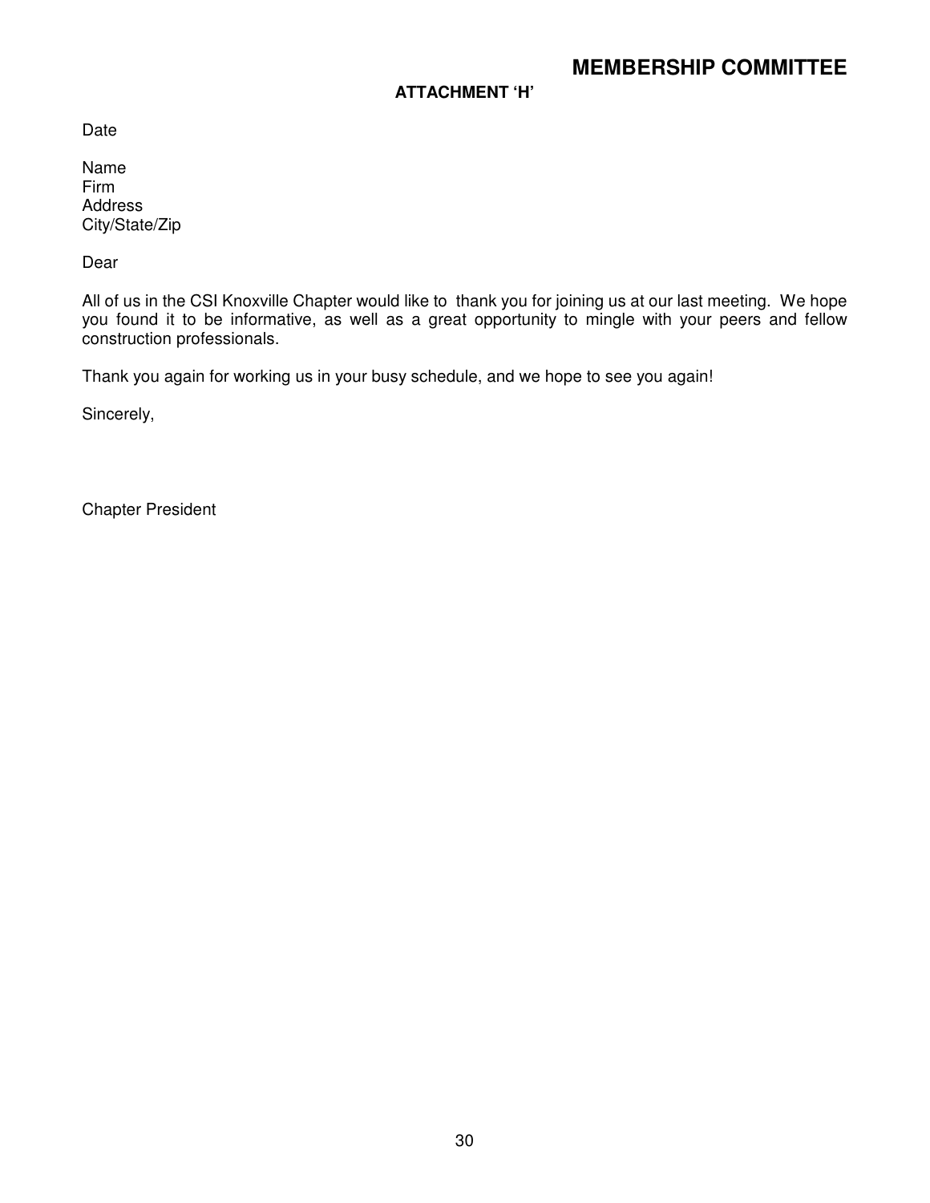# MEMBERSHIP COMMITTEE

**ATTACHMENT 'H'**

Date

Name
Firm
Address
City/State/Zip

Dear

All of us in the CSI Knoxville Chapter would like to thank you for joining us at our last meeting. We hope you found it to be informative, as well as a great opportunity to mingle with your peers and fellow construction professionals.

Thank you again for working us in your busy schedule, and we hope to see you again!

Sincerely,

Chapter President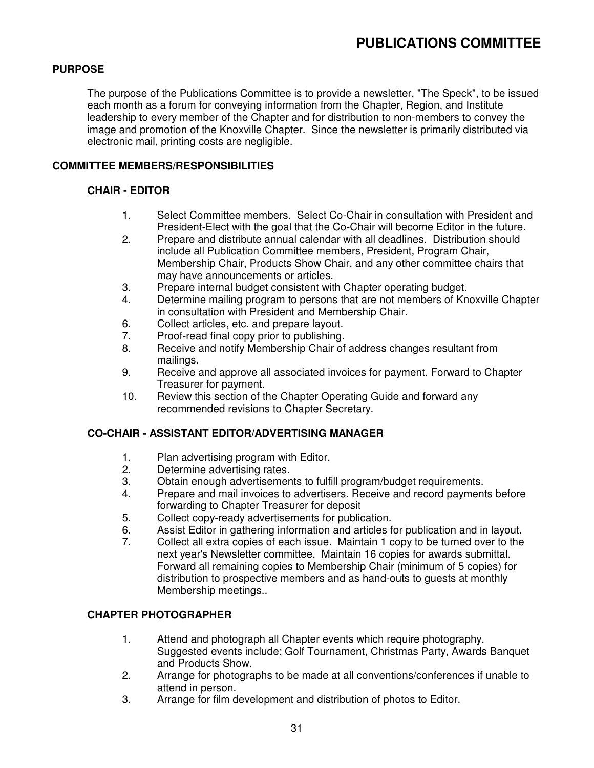# PUBLICATIONS COMMITTEE

## PURPOSE

The purpose of the Publications Committee is to provide a newsletter, "The Speck", to be issued each month as a forum for conveying information from the Chapter, Region, and Institute leadership to every member of the Chapter and for distribution to non-members to convey the image and promotion of the Knoxville Chapter. Since the newsletter is primarily distributed via electronic mail, printing costs are negligible.

## COMMITTEE MEMBERS/RESPONSIBILITIES

### CHAIR - EDITOR

1. Select Committee members. Select Co-Chair in consultation with President and President-Elect with the goal that the Co-Chair will become Editor in the future.
2. Prepare and distribute annual calendar with all deadlines. Distribution should include all Publication Committee members, President, Program Chair, Membership Chair, Products Show Chair, and any other committee chairs that may have announcements or articles.
3. Prepare internal budget consistent with Chapter operating budget.
4. Determine mailing program to persons that are not members of Knoxville Chapter in consultation with President and Membership Chair.
6. Collect articles, etc. and prepare layout.
7. Proof-read final copy prior to publishing.
8. Receive and notify Membership Chair of address changes resultant from mailings.
9. Receive and approve all associated invoices for payment. Forward to Chapter Treasurer for payment.
10. Review this section of the Chapter Operating Guide and forward any recommended revisions to Chapter Secretary.

### CO-CHAIR - ASSISTANT EDITOR/ADVERTISING MANAGER

1. Plan advertising program with Editor.
2. Determine advertising rates.
3. Obtain enough advertisements to fulfill program/budget requirements.
4. Prepare and mail invoices to advertisers. Receive and record payments before forwarding to Chapter Treasurer for deposit
5. Collect copy-ready advertisements for publication.
6. Assist Editor in gathering information and articles for publication and in layout.
7. Collect all extra copies of each issue. Maintain 1 copy to be turned over to the next year's Newsletter committee. Maintain 16 copies for awards submittal. Forward all remaining copies to Membership Chair (minimum of 5 copies) for distribution to prospective members and as hand-outs to guests at monthly Membership meetings..

### CHAPTER PHOTOGRAPHER

1. Attend and photograph all Chapter events which require photography. Suggested events include; Golf Tournament, Christmas Party, Awards Banquet and Products Show.
2. Arrange for photographs to be made at all conventions/conferences if unable to attend in person.
3. Arrange for film development and distribution of photos to Editor.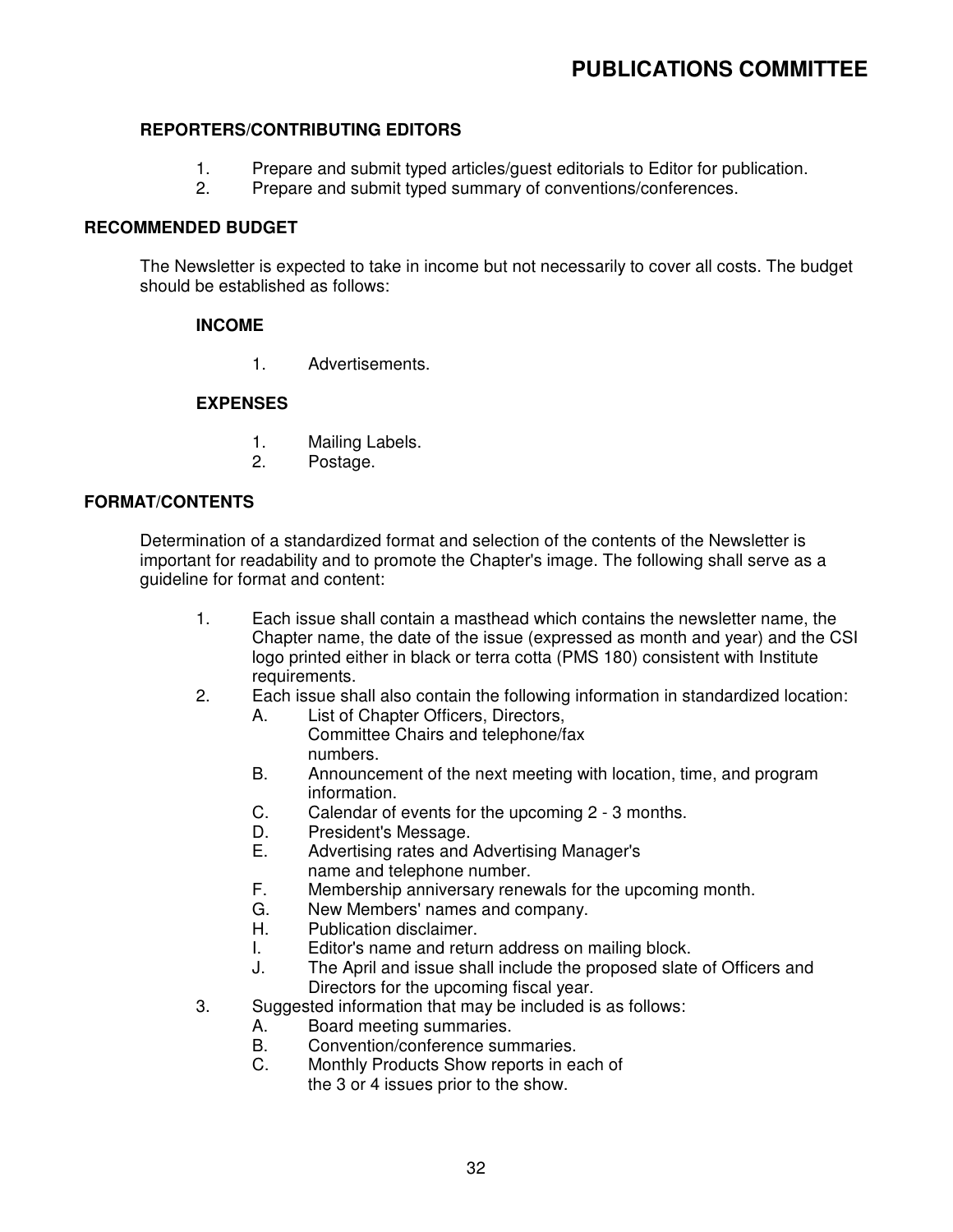# PUBLICATIONS COMMITTEE

### REPORTERS/CONTRIBUTING EDITORS

1. Prepare and submit typed articles/guest editorials to Editor for publication.
2. Prepare and submit typed summary of conventions/conferences.

## RECOMMENDED BUDGET

The Newsletter is expected to take in income but not necessarily to cover all costs. The budget should be established as follows:

### INCOME

1. Advertisements.

### EXPENSES

1. Mailing Labels.
2. Postage.

## FORMAT/CONTENTS

Determination of a standardized format and selection of the contents of the Newsletter is important for readability and to promote the Chapter's image. The following shall serve as a guideline for format and content:

1. Each issue shall contain a masthead which contains the newsletter name, the Chapter name, the date of the issue (expressed as month and year) and the CSI logo printed either in black or terra cotta (PMS 180) consistent with Institute requirements.
2. Each issue shall also contain the following information in standardized location:
   - A. List of Chapter Officers, Directors, Committee Chairs and telephone/fax numbers.
   - B. Announcement of the next meeting with location, time, and program information.
   - C. Calendar of events for the upcoming 2 - 3 months.
   - D. President's Message.
   - E. Advertising rates and Advertising Manager's name and telephone number.
   - F. Membership anniversary renewals for the upcoming month.
   - G. New Members' names and company.
   - H. Publication disclaimer.
   - I. Editor's name and return address on mailing block.
   - J. The April and issue shall include the proposed slate of Officers and Directors for the upcoming fiscal year.
3. Suggested information that may be included is as follows:
   - A. Board meeting summaries.
   - B. Convention/conference summaries.
   - C. Monthly Products Show reports in each of the 3 or 4 issues prior to the show.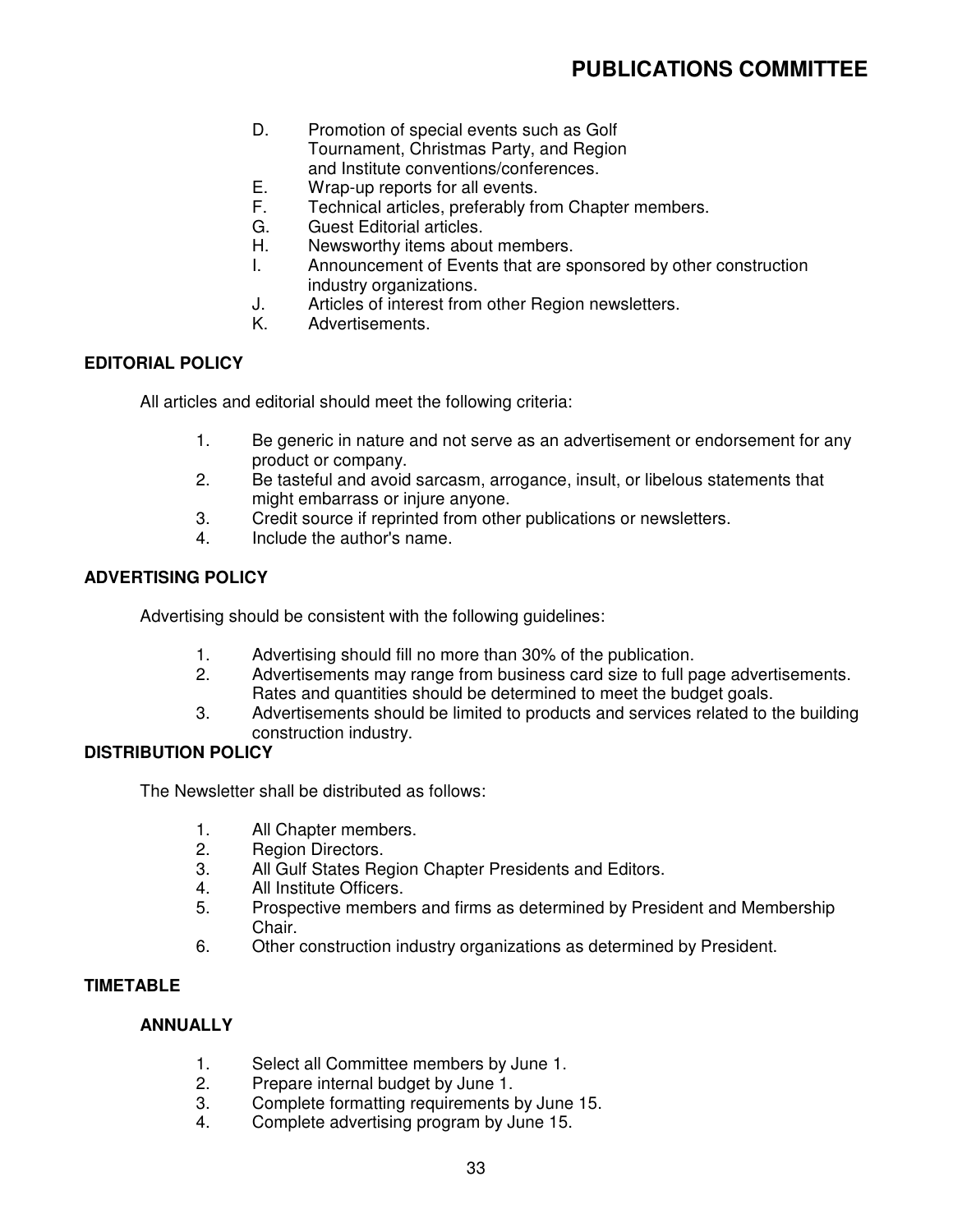D. Promotion of special events such as Golf Tournament, Christmas Party, and Region and Institute conventions/conferences.
E. Wrap-up reports for all events.
F. Technical articles, preferably from Chapter members.
G. Guest Editorial articles.
H. Newsworthy items about members.
I. Announcement of Events that are sponsored by other construction industry organizations.
J. Articles of interest from other Region newsletters.
K. Advertisements.

## EDITORIAL POLICY

All articles and editorial should meet the following criteria:

1. Be generic in nature and not serve as an advertisement or endorsement for any product or company.
2. Be tasteful and avoid sarcasm, arrogance, insult, or libelous statements that might embarrass or injure anyone.
3. Credit source if reprinted from other publications or newsletters.
4. Include the author's name.

## ADVERTISING POLICY

Advertising should be consistent with the following guidelines:

1. Advertising should fill no more than 30% of the publication.
2. Advertisements may range from business card size to full page advertisements. Rates and quantities should be determined to meet the budget goals.
3. Advertisements should be limited to products and services related to the building construction industry.

## DISTRIBUTION POLICY

The Newsletter shall be distributed as follows:

1. All Chapter members.
2. Region Directors.
3. All Gulf States Region Chapter Presidents and Editors.
4. All Institute Officers.
5. Prospective members and firms as determined by President and Membership Chair.
6. Other construction industry organizations as determined by President.

## TIMETABLE

### ANNUALLY

1. Select all Committee members by June 1.
2. Prepare internal budget by June 1.
3. Complete formatting requirements by June 15.
4. Complete advertising program by June 15.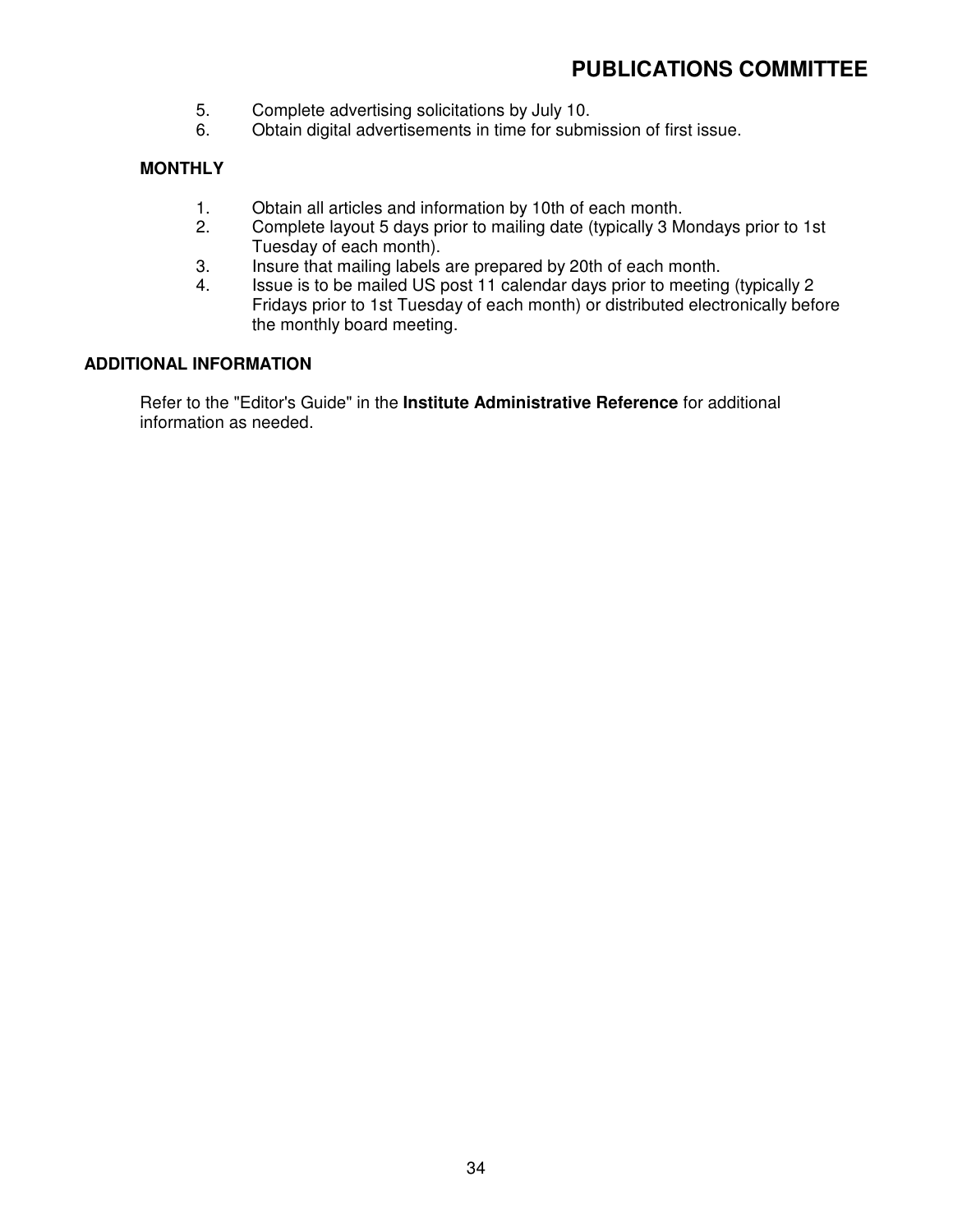5. Complete advertising solicitations by July 10.
6. Obtain digital advertisements in time for submission of first issue.

**MONTHLY**

1. Obtain all articles and information by 10th of each month.
2. Complete layout 5 days prior to mailing date (typically 3 Mondays prior to 1st Tuesday of each month).
3. Insure that mailing labels are prepared by 20th of each month.
4. Issue is to be mailed US post 11 calendar days prior to meeting (typically 2 Fridays prior to 1st Tuesday of each month) or distributed electronically before the monthly board meeting.

## ADDITIONAL INFORMATION

Refer to the "Editor's Guide" in the **Institute Administrative Reference** for additional information as needed.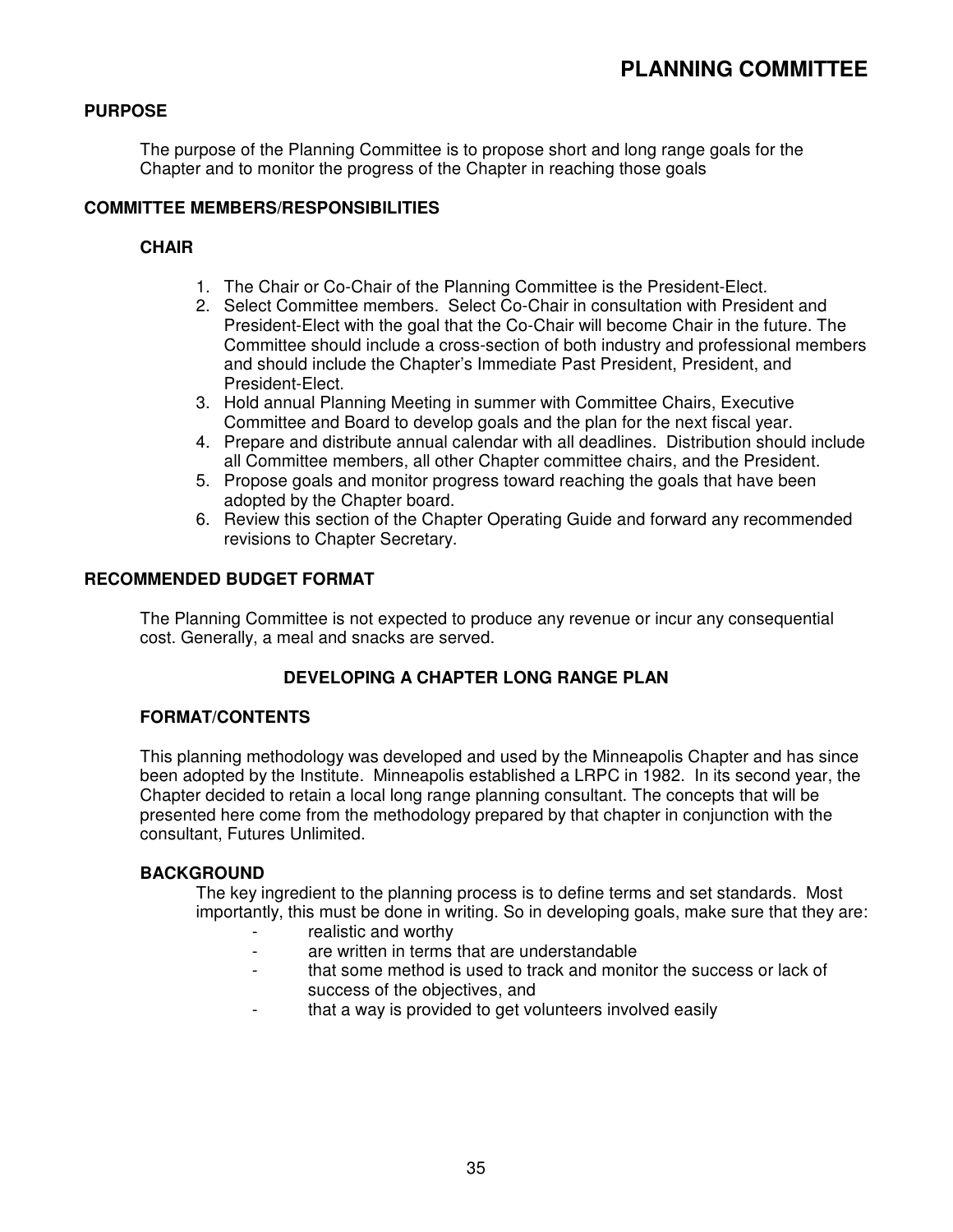# PLANNING COMMITTEE

## PURPOSE

The purpose of the Planning Committee is to propose short and long range goals for the Chapter and to monitor the progress of the Chapter in reaching those goals

## COMMITTEE MEMBERS/RESPONSIBILITIES

### CHAIR

1. The Chair or Co-Chair of the Planning Committee is the President-Elect.
2. Select Committee members. Select Co-Chair in consultation with President and President-Elect with the goal that the Co-Chair will become Chair in the future. The Committee should include a cross-section of both industry and professional members and should include the Chapter's Immediate Past President, President, and President-Elect.
3. Hold annual Planning Meeting in summer with Committee Chairs, Executive Committee and Board to develop goals and the plan for the next fiscal year.
4. Prepare and distribute annual calendar with all deadlines. Distribution should include all Committee members, all other Chapter committee chairs, and the President.
5. Propose goals and monitor progress toward reaching the goals that have been adopted by the Chapter board.
6. Review this section of the Chapter Operating Guide and forward any recommended revisions to Chapter Secretary.

## RECOMMENDED BUDGET FORMAT

The Planning Committee is not expected to produce any revenue or incur any consequential cost. Generally, a meal and snacks are served.

## DEVELOPING A CHAPTER LONG RANGE PLAN

### FORMAT/CONTENTS

This planning methodology was developed and used by the Minneapolis Chapter and has since been adopted by the Institute. Minneapolis established a LRPC in 1982. In its second year, the Chapter decided to retain a local long range planning consultant. The concepts that will be presented here come from the methodology prepared by that chapter in conjunction with the consultant, Futures Unlimited.

### BACKGROUND

The key ingredient to the planning process is to define terms and set standards. Most importantly, this must be done in writing. So in developing goals, make sure that they are:

- realistic and worthy
- are written in terms that are understandable
- that some method is used to track and monitor the success or lack of success of the objectives, and
- that a way is provided to get volunteers involved easily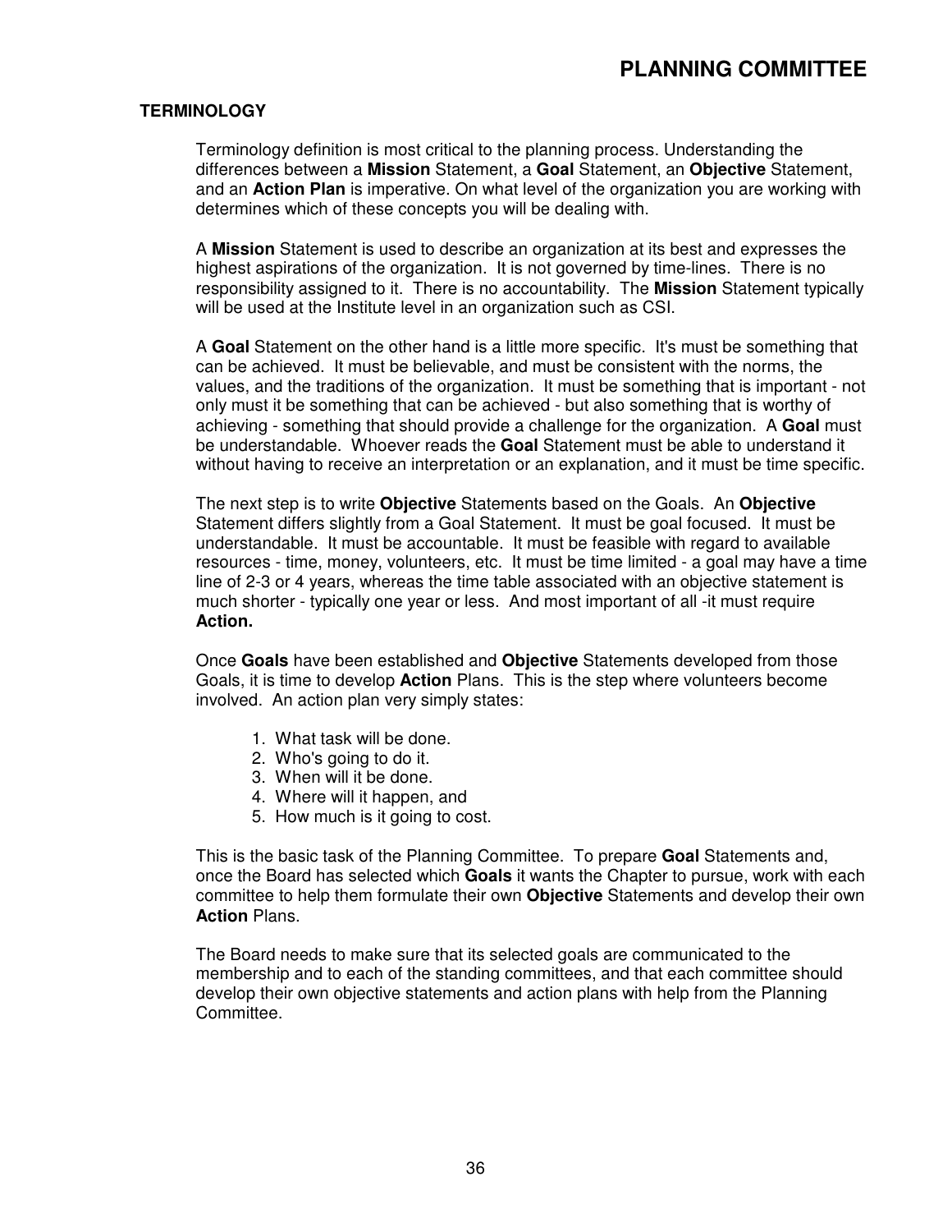## TERMINOLOGY

Terminology definition is most critical to the planning process. Understanding the differences between a **Mission** Statement, a **Goal** Statement, an **Objective** Statement, and an **Action Plan** is imperative. On what level of the organization you are working with determines which of these concepts you will be dealing with.

A **Mission** Statement is used to describe an organization at its best and expresses the highest aspirations of the organization. It is not governed by time-lines. There is no responsibility assigned to it. There is no accountability. The **Mission** Statement typically will be used at the Institute level in an organization such as CSI.

A **Goal** Statement on the other hand is a little more specific. It's must be something that can be achieved. It must be believable, and must be consistent with the norms, the values, and the traditions of the organization. It must be something that is important - not only must it be something that can be achieved - but also something that is worthy of achieving - something that should provide a challenge for the organization. A **Goal** must be understandable. Whoever reads the **Goal** Statement must be able to understand it without having to receive an interpretation or an explanation, and it must be time specific.

The next step is to write **Objective** Statements based on the Goals. An **Objective** Statement differs slightly from a Goal Statement. It must be goal focused. It must be understandable. It must be accountable. It must be feasible with regard to available resources - time, money, volunteers, etc. It must be time limited - a goal may have a time line of 2-3 or 4 years, whereas the time table associated with an objective statement is much shorter - typically one year or less. And most important of all -it must require **Action.**

Once **Goals** have been established and **Objective** Statements developed from those Goals, it is time to develop **Action** Plans. This is the step where volunteers become involved. An action plan very simply states:

1. What task will be done.
2. Who's going to do it.
3. When will it be done.
4. Where will it happen, and
5. How much is it going to cost.

This is the basic task of the Planning Committee. To prepare **Goal** Statements and, once the Board has selected which **Goals** it wants the Chapter to pursue, work with each committee to help them formulate their own **Objective** Statements and develop their own **Action** Plans.

The Board needs to make sure that its selected goals are communicated to the membership and to each of the standing committees, and that each committee should develop their own objective statements and action plans with help from the Planning Committee.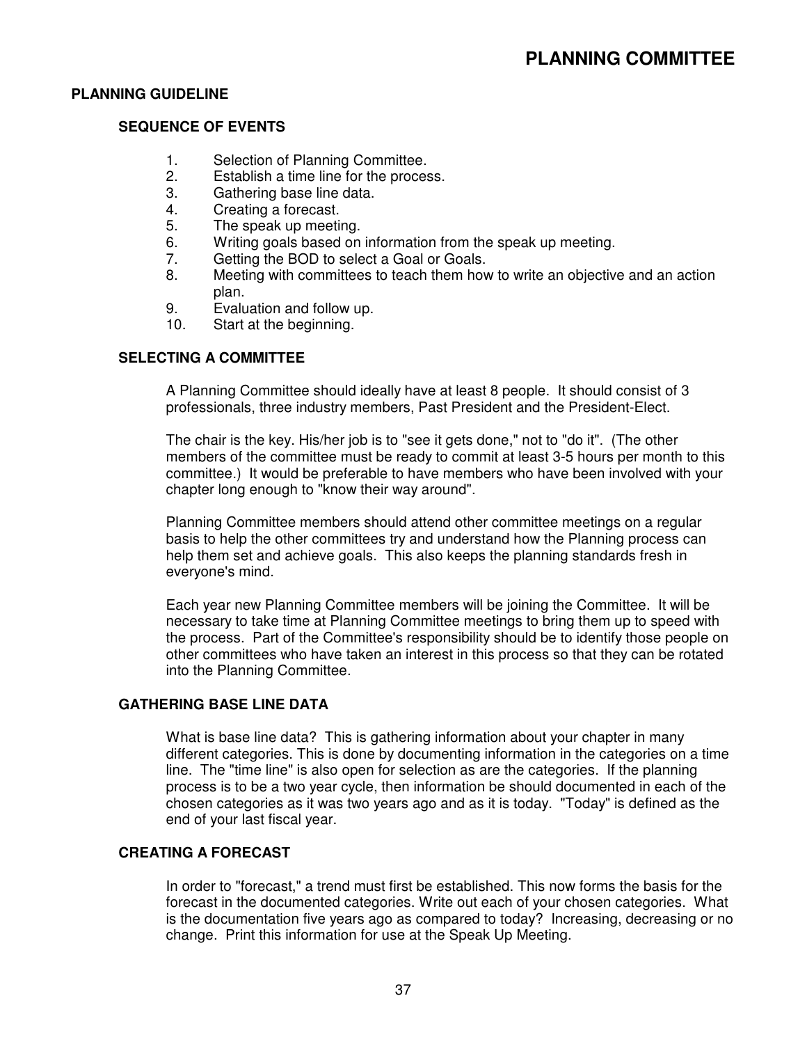# PLANNING COMMITTEE

## PLANNING GUIDELINE

### SEQUENCE OF EVENTS

1. Selection of Planning Committee.
2. Establish a time line for the process.
3. Gathering base line data.
4. Creating a forecast.
5. The speak up meeting.
6. Writing goals based on information from the speak up meeting.
7. Getting the BOD to select a Goal or Goals.
8. Meeting with committees to teach them how to write an objective and an action plan.
9. Evaluation and follow up.
10. Start at the beginning.

### SELECTING A COMMITTEE

A Planning Committee should ideally have at least 8 people. It should consist of 3 professionals, three industry members, Past President and the President-Elect.

The chair is the key. His/her job is to "see it gets done," not to "do it". (The other members of the committee must be ready to commit at least 3-5 hours per month to this committee.) It would be preferable to have members who have been involved with your chapter long enough to "know their way around".

Planning Committee members should attend other committee meetings on a regular basis to help the other committees try and understand how the Planning process can help them set and achieve goals. This also keeps the planning standards fresh in everyone's mind.

Each year new Planning Committee members will be joining the Committee. It will be necessary to take time at Planning Committee meetings to bring them up to speed with the process. Part of the Committee's responsibility should be to identify those people on other committees who have taken an interest in this process so that they can be rotated into the Planning Committee.

### GATHERING BASE LINE DATA

What is base line data? This is gathering information about your chapter in many different categories. This is done by documenting information in the categories on a time line. The "time line" is also open for selection as are the categories. If the planning process is to be a two year cycle, then information be should documented in each of the chosen categories as it was two years ago and as it is today. "Today" is defined as the end of your last fiscal year.

### CREATING A FORECAST

In order to "forecast," a trend must first be established. This now forms the basis for the forecast in the documented categories. Write out each of your chosen categories. What is the documentation five years ago as compared to today? Increasing, decreasing or no change. Print this information for use at the Speak Up Meeting.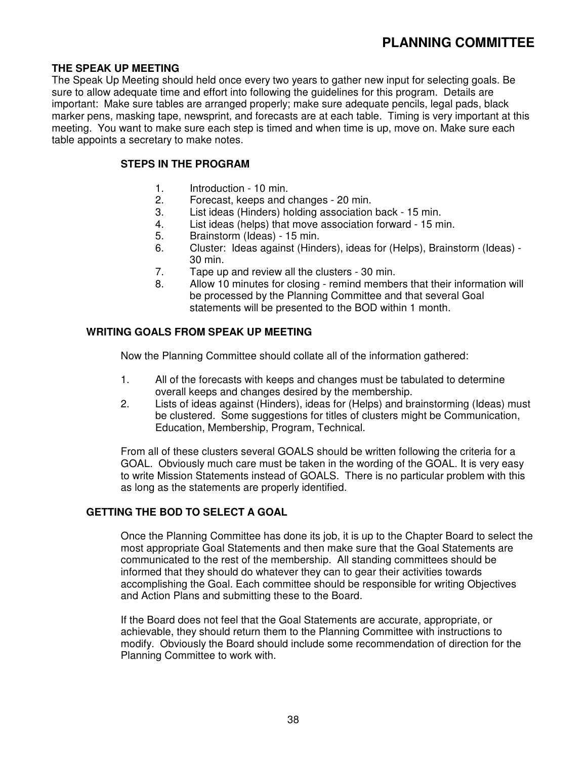# PLANNING COMMITTEE

## THE SPEAK UP MEETING

The Speak Up Meeting should held once every two years to gather new input for selecting goals. Be sure to allow adequate time and effort into following the guidelines for this program. Details are important: Make sure tables are arranged properly; make sure adequate pencils, legal pads, black marker pens, masking tape, newsprint, and forecasts are at each table. Timing is very important at this meeting. You want to make sure each step is timed and when time is up, move on. Make sure each table appoints a secretary to make notes.

### STEPS IN THE PROGRAM

1. Introduction - 10 min.
2. Forecast, keeps and changes - 20 min.
3. List ideas (Hinders) holding association back - 15 min.
4. List ideas (helps) that move association forward - 15 min.
5. Brainstorm (Ideas) - 15 min.
6. Cluster: Ideas against (Hinders), ideas for (Helps), Brainstorm (Ideas) - 30 min.
7. Tape up and review all the clusters - 30 min.
8. Allow 10 minutes for closing - remind members that their information will be processed by the Planning Committee and that several Goal statements will be presented to the BOD within 1 month.

## WRITING GOALS FROM SPEAK UP MEETING

Now the Planning Committee should collate all of the information gathered:

1. All of the forecasts with keeps and changes must be tabulated to determine overall keeps and changes desired by the membership.
2. Lists of ideas against (Hinders), ideas for (Helps) and brainstorming (Ideas) must be clustered. Some suggestions for titles of clusters might be Communication, Education, Membership, Program, Technical.

From all of these clusters several GOALS should be written following the criteria for a GOAL. Obviously much care must be taken in the wording of the GOAL. It is very easy to write Mission Statements instead of GOALS. There is no particular problem with this as long as the statements are properly identified.

## GETTING THE BOD TO SELECT A GOAL

Once the Planning Committee has done its job, it is up to the Chapter Board to select the most appropriate Goal Statements and then make sure that the Goal Statements are communicated to the rest of the membership. All standing committees should be informed that they should do whatever they can to gear their activities towards accomplishing the Goal. Each committee should be responsible for writing Objectives and Action Plans and submitting these to the Board.

If the Board does not feel that the Goal Statements are accurate, appropriate, or achievable, they should return them to the Planning Committee with instructions to modify. Obviously the Board should include some recommendation of direction for the Planning Committee to work with.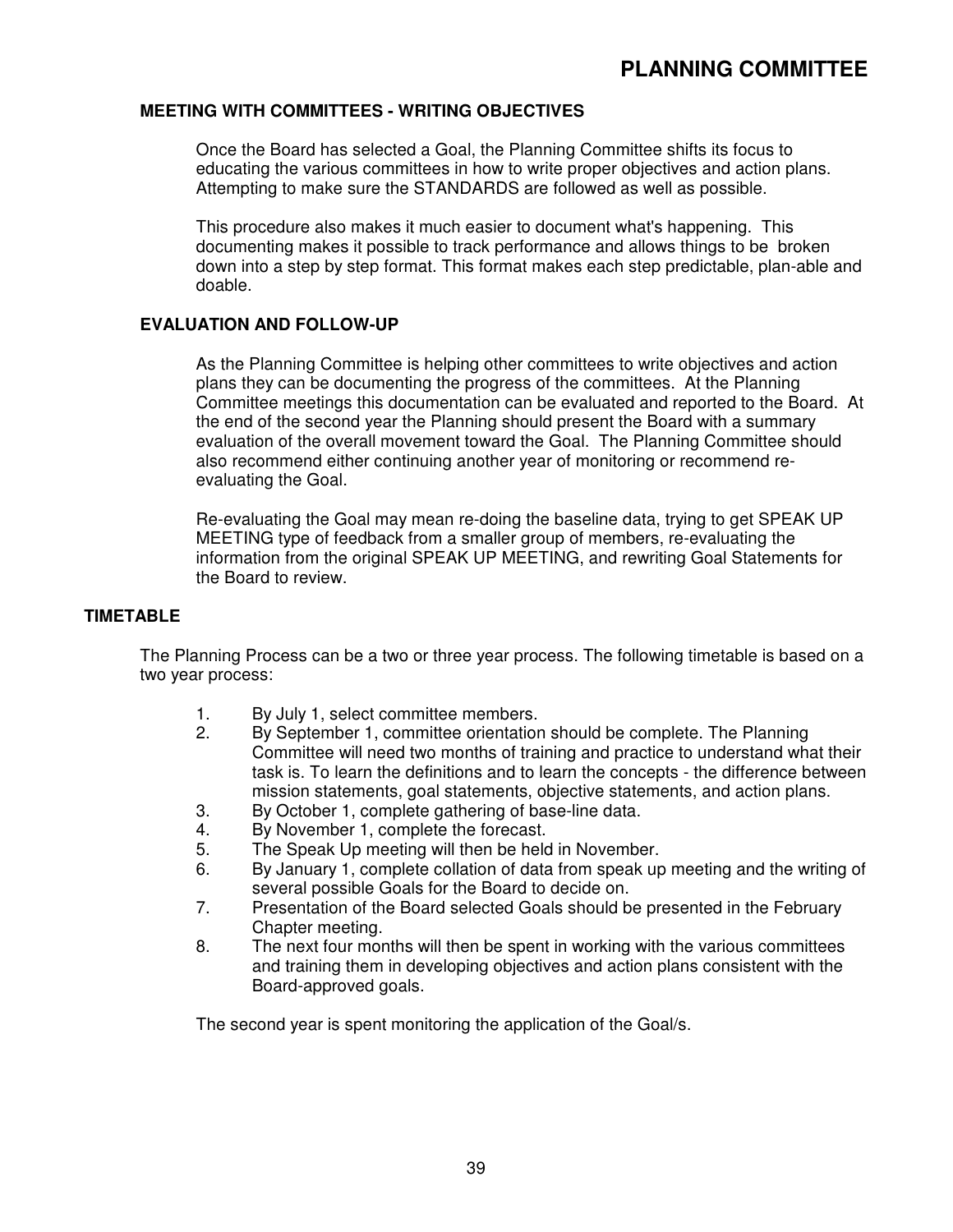## MEETING WITH COMMITTEES - WRITING OBJECTIVES

Once the Board has selected a Goal, the Planning Committee shifts its focus to educating the various committees in how to write proper objectives and action plans. Attempting to make sure the STANDARDS are followed as well as possible.

This procedure also makes it much easier to document what's happening. This documenting makes it possible to track performance and allows things to be broken down into a step by step format. This format makes each step predictable, plan-able and doable.

## EVALUATION AND FOLLOW-UP

As the Planning Committee is helping other committees to write objectives and action plans they can be documenting the progress of the committees. At the Planning Committee meetings this documentation can be evaluated and reported to the Board. At the end of the second year the Planning should present the Board with a summary evaluation of the overall movement toward the Goal. The Planning Committee should also recommend either continuing another year of monitoring or recommend re-evaluating the Goal.

Re-evaluating the Goal may mean re-doing the baseline data, trying to get SPEAK UP MEETING type of feedback from a smaller group of members, re-evaluating the information from the original SPEAK UP MEETING, and rewriting Goal Statements for the Board to review.

## TIMETABLE

The Planning Process can be a two or three year process. The following timetable is based on a two year process:

1. By July 1, select committee members.
2. By September 1, committee orientation should be complete. The Planning Committee will need two months of training and practice to understand what their task is. To learn the definitions and to learn the concepts - the difference between mission statements, goal statements, objective statements, and action plans.
3. By October 1, complete gathering of base-line data.
4. By November 1, complete the forecast.
5. The Speak Up meeting will then be held in November.
6. By January 1, complete collation of data from speak up meeting and the writing of several possible Goals for the Board to decide on.
7. Presentation of the Board selected Goals should be presented in the February Chapter meeting.
8. The next four months will then be spent in working with the various committees and training them in developing objectives and action plans consistent with the Board-approved goals.

The second year is spent monitoring the application of the Goal/s.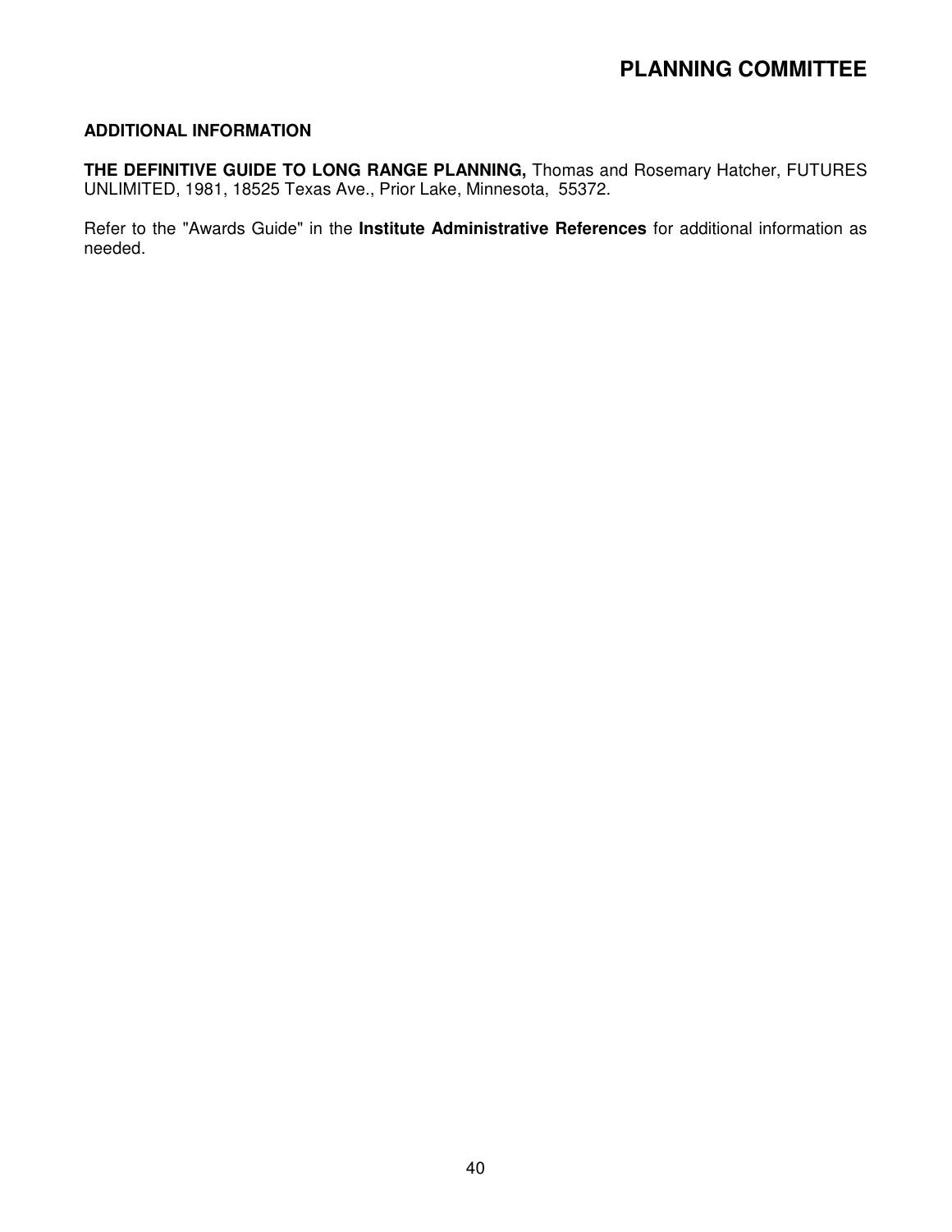## ADDITIONAL INFORMATION

**THE DEFINITIVE GUIDE TO LONG RANGE PLANNING,** Thomas and Rosemary Hatcher, FUTURES UNLIMITED, 1981, 18525 Texas Ave., Prior Lake, Minnesota, 55372.

Refer to the "Awards Guide" in the **Institute Administrative References** for additional information as needed.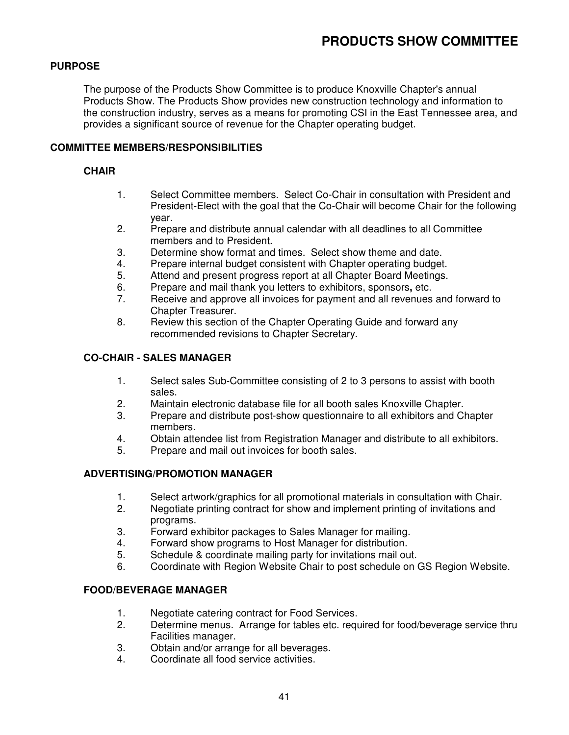# PRODUCTS SHOW COMMITTEE

## PURPOSE

The purpose of the Products Show Committee is to produce Knoxville Chapter's annual Products Show. The Products Show provides new construction technology and information to the construction industry, serves as a means for promoting CSI in the East Tennessee area, and provides a significant source of revenue for the Chapter operating budget.

## COMMITTEE MEMBERS/RESPONSIBILITIES

### CHAIR

1. Select Committee members. Select Co-Chair in consultation with President and President-Elect with the goal that the Co-Chair will become Chair for the following year.
2. Prepare and distribute annual calendar with all deadlines to all Committee members and to President.
3. Determine show format and times. Select show theme and date.
4. Prepare internal budget consistent with Chapter operating budget.
5. Attend and present progress report at all Chapter Board Meetings.
6. Prepare and mail thank you letters to exhibitors, sponsors, etc.
7. Receive and approve all invoices for payment and all revenues and forward to Chapter Treasurer.
8. Review this section of the Chapter Operating Guide and forward any recommended revisions to Chapter Secretary.

### CO-CHAIR - SALES MANAGER

1. Select sales Sub-Committee consisting of 2 to 3 persons to assist with booth sales.
2. Maintain electronic database file for all booth sales Knoxville Chapter.
3. Prepare and distribute post-show questionnaire to all exhibitors and Chapter members.
4. Obtain attendee list from Registration Manager and distribute to all exhibitors.
5. Prepare and mail out invoices for booth sales.

### ADVERTISING/PROMOTION MANAGER

1. Select artwork/graphics for all promotional materials in consultation with Chair.
2. Negotiate printing contract for show and implement printing of invitations and programs.
3. Forward exhibitor packages to Sales Manager for mailing.
4. Forward show programs to Host Manager for distribution.
5. Schedule & coordinate mailing party for invitations mail out.
6. Coordinate with Region Website Chair to post schedule on GS Region Website.

### FOOD/BEVERAGE MANAGER

1. Negotiate catering contract for Food Services.
2. Determine menus. Arrange for tables etc. required for food/beverage service thru Facilities manager.
3. Obtain and/or arrange for all beverages.
4. Coordinate all food service activities.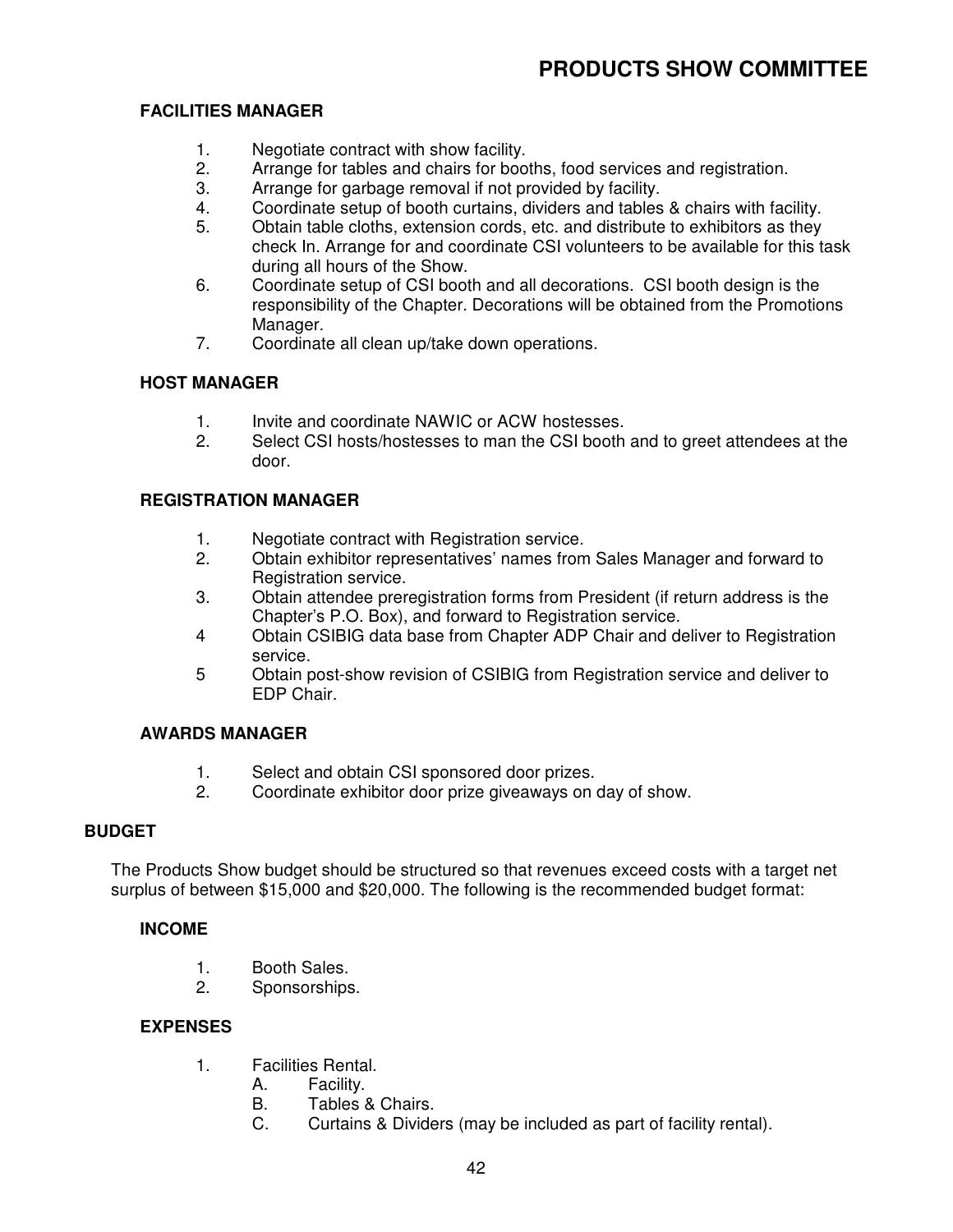## FACILITIES MANAGER

1. Negotiate contract with show facility.
2. Arrange for tables and chairs for booths, food services and registration.
3. Arrange for garbage removal if not provided by facility.
4. Coordinate setup of booth curtains, dividers and tables & chairs with facility.
5. Obtain table cloths, extension cords, etc. and distribute to exhibitors as they check In. Arrange for and coordinate CSI volunteers to be available for this task during all hours of the Show.
6. Coordinate setup of CSI booth and all decorations. CSI booth design is the responsibility of the Chapter. Decorations will be obtained from the Promotions Manager.
7. Coordinate all clean up/take down operations.

## HOST MANAGER

1. Invite and coordinate NAWIC or ACW hostesses.
2. Select CSI hosts/hostesses to man the CSI booth and to greet attendees at the door.

## REGISTRATION MANAGER

1. Negotiate contract with Registration service.
2. Obtain exhibitor representatives' names from Sales Manager and forward to Registration service.
3. Obtain attendee preregistration forms from President (if return address is the Chapter's P.O. Box), and forward to Registration service.
4. Obtain CSIBIG data base from Chapter ADP Chair and deliver to Registration service.
5. Obtain post-show revision of CSIBIG from Registration service and deliver to EDP Chair.

## AWARDS MANAGER

1. Select and obtain CSI sponsored door prizes.
2. Coordinate exhibitor door prize giveaways on day of show.

# BUDGET

The Products Show budget should be structured so that revenues exceed costs with a target net surplus of between $15,000 and $20,000. The following is the recommended budget format:

## INCOME

1. Booth Sales.
2. Sponsorships.

## EXPENSES

1. Facilities Rental.
   - A. Facility.
   - B. Tables & Chairs.
   - C. Curtains & Dividers (may be included as part of facility rental).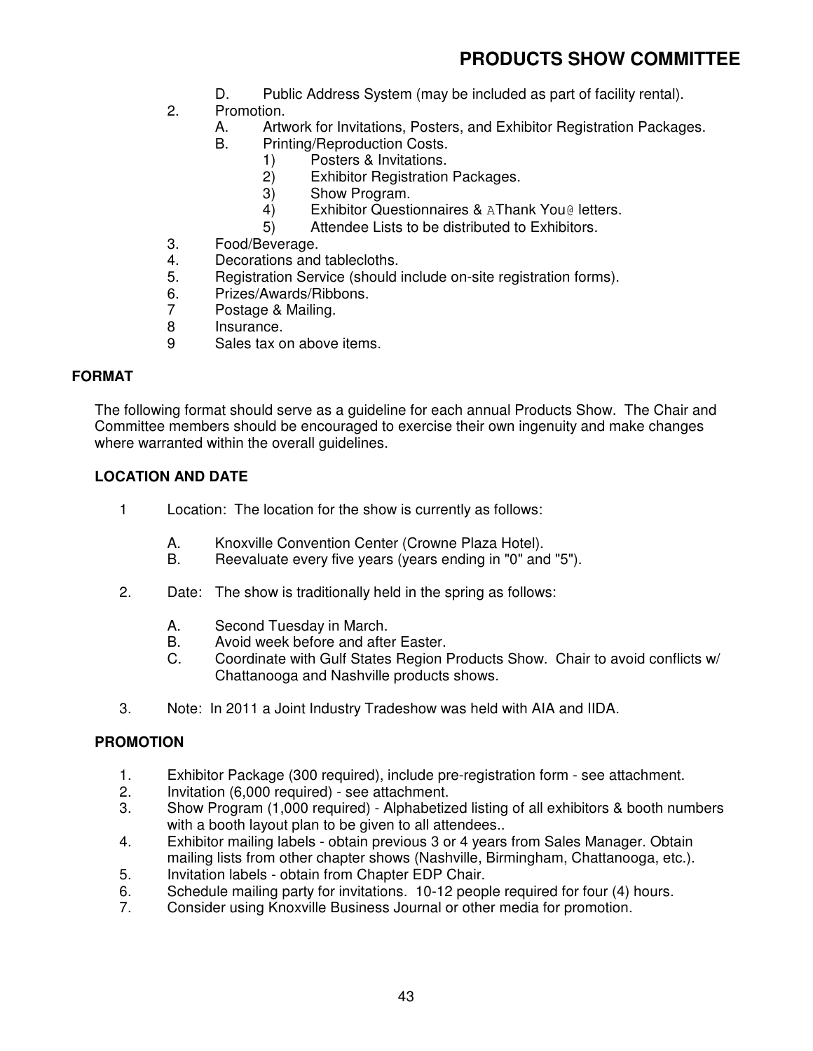D. Public Address System (may be included as part of facility rental).

2. Promotion.
   A. Artwork for Invitations, Posters, and Exhibitor Registration Packages.
   B. Printing/Reproduction Costs.
      1) Posters & Invitations.
      2) Exhibitor Registration Packages.
      3) Show Program.
      4) Exhibitor Questionnaires & AThank You@ letters.
      5) Attendee Lists to be distributed to Exhibitors.
3. Food/Beverage.
4. Decorations and tablecloths.
5. Registration Service (should include on-site registration forms).
6. Prizes/Awards/Ribbons.
7 Postage & Mailing.
8 Insurance.
9 Sales tax on above items.

## FORMAT

The following format should serve as a guideline for each annual Products Show. The Chair and Committee members should be encouraged to exercise their own ingenuity and make changes where warranted within the overall guidelines.

### LOCATION AND DATE

1 Location: The location for the show is currently as follows:

   A. Knoxville Convention Center (Crowne Plaza Hotel).
   B. Reevaluate every five years (years ending in "0" and "5").

2. Date: The show is traditionally held in the spring as follows:

   A. Second Tuesday in March.
   B. Avoid week before and after Easter.
   C. Coordinate with Gulf States Region Products Show. Chair to avoid conflicts w/ Chattanooga and Nashville products shows.

3. Note: In 2011 a Joint Industry Tradeshow was held with AIA and IIDA.

### PROMOTION

1. Exhibitor Package (300 required), include pre-registration form - see attachment.
2. Invitation (6,000 required) - see attachment.
3. Show Program (1,000 required) - Alphabetized listing of all exhibitors & booth numbers with a booth layout plan to be given to all attendees..
4. Exhibitor mailing labels - obtain previous 3 or 4 years from Sales Manager. Obtain mailing lists from other chapter shows (Nashville, Birmingham, Chattanooga, etc.).
5. Invitation labels - obtain from Chapter EDP Chair.
6. Schedule mailing party for invitations. 10-12 people required for four (4) hours.
7. Consider using Knoxville Business Journal or other media for promotion.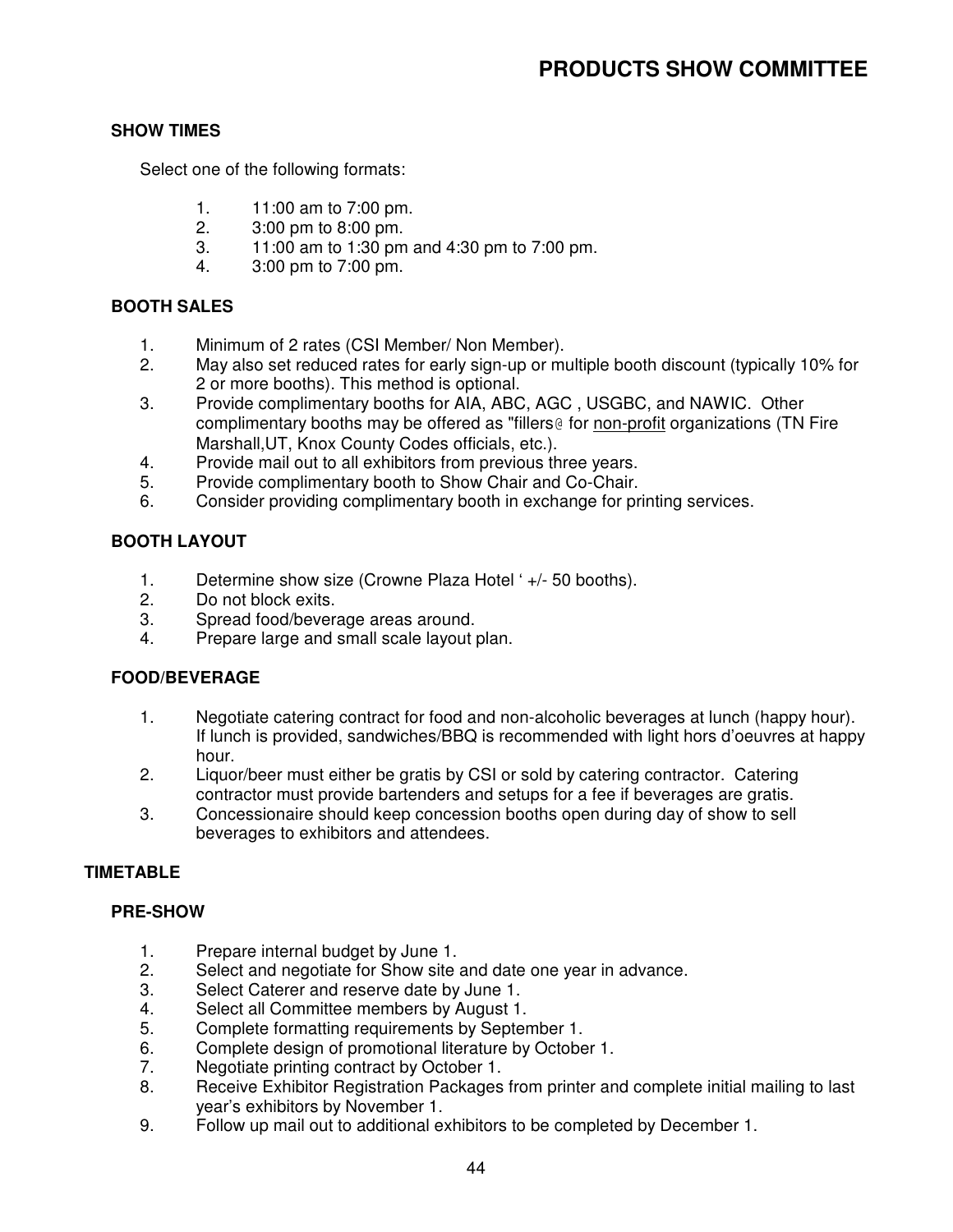## PRODUCTS SHOW COMMITTEE

### SHOW TIMES

Select one of the following formats:

1. 11:00 am to 7:00 pm.
2. 3:00 pm to 8:00 pm.
3. 11:00 am to 1:30 pm and 4:30 pm to 7:00 pm.
4. 3:00 pm to 7:00 pm.

### BOOTH SALES

1. Minimum of 2 rates (CSI Member/ Non Member).
2. May also set reduced rates for early sign-up or multiple booth discount (typically 10% for 2 or more booths). This method is optional.
3. Provide complimentary booths for AIA, ABC, AGC , USGBC, and NAWIC. Other complimentary booths may be offered as "fillers@ for <u>non-profit</u> organizations (TN Fire Marshall,UT, Knox County Codes officials, etc.).
4. Provide mail out to all exhibitors from previous three years.
5. Provide complimentary booth to Show Chair and Co-Chair.
6. Consider providing complimentary booth in exchange for printing services.

### BOOTH LAYOUT

1. Determine show size (Crowne Plaza Hotel ' +/- 50 booths).
2. Do not block exits.
3. Spread food/beverage areas around.
4. Prepare large and small scale layout plan.

### FOOD/BEVERAGE

1. Negotiate catering contract for food and non-alcoholic beverages at lunch (happy hour). If lunch is provided, sandwiches/BBQ is recommended with light hors d'oeuvres at happy hour.
2. Liquor/beer must either be gratis by CSI or sold by catering contractor. Catering contractor must provide bartenders and setups for a fee if beverages are gratis.
3. Concessionaire should keep concession booths open during day of show to sell beverages to exhibitors and attendees.

## TIMETABLE

### PRE-SHOW

1. Prepare internal budget by June 1.
2. Select and negotiate for Show site and date one year in advance.
3. Select Caterer and reserve date by June 1.
4. Select all Committee members by August 1.
5. Complete formatting requirements by September 1.
6. Complete design of promotional literature by October 1.
7. Negotiate printing contract by October 1.
8. Receive Exhibitor Registration Packages from printer and complete initial mailing to last year's exhibitors by November 1.
9. Follow up mail out to additional exhibitors to be completed by December 1.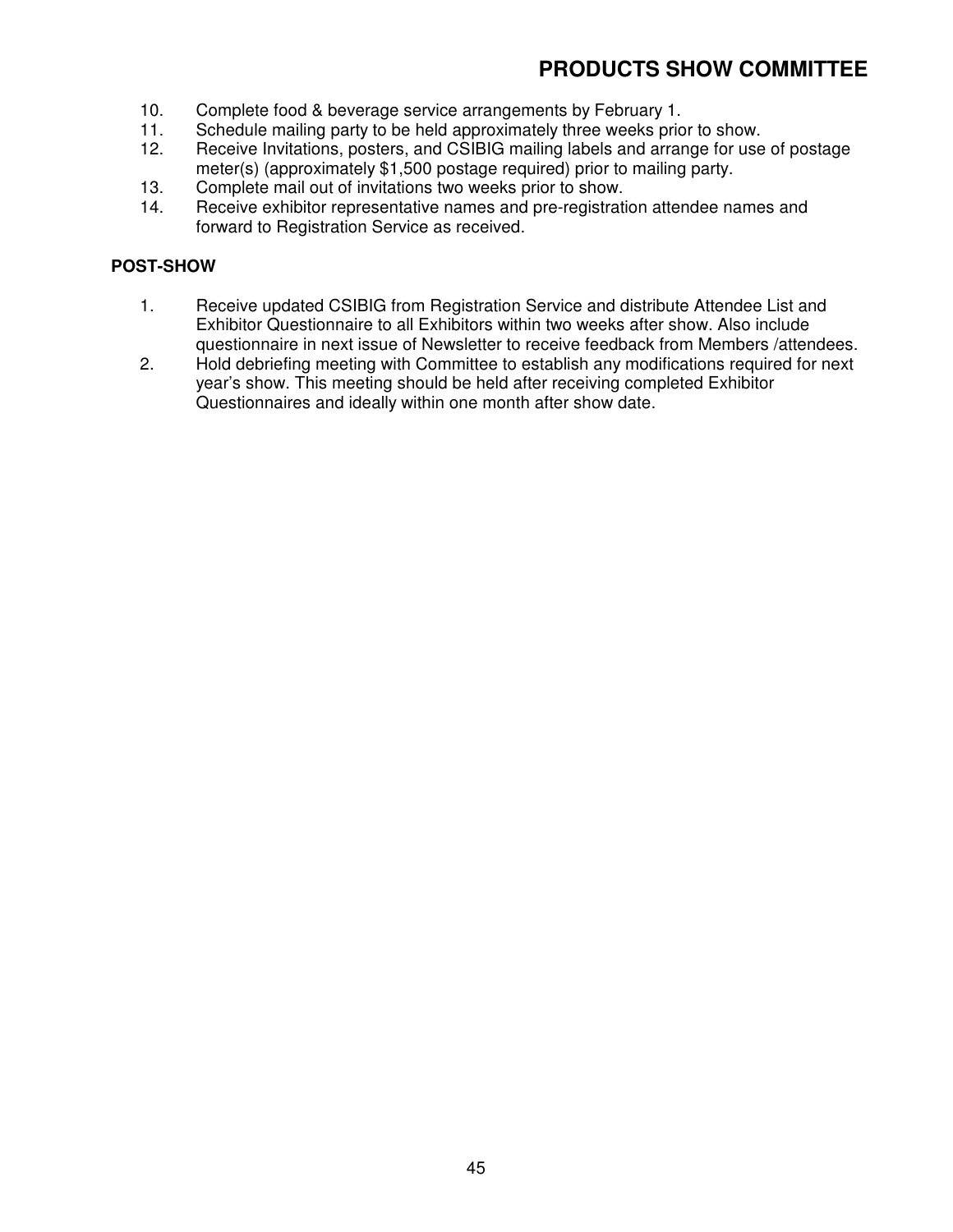10. Complete food & beverage service arrangements by February 1.
11. Schedule mailing party to be held approximately three weeks prior to show.
12. Receive Invitations, posters, and CSIBIG mailing labels and arrange for use of postage meter(s) (approximately $1,500 postage required) prior to mailing party.
13. Complete mail out of invitations two weeks prior to show.
14. Receive exhibitor representative names and pre-registration attendee names and forward to Registration Service as received.

**POST-SHOW**

1. Receive updated CSIBIG from Registration Service and distribute Attendee List and Exhibitor Questionnaire to all Exhibitors within two weeks after show. Also include questionnaire in next issue of Newsletter to receive feedback from Members /attendees.
2. Hold debriefing meeting with Committee to establish any modifications required for next year's show. This meeting should be held after receiving completed Exhibitor Questionnaires and ideally within one month after show date.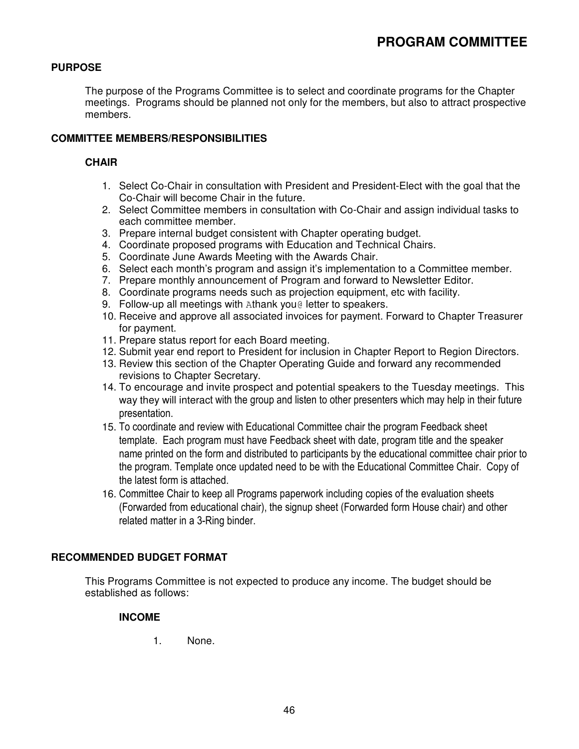# PROGRAM COMMITTEE

## PURPOSE

The purpose of the Programs Committee is to select and coordinate programs for the Chapter meetings. Programs should be planned not only for the members, but also to attract prospective members.

## COMMITTEE MEMBERS/RESPONSIBILITIES

### CHAIR

1. Select Co-Chair in consultation with President and President-Elect with the goal that the Co-Chair will become Chair in the future.
2. Select Committee members in consultation with Co-Chair and assign individual tasks to each committee member.
3. Prepare internal budget consistent with Chapter operating budget.
4. Coordinate proposed programs with Education and Technical Chairs.
5. Coordinate June Awards Meeting with the Awards Chair.
6. Select each month's program and assign it's implementation to a Committee member.
7. Prepare monthly announcement of Program and forward to Newsletter Editor.
8. Coordinate programs needs such as projection equipment, etc with facility.
9. Follow-up all meetings with Athank you@ letter to speakers.
10. Receive and approve all associated invoices for payment. Forward to Chapter Treasurer for payment.
11. Prepare status report for each Board meeting.
12. Submit year end report to President for inclusion in Chapter Report to Region Directors.
13. Review this section of the Chapter Operating Guide and forward any recommended revisions to Chapter Secretary.
14. To encourage and invite prospect and potential speakers to the Tuesday meetings. This way they will interact with the group and listen to other presenters which may help in their future presentation.
15. To coordinate and review with Educational Committee chair the program Feedback sheet template. Each program must have Feedback sheet with date, program title and the speaker name printed on the form and distributed to participants by the educational committee chair prior to the program. Template once updated need to be with the Educational Committee Chair. Copy of the latest form is attached.
16. Committee Chair to keep all Programs paperwork including copies of the evaluation sheets (Forwarded from educational chair), the signup sheet (Forwarded form House chair) and other related matter in a 3-Ring binder.

## RECOMMENDED BUDGET FORMAT

This Programs Committee is not expected to produce any income. The budget should be established as follows:

### INCOME

1. None.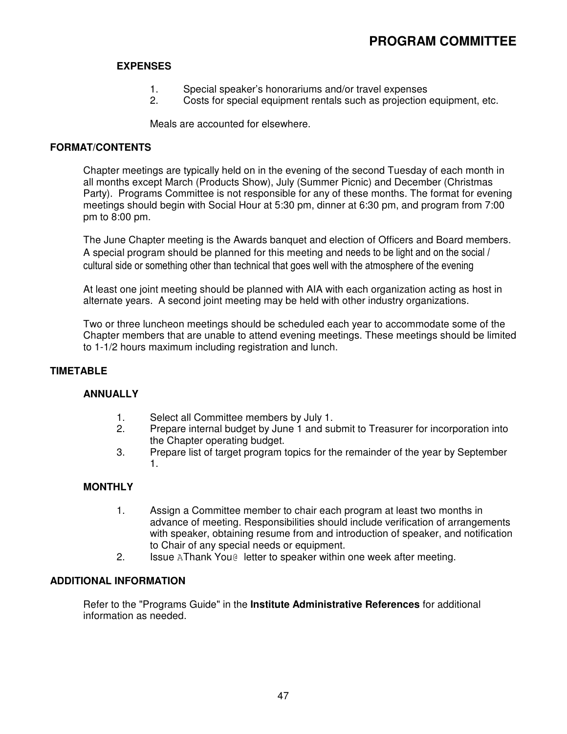# PROGRAM COMMITTEE

### EXPENSES

1. Special speaker's honorariums and/or travel expenses
2. Costs for special equipment rentals such as projection equipment, etc.

Meals are accounted for elsewhere.

## FORMAT/CONTENTS

Chapter meetings are typically held on in the evening of the second Tuesday of each month in all months except March (Products Show), July (Summer Picnic) and December (Christmas Party). Programs Committee is not responsible for any of these months. The format for evening meetings should begin with Social Hour at 5:30 pm, dinner at 6:30 pm, and program from 7:00 pm to 8:00 pm.

The June Chapter meeting is the Awards banquet and election of Officers and Board members. A special program should be planned for this meeting and needs to be light and on the social / cultural side or something other than technical that goes well with the atmosphere of the evening

At least one joint meeting should be planned with AIA with each organization acting as host in alternate years. A second joint meeting may be held with other industry organizations.

Two or three luncheon meetings should be scheduled each year to accommodate some of the Chapter members that are unable to attend evening meetings. These meetings should be limited to 1-1/2 hours maximum including registration and lunch.

## TIMETABLE

### ANNUALLY

1. Select all Committee members by July 1.
2. Prepare internal budget by June 1 and submit to Treasurer for incorporation into the Chapter operating budget.
3. Prepare list of target program topics for the remainder of the year by September 1.

### MONTHLY

1. Assign a Committee member to chair each program at least two months in advance of meeting. Responsibilities should include verification of arrangements with speaker, obtaining resume from and introduction of speaker, and notification to Chair of any special needs or equipment.
2. Issue AThank You@ letter to speaker within one week after meeting.

## ADDITIONAL INFORMATION

Refer to the "Programs Guide" in the **Institute Administrative References** for additional information as needed.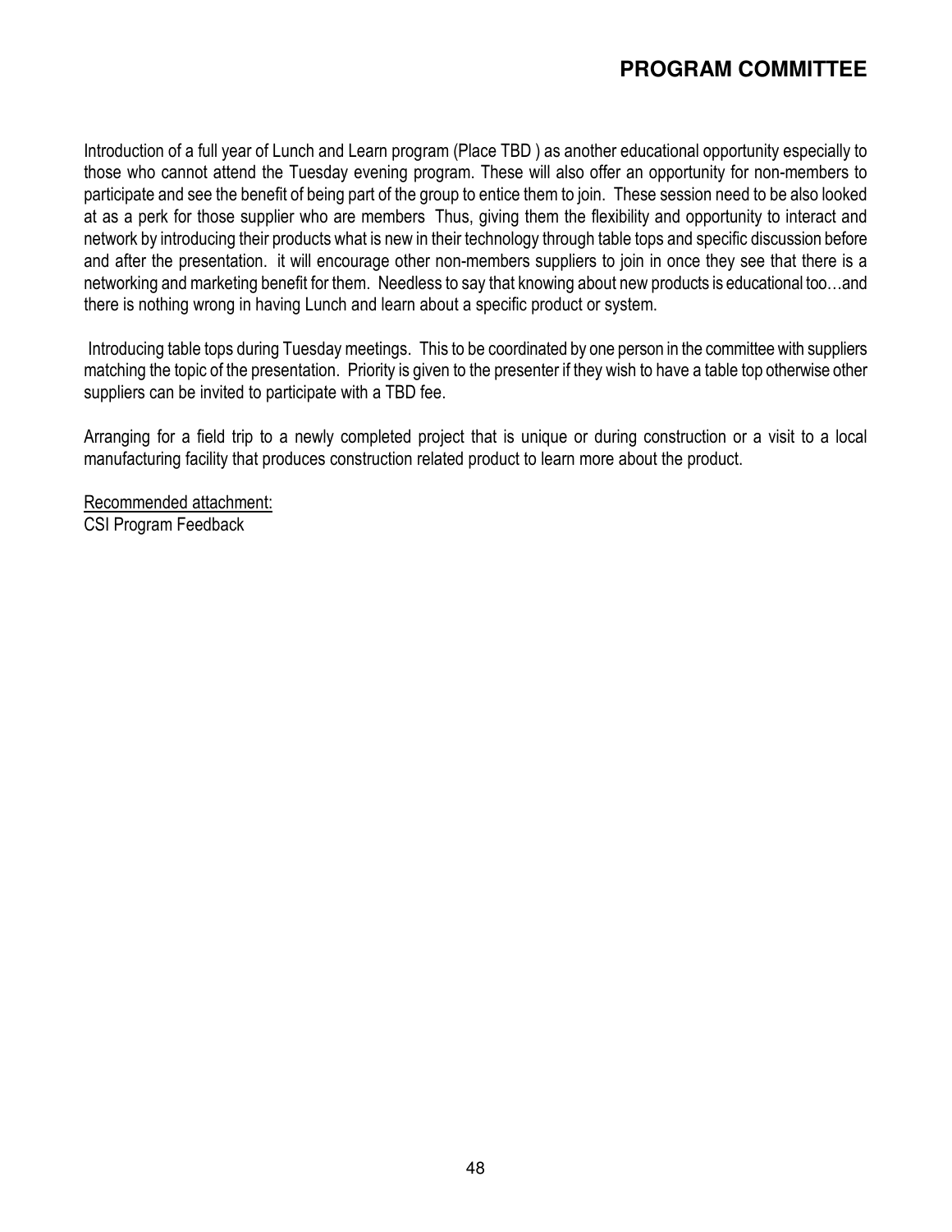## PROGRAM COMMITTEE

Introduction of a full year of Lunch and Learn program (Place TBD ) as another educational opportunity especially to those who cannot attend the Tuesday evening program. These will also offer an opportunity for non-members to participate and see the benefit of being part of the group to entice them to join. These session need to be also looked at as a perk for those supplier who are members Thus, giving them the flexibility and opportunity to interact and network by introducing their products what is new in their technology through table tops and specific discussion before and after the presentation. it will encourage other non-members suppliers to join in once they see that there is a networking and marketing benefit for them. Needless to say that knowing about new products is educational too…and there is nothing wrong in having Lunch and learn about a specific product or system.

Introducing table tops during Tuesday meetings. This to be coordinated by one person in the committee with suppliers matching the topic of the presentation. Priority is given to the presenter if they wish to have a table top otherwise other suppliers can be invited to participate with a TBD fee.

Arranging for a field trip to a newly completed project that is unique or during construction or a visit to a local manufacturing facility that produces construction related product to learn more about the product.

Recommended attachment:
CSI Program Feedback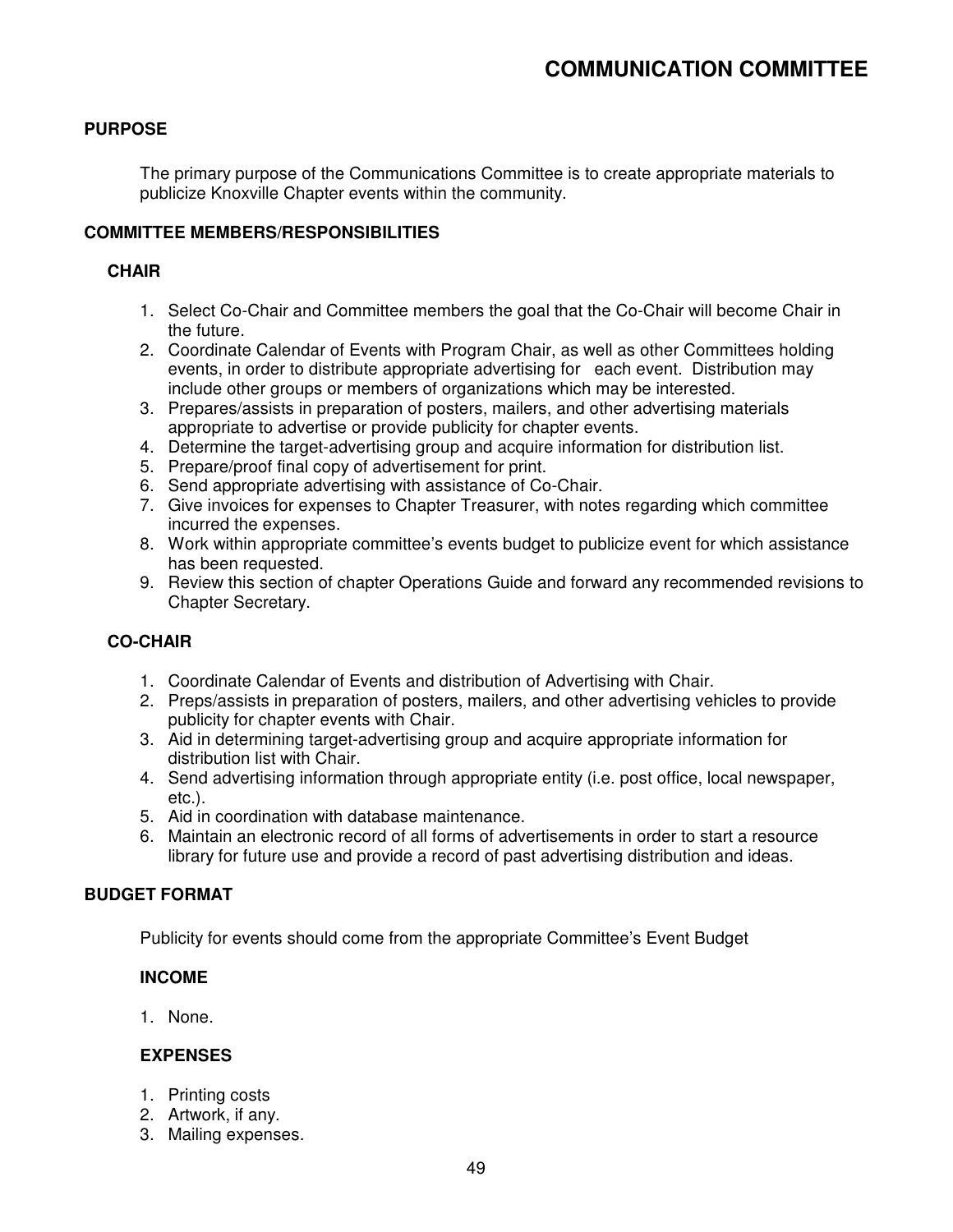# COMMUNICATION COMMITTEE

## PURPOSE

The primary purpose of the Communications Committee is to create appropriate materials to publicize Knoxville Chapter events within the community.

## COMMITTEE MEMBERS/RESPONSIBILITIES

### CHAIR

1. Select Co-Chair and Committee members the goal that the Co-Chair will become Chair in the future.
2. Coordinate Calendar of Events with Program Chair, as well as other Committees holding events, in order to distribute appropriate advertising for each event. Distribution may include other groups or members of organizations which may be interested.
3. Prepares/assists in preparation of posters, mailers, and other advertising materials appropriate to advertise or provide publicity for chapter events.
4. Determine the target-advertising group and acquire information for distribution list.
5. Prepare/proof final copy of advertisement for print.
6. Send appropriate advertising with assistance of Co-Chair.
7. Give invoices for expenses to Chapter Treasurer, with notes regarding which committee incurred the expenses.
8. Work within appropriate committee's events budget to publicize event for which assistance has been requested.
9. Review this section of chapter Operations Guide and forward any recommended revisions to Chapter Secretary.

### CO-CHAIR

1. Coordinate Calendar of Events and distribution of Advertising with Chair.
2. Preps/assists in preparation of posters, mailers, and other advertising vehicles to provide publicity for chapter events with Chair.
3. Aid in determining target-advertising group and acquire appropriate information for distribution list with Chair.
4. Send advertising information through appropriate entity (i.e. post office, local newspaper, etc.).
5. Aid in coordination with database maintenance.
6. Maintain an electronic record of all forms of advertisements in order to start a resource library for future use and provide a record of past advertising distribution and ideas.

## BUDGET FORMAT

Publicity for events should come from the appropriate Committee's Event Budget

### INCOME

1. None.

### EXPENSES

1. Printing costs
2. Artwork, if any.
3. Mailing expenses.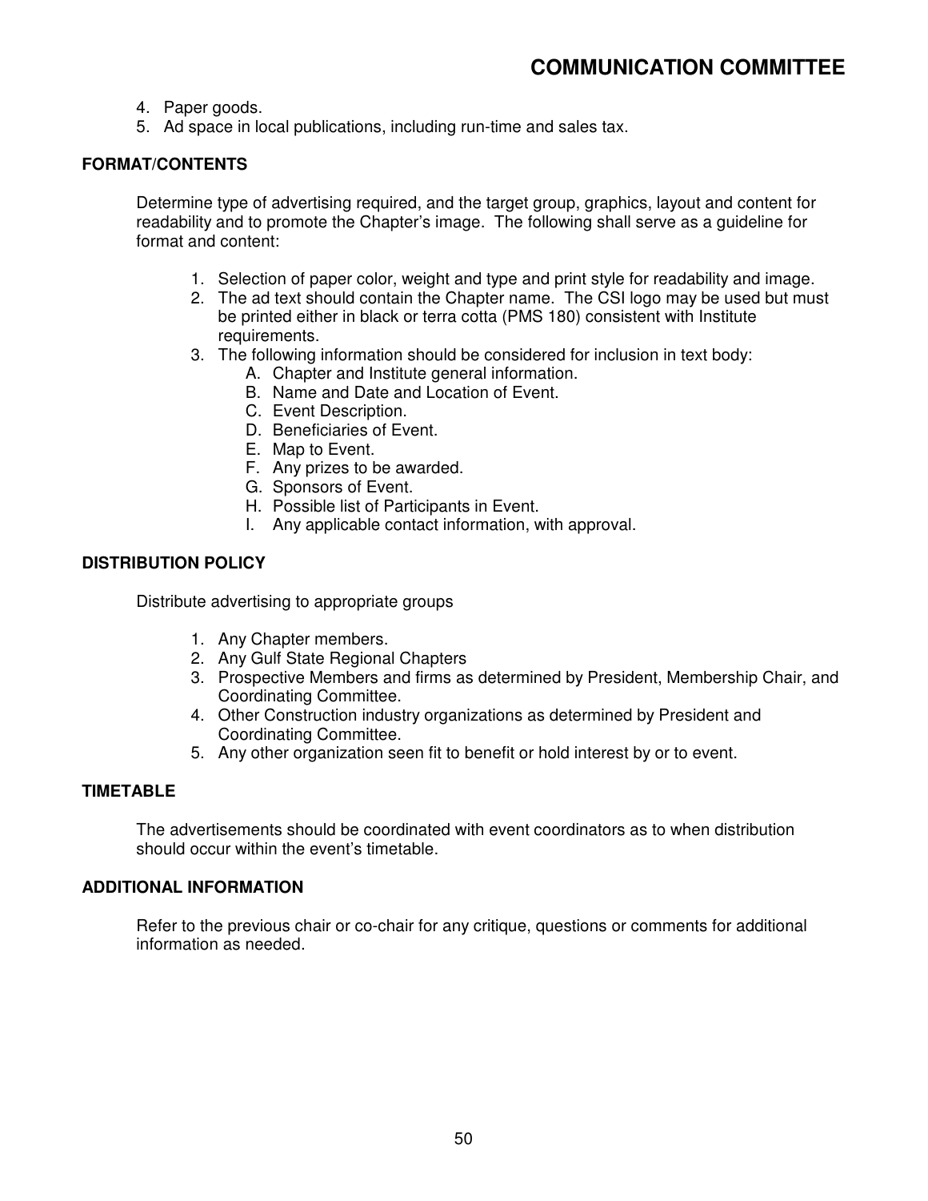4. Paper goods.
5. Ad space in local publications, including run-time and sales tax.

**FORMAT/CONTENTS**

Determine type of advertising required, and the target group, graphics, layout and content for readability and to promote the Chapter's image. The following shall serve as a guideline for format and content:

1. Selection of paper color, weight and type and print style for readability and image.
2. The ad text should contain the Chapter name. The CSI logo may be used but must be printed either in black or terra cotta (PMS 180) consistent with Institute requirements.
3. The following information should be considered for inclusion in text body:
   A. Chapter and Institute general information.
   B. Name and Date and Location of Event.
   C. Event Description.
   D. Beneficiaries of Event.
   E. Map to Event.
   F. Any prizes to be awarded.
   G. Sponsors of Event.
   H. Possible list of Participants in Event.
   I. Any applicable contact information, with approval.

**DISTRIBUTION POLICY**

Distribute advertising to appropriate groups

1. Any Chapter members.
2. Any Gulf State Regional Chapters
3. Prospective Members and firms as determined by President, Membership Chair, and Coordinating Committee.
4. Other Construction industry organizations as determined by President and Coordinating Committee.
5. Any other organization seen fit to benefit or hold interest by or to event.

**TIMETABLE**

The advertisements should be coordinated with event coordinators as to when distribution should occur within the event's timetable.

**ADDITIONAL INFORMATION**

Refer to the previous chair or co-chair for any critique, questions or comments for additional information as needed.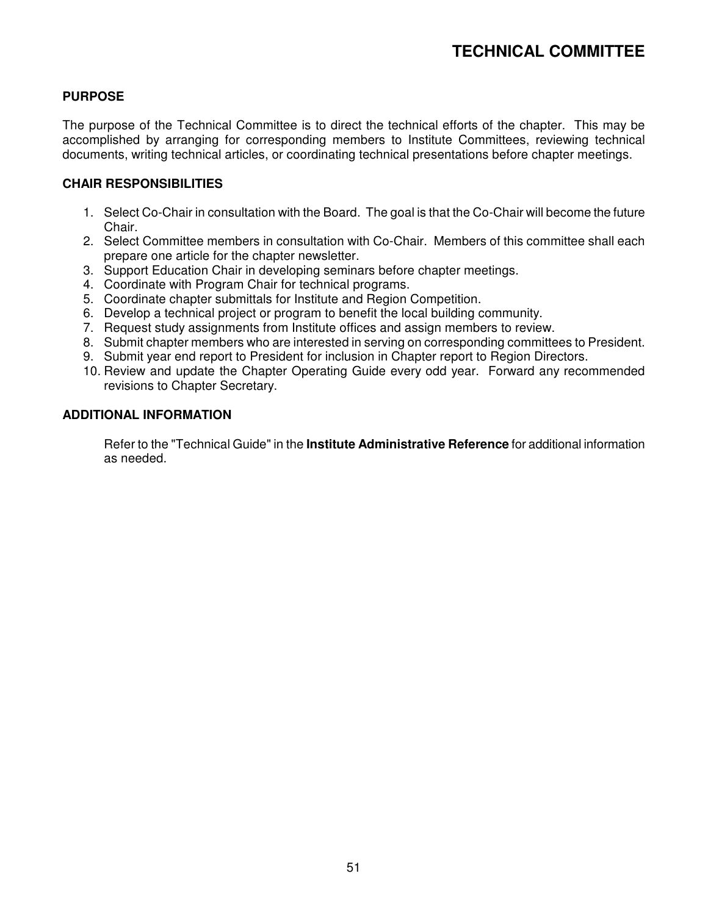# TECHNICAL COMMITTEE

## PURPOSE

The purpose of the Technical Committee is to direct the technical efforts of the chapter. This may be accomplished by arranging for corresponding members to Institute Committees, reviewing technical documents, writing technical articles, or coordinating technical presentations before chapter meetings.

## CHAIR RESPONSIBILITIES

1. Select Co-Chair in consultation with the Board. The goal is that the Co-Chair will become the future Chair.
2. Select Committee members in consultation with Co-Chair. Members of this committee shall each prepare one article for the chapter newsletter.
3. Support Education Chair in developing seminars before chapter meetings.
4. Coordinate with Program Chair for technical programs.
5. Coordinate chapter submittals for Institute and Region Competition.
6. Develop a technical project or program to benefit the local building community.
7. Request study assignments from Institute offices and assign members to review.
8. Submit chapter members who are interested in serving on corresponding committees to President.
9. Submit year end report to President for inclusion in Chapter report to Region Directors.
10. Review and update the Chapter Operating Guide every odd year. Forward any recommended revisions to Chapter Secretary.

## ADDITIONAL INFORMATION

Refer to the "Technical Guide" in the **Institute Administrative Reference** for additional information as needed.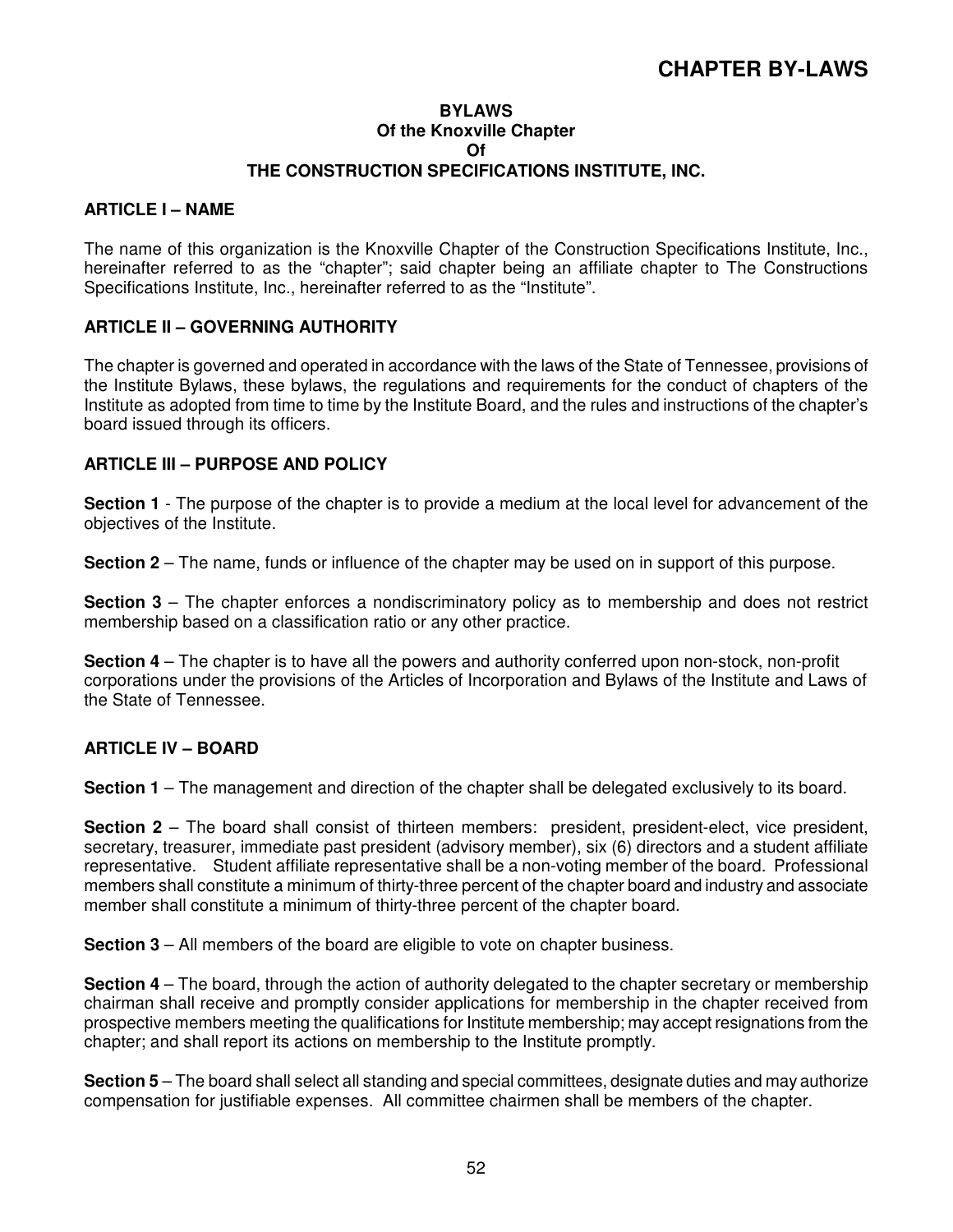# CHAPTER BY-LAWS

**BYLAWS**
**Of the Knoxville Chapter**
**Of**
**THE CONSTRUCTION SPECIFICATIONS INSTITUTE, INC.**

## ARTICLE I – NAME

The name of this organization is the Knoxville Chapter of the Construction Specifications Institute, Inc., hereinafter referred to as the "chapter"; said chapter being an affiliate chapter to The Constructions Specifications Institute, Inc., hereinafter referred to as the "Institute".

## ARTICLE II – GOVERNING AUTHORITY

The chapter is governed and operated in accordance with the laws of the State of Tennessee, provisions of the Institute Bylaws, these bylaws, the regulations and requirements for the conduct of chapters of the Institute as adopted from time to time by the Institute Board, and the rules and instructions of the chapter's board issued through its officers.

## ARTICLE III – PURPOSE AND POLICY

**Section 1** - The purpose of the chapter is to provide a medium at the local level for advancement of the objectives of the Institute.

**Section 2** – The name, funds or influence of the chapter may be used on in support of this purpose.

**Section 3** – The chapter enforces a nondiscriminatory policy as to membership and does not restrict membership based on a classification ratio or any other practice.

**Section 4** – The chapter is to have all the powers and authority conferred upon non-stock, non-profit corporations under the provisions of the Articles of Incorporation and Bylaws of the Institute and Laws of the State of Tennessee.

## ARTICLE IV – BOARD

**Section 1** – The management and direction of the chapter shall be delegated exclusively to its board.

**Section 2** – The board shall consist of thirteen members: president, president-elect, vice president, secretary, treasurer, immediate past president (advisory member), six (6) directors and a student affiliate representative. Student affiliate representative shall be a non-voting member of the board. Professional members shall constitute a minimum of thirty-three percent of the chapter board and industry and associate member shall constitute a minimum of thirty-three percent of the chapter board.

**Section 3** – All members of the board are eligible to vote on chapter business.

**Section 4** – The board, through the action of authority delegated to the chapter secretary or membership chairman shall receive and promptly consider applications for membership in the chapter received from prospective members meeting the qualifications for Institute membership; may accept resignations from the chapter; and shall report its actions on membership to the Institute promptly.

**Section 5** – The board shall select all standing and special committees, designate duties and may authorize compensation for justifiable expenses. All committee chairmen shall be members of the chapter.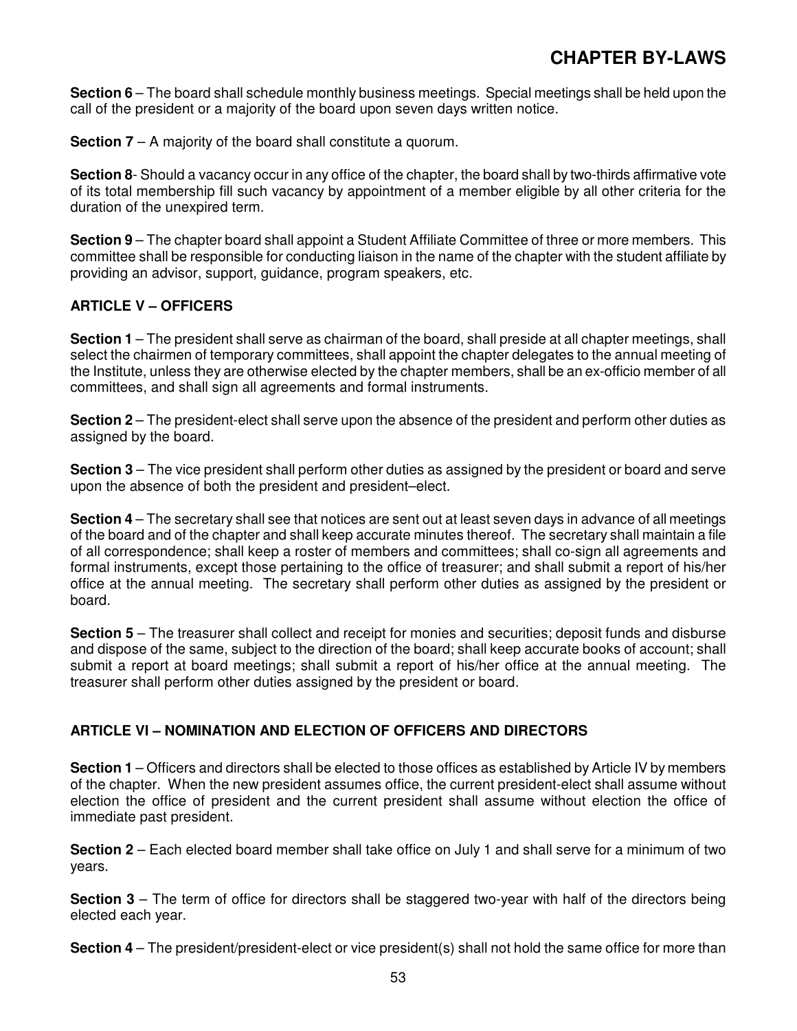**Section 6** – The board shall schedule monthly business meetings. Special meetings shall be held upon the call of the president or a majority of the board upon seven days written notice.

**Section 7** – A majority of the board shall constitute a quorum.

**Section 8**- Should a vacancy occur in any office of the chapter, the board shall by two-thirds affirmative vote of its total membership fill such vacancy by appointment of a member eligible by all other criteria for the duration of the unexpired term.

**Section 9** – The chapter board shall appoint a Student Affiliate Committee of three or more members. This committee shall be responsible for conducting liaison in the name of the chapter with the student affiliate by providing an advisor, support, guidance, program speakers, etc.

## ARTICLE V – OFFICERS

**Section 1** – The president shall serve as chairman of the board, shall preside at all chapter meetings, shall select the chairmen of temporary committees, shall appoint the chapter delegates to the annual meeting of the Institute, unless they are otherwise elected by the chapter members, shall be an ex-officio member of all committees, and shall sign all agreements and formal instruments.

**Section 2** – The president-elect shall serve upon the absence of the president and perform other duties as assigned by the board.

**Section 3** – The vice president shall perform other duties as assigned by the president or board and serve upon the absence of both the president and president–elect.

**Section 4** – The secretary shall see that notices are sent out at least seven days in advance of all meetings of the board and of the chapter and shall keep accurate minutes thereof. The secretary shall maintain a file of all correspondence; shall keep a roster of members and committees; shall co-sign all agreements and formal instruments, except those pertaining to the office of treasurer; and shall submit a report of his/her office at the annual meeting. The secretary shall perform other duties as assigned by the president or board.

**Section 5** – The treasurer shall collect and receipt for monies and securities; deposit funds and disburse and dispose of the same, subject to the direction of the board; shall keep accurate books of account; shall submit a report at board meetings; shall submit a report of his/her office at the annual meeting. The treasurer shall perform other duties assigned by the president or board.

## ARTICLE VI – NOMINATION AND ELECTION OF OFFICERS AND DIRECTORS

**Section 1** – Officers and directors shall be elected to those offices as established by Article IV by members of the chapter. When the new president assumes office, the current president-elect shall assume without election the office of president and the current president shall assume without election the office of immediate past president.

**Section 2** – Each elected board member shall take office on July 1 and shall serve for a minimum of two years.

**Section 3** – The term of office for directors shall be staggered two-year with half of the directors being elected each year.

**Section 4** – The president/president-elect or vice president(s) shall not hold the same office for more than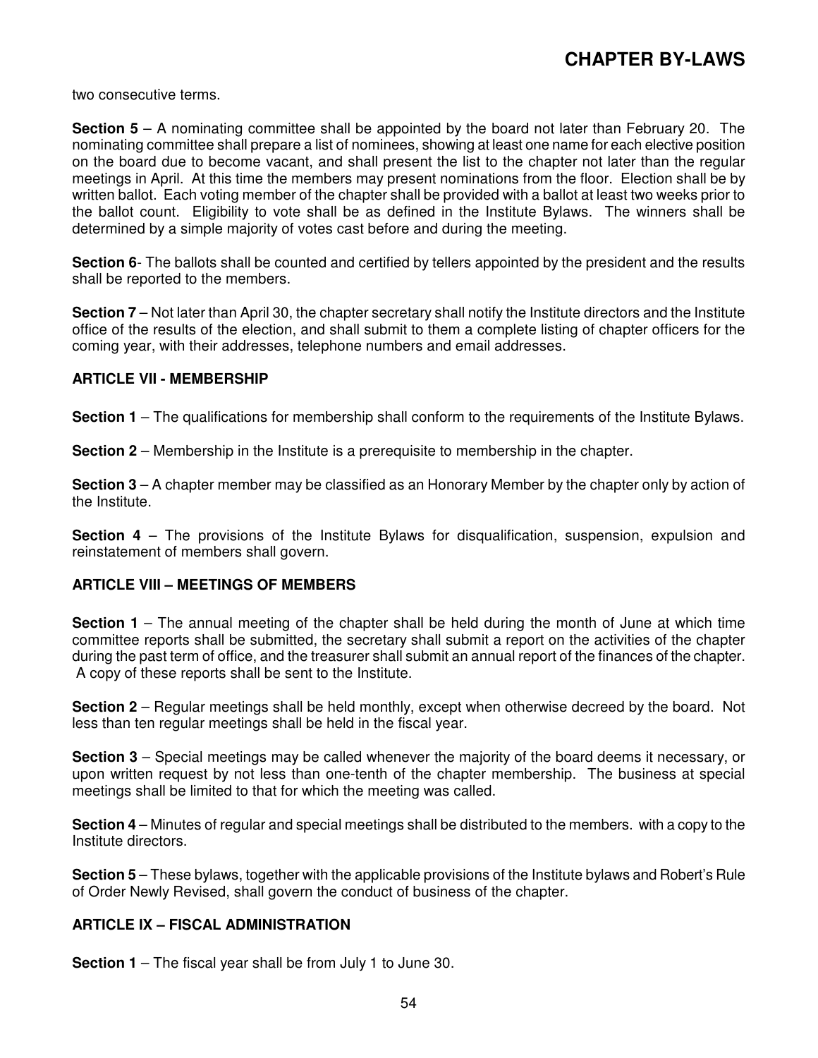two consecutive terms.

**Section 5** – A nominating committee shall be appointed by the board not later than February 20. The nominating committee shall prepare a list of nominees, showing at least one name for each elective position on the board due to become vacant, and shall present the list to the chapter not later than the regular meetings in April. At this time the members may present nominations from the floor. Election shall be by written ballot. Each voting member of the chapter shall be provided with a ballot at least two weeks prior to the ballot count. Eligibility to vote shall be as defined in the Institute Bylaws. The winners shall be determined by a simple majority of votes cast before and during the meeting.

**Section 6**- The ballots shall be counted and certified by tellers appointed by the president and the results shall be reported to the members.

**Section 7** – Not later than April 30, the chapter secretary shall notify the Institute directors and the Institute office of the results of the election, and shall submit to them a complete listing of chapter officers for the coming year, with their addresses, telephone numbers and email addresses.

### ARTICLE VII - MEMBERSHIP

**Section 1** – The qualifications for membership shall conform to the requirements of the Institute Bylaws.

**Section 2** – Membership in the Institute is a prerequisite to membership in the chapter.

**Section 3** – A chapter member may be classified as an Honorary Member by the chapter only by action of the Institute.

**Section 4** – The provisions of the Institute Bylaws for disqualification, suspension, expulsion and reinstatement of members shall govern.

### ARTICLE VIII – MEETINGS OF MEMBERS

**Section 1** – The annual meeting of the chapter shall be held during the month of June at which time committee reports shall be submitted, the secretary shall submit a report on the activities of the chapter during the past term of office, and the treasurer shall submit an annual report of the finances of the chapter. A copy of these reports shall be sent to the Institute.

**Section 2** – Regular meetings shall be held monthly, except when otherwise decreed by the board. Not less than ten regular meetings shall be held in the fiscal year.

**Section 3** – Special meetings may be called whenever the majority of the board deems it necessary, or upon written request by not less than one-tenth of the chapter membership. The business at special meetings shall be limited to that for which the meeting was called.

**Section 4** – Minutes of regular and special meetings shall be distributed to the members. with a copy to the Institute directors.

**Section 5** – These bylaws, together with the applicable provisions of the Institute bylaws and Robert's Rule of Order Newly Revised, shall govern the conduct of business of the chapter.

### ARTICLE IX – FISCAL ADMINISTRATION

**Section 1** – The fiscal year shall be from July 1 to June 30.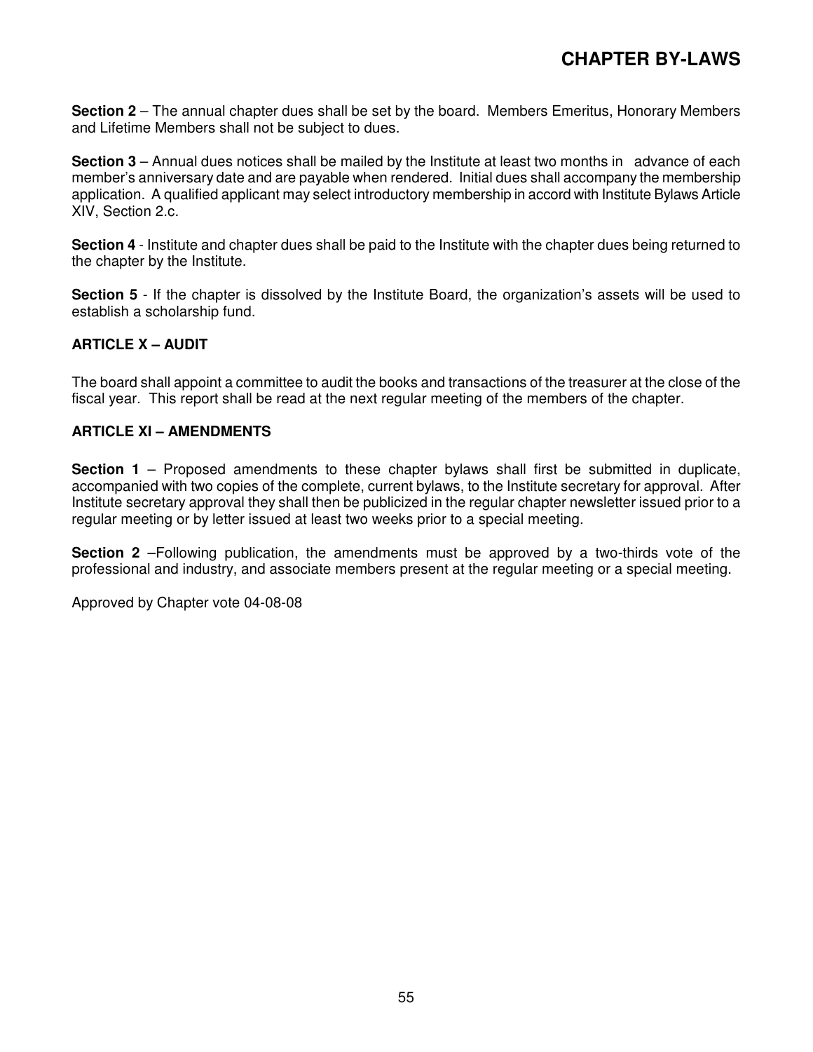**Section 2** – The annual chapter dues shall be set by the board. Members Emeritus, Honorary Members and Lifetime Members shall not be subject to dues.

**Section 3** – Annual dues notices shall be mailed by the Institute at least two months in advance of each member's anniversary date and are payable when rendered. Initial dues shall accompany the membership application. A qualified applicant may select introductory membership in accord with Institute Bylaws Article XIV, Section 2.c.

**Section 4** - Institute and chapter dues shall be paid to the Institute with the chapter dues being returned to the chapter by the Institute.

**Section 5** - If the chapter is dissolved by the Institute Board, the organization's assets will be used to establish a scholarship fund.

### ARTICLE X – AUDIT

The board shall appoint a committee to audit the books and transactions of the treasurer at the close of the fiscal year. This report shall be read at the next regular meeting of the members of the chapter.

### ARTICLE XI – AMENDMENTS

**Section 1** – Proposed amendments to these chapter bylaws shall first be submitted in duplicate, accompanied with two copies of the complete, current bylaws, to the Institute secretary for approval. After Institute secretary approval they shall then be publicized in the regular chapter newsletter issued prior to a regular meeting or by letter issued at least two weeks prior to a special meeting.

**Section 2** –Following publication, the amendments must be approved by a two-thirds vote of the professional and industry, and associate members present at the regular meeting or a special meeting.

Approved by Chapter vote 04-08-08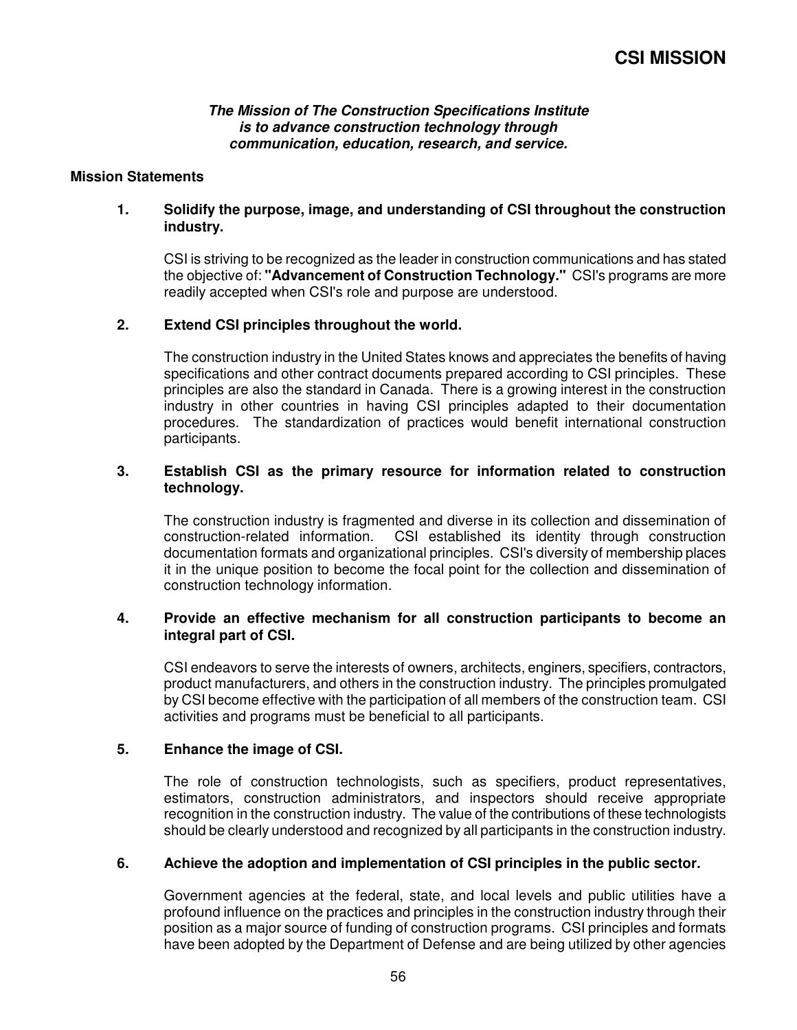# CSI MISSION

***The Mission of The Construction Specifications Institute is to advance construction technology through communication, education, research, and service.***

## Mission Statements

### 1. Solidify the purpose, image, and understanding of CSI throughout the construction industry.

CSI is striving to be recognized as the leader in construction communications and has stated the objective of: **"Advancement of Construction Technology."** CSI's programs are more readily accepted when CSI's role and purpose are understood.

### 2. Extend CSI principles throughout the world.

The construction industry in the United States knows and appreciates the benefits of having specifications and other contract documents prepared according to CSI principles. These principles are also the standard in Canada. There is a growing interest in the construction industry in other countries in having CSI principles adapted to their documentation procedures. The standardization of practices would benefit international construction participants.

### 3. Establish CSI as the primary resource for information related to construction technology.

The construction industry is fragmented and diverse in its collection and dissemination of construction-related information. CSI established its identity through construction documentation formats and organizational principles. CSI's diversity of membership places it in the unique position to become the focal point for the collection and dissemination of construction technology information.

### 4. Provide an effective mechanism for all construction participants to become an integral part of CSI.

CSI endeavors to serve the interests of owners, architects, enginers, specifiers, contractors, product manufacturers, and others in the construction industry. The principles promulgated by CSI become effective with the participation of all members of the construction team. CSI activities and programs must be beneficial to all participants.

### 5. Enhance the image of CSI.

The role of construction technologists, such as specifiers, product representatives, estimators, construction administrators, and inspectors should receive appropriate recognition in the construction industry. The value of the contributions of these technologists should be clearly understood and recognized by all participants in the construction industry.

### 6. Achieve the adoption and implementation of CSI principles in the public sector.

Government agencies at the federal, state, and local levels and public utilities have a profound influence on the practices and principles in the construction industry through their position as a major source of funding of construction programs. CSI principles and formats have been adopted by the Department of Defense and are being utilized by other agencies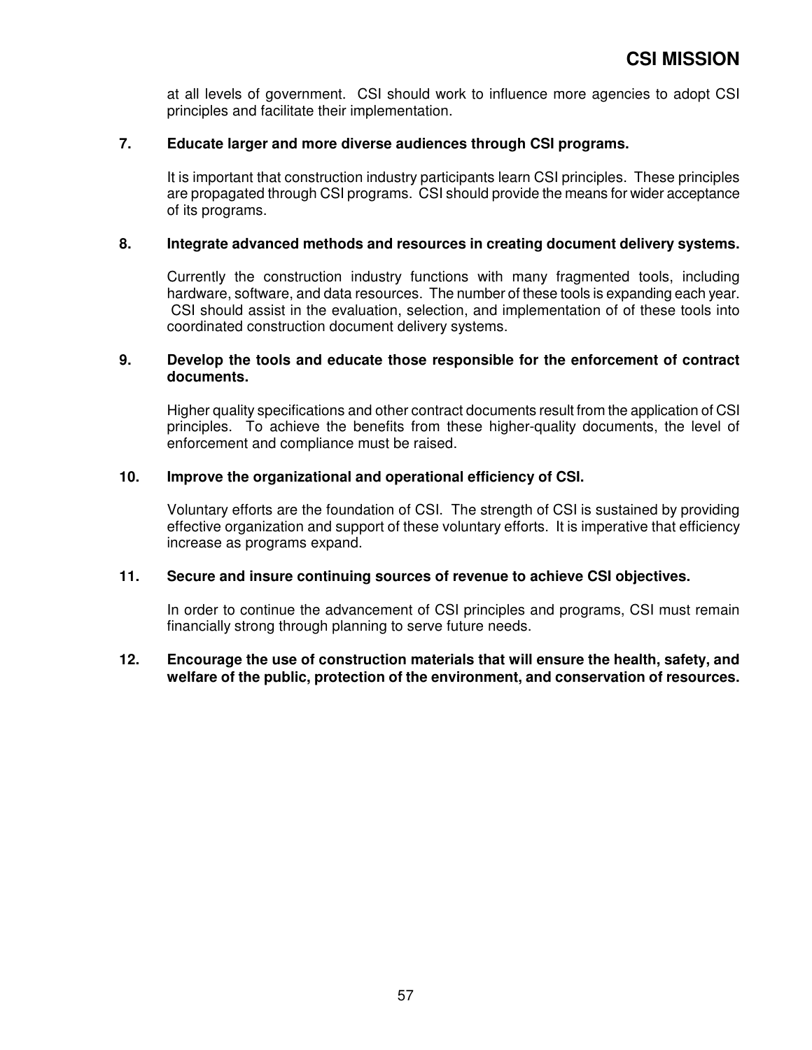at all levels of government. CSI should work to influence more agencies to adopt CSI principles and facilitate their implementation.

**7. Educate larger and more diverse audiences through CSI programs.**

It is important that construction industry participants learn CSI principles. These principles are propagated through CSI programs. CSI should provide the means for wider acceptance of its programs.

**8. Integrate advanced methods and resources in creating document delivery systems.**

Currently the construction industry functions with many fragmented tools, including hardware, software, and data resources. The number of these tools is expanding each year. CSI should assist in the evaluation, selection, and implementation of of these tools into coordinated construction document delivery systems.

**9. Develop the tools and educate those responsible for the enforcement of contract documents.**

Higher quality specifications and other contract documents result from the application of CSI principles. To achieve the benefits from these higher-quality documents, the level of enforcement and compliance must be raised.

**10. Improve the organizational and operational efficiency of CSI.**

Voluntary efforts are the foundation of CSI. The strength of CSI is sustained by providing effective organization and support of these voluntary efforts. It is imperative that efficiency increase as programs expand.

**11. Secure and insure continuing sources of revenue to achieve CSI objectives.**

In order to continue the advancement of CSI principles and programs, CSI must remain financially strong through planning to serve future needs.

**12. Encourage the use of construction materials that will ensure the health, safety, and welfare of the public, protection of the environment, and conservation of resources.**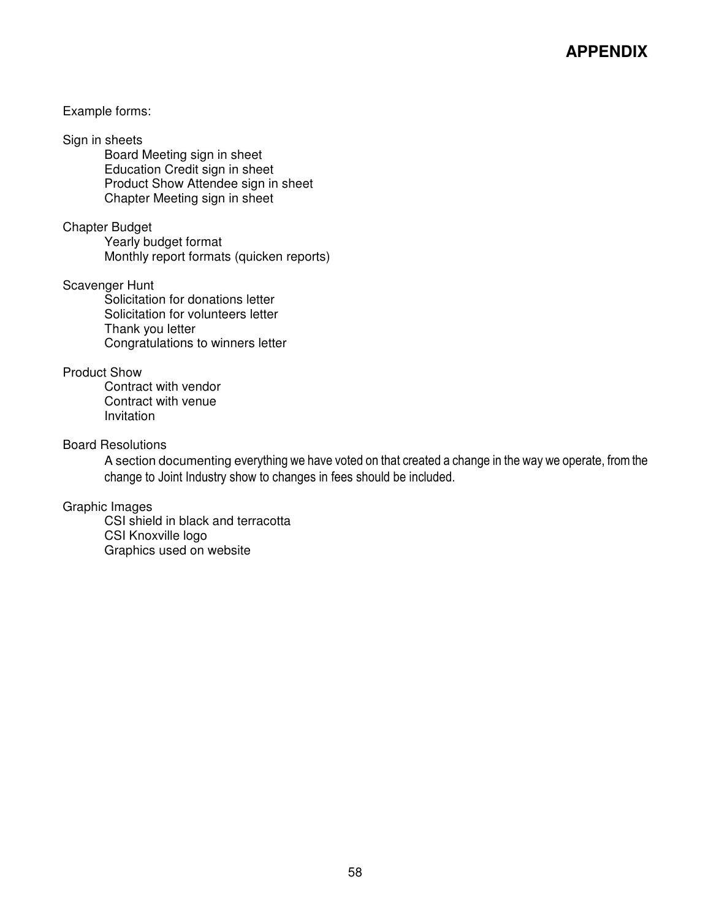# APPENDIX

Example forms:

Sign in sheets
- Board Meeting sign in sheet
- Education Credit sign in sheet
- Product Show Attendee sign in sheet
- Chapter Meeting sign in sheet

Chapter Budget
- Yearly budget format
- Monthly report formats (quicken reports)

Scavenger Hunt
- Solicitation for donations letter
- Solicitation for volunteers letter
- Thank you letter
- Congratulations to winners letter

Product Show
- Contract with vendor
- Contract with venue
- Invitation

Board Resolutions
- A section documenting everything we have voted on that created a change in the way we operate, from the change to Joint Industry show to changes in fees should be included.

Graphic Images
- CSI shield in black and terracotta
- CSI Knoxville logo
- Graphics used on website